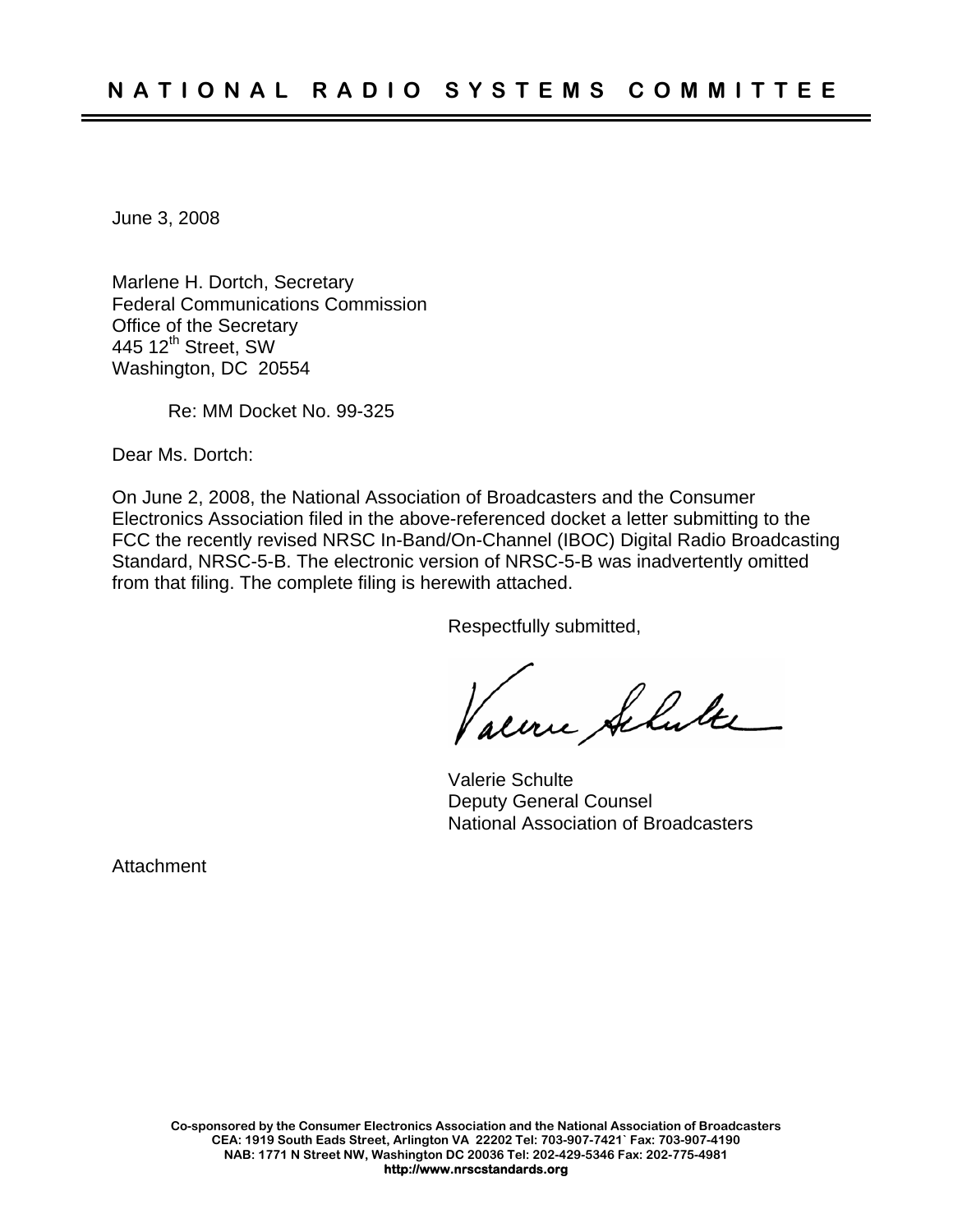# NATIONAL RADIO SYSTEMS COMMITTEE

June 3, 2008

Marlene H. Dortch, Secretary
Federal Communications Commission
Office of the Secretary
445 12th Street, SW
Washington, DC 20554

Re: MM Docket No. 99-325

Dear Ms. Dortch:

On June 2, 2008, the National Association of Broadcasters and the Consumer Electronics Association filed in the above-referenced docket a letter submitting to the FCC the recently revised NRSC In-Band/On-Channel (IBOC) Digital Radio Broadcasting Standard, NRSC-5-B. The electronic version of NRSC-5-B was inadvertently omitted from that filing. The complete filing is herewith attached.

Respectfully submitted,

Valerie Schulte
Deputy General Counsel
National Association of Broadcasters

Attachment

**Co-sponsored by the Consumer Electronics Association and the National Association of Broadcasters**
**CEA: 1919 South Eads Street, Arlington VA 22202 Tel: 703-907-7421` Fax: 703-907-4190**
**NAB: 1771 N Street NW, Washington DC 20036 Tel: 202-429-5346 Fax: 202-775-4981**
**http://www.nrscstandards.org**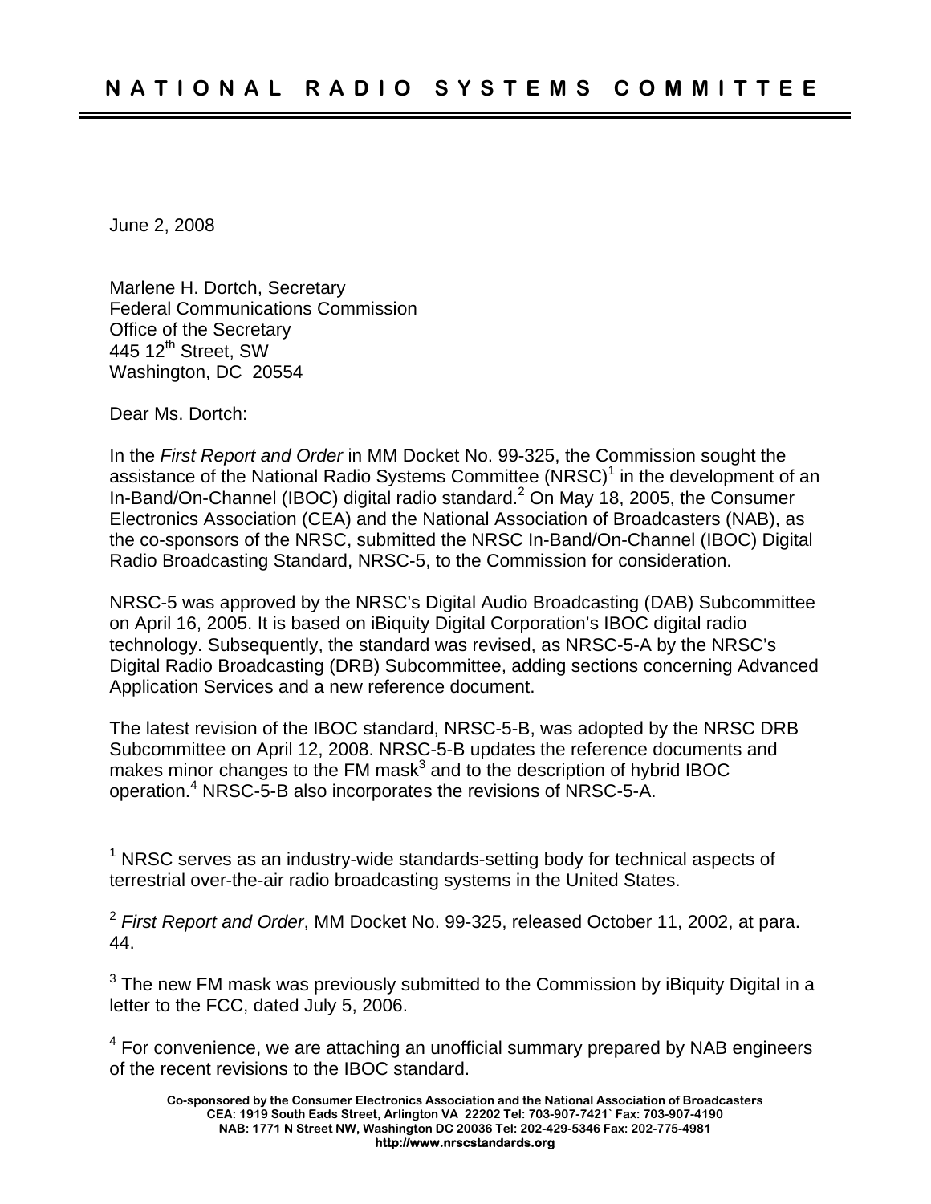# NATIONAL RADIO SYSTEMS COMMITTEE

June 2, 2008

Marlene H. Dortch, Secretary
Federal Communications Commission
Office of the Secretary
445 12th Street, SW
Washington, DC 20554

Dear Ms. Dortch:

In the *First Report and Order* in MM Docket No. 99-325, the Commission sought the assistance of the National Radio Systems Committee (NRSC)[1] in the development of an In-Band/On-Channel (IBOC) digital radio standard.[2] On May 18, 2005, the Consumer Electronics Association (CEA) and the National Association of Broadcasters (NAB), as the co-sponsors of the NRSC, submitted the NRSC In-Band/On-Channel (IBOC) Digital Radio Broadcasting Standard, NRSC-5, to the Commission for consideration.

NRSC-5 was approved by the NRSC's Digital Audio Broadcasting (DAB) Subcommittee on April 16, 2005. It is based on iBiquity Digital Corporation's IBOC digital radio technology. Subsequently, the standard was revised, as NRSC-5-A by the NRSC's Digital Radio Broadcasting (DRB) Subcommittee, adding sections concerning Advanced Application Services and a new reference document.

The latest revision of the IBOC standard, NRSC-5-B, was adopted by the NRSC DRB Subcommittee on April 12, 2008. NRSC-5-B updates the reference documents and makes minor changes to the FM mask[3] and to the description of hybrid IBOC operation.[4] NRSC-5-B also incorporates the revisions of NRSC-5-A.

---

[1] NRSC serves as an industry-wide standards-setting body for technical aspects of terrestrial over-the-air radio broadcasting systems in the United States.

[2] *First Report and Order*, MM Docket No. 99-325, released October 11, 2002, at para. 44.

[3] The new FM mask was previously submitted to the Commission by iBiquity Digital in a letter to the FCC, dated July 5, 2006.

[4] For convenience, we are attaching an unofficial summary prepared by NAB engineers of the recent revisions to the IBOC standard.

**Co-sponsored by the Consumer Electronics Association and the National Association of Broadcasters**
**CEA: 1919 South Eads Street, Arlington VA 22202 Tel: 703-907-7421` Fax: 703-907-4190**
**NAB: 1771 N Street NW, Washington DC 20036 Tel: 202-429-5346 Fax: 202-775-4981**
**http://www.nrscstandards.org**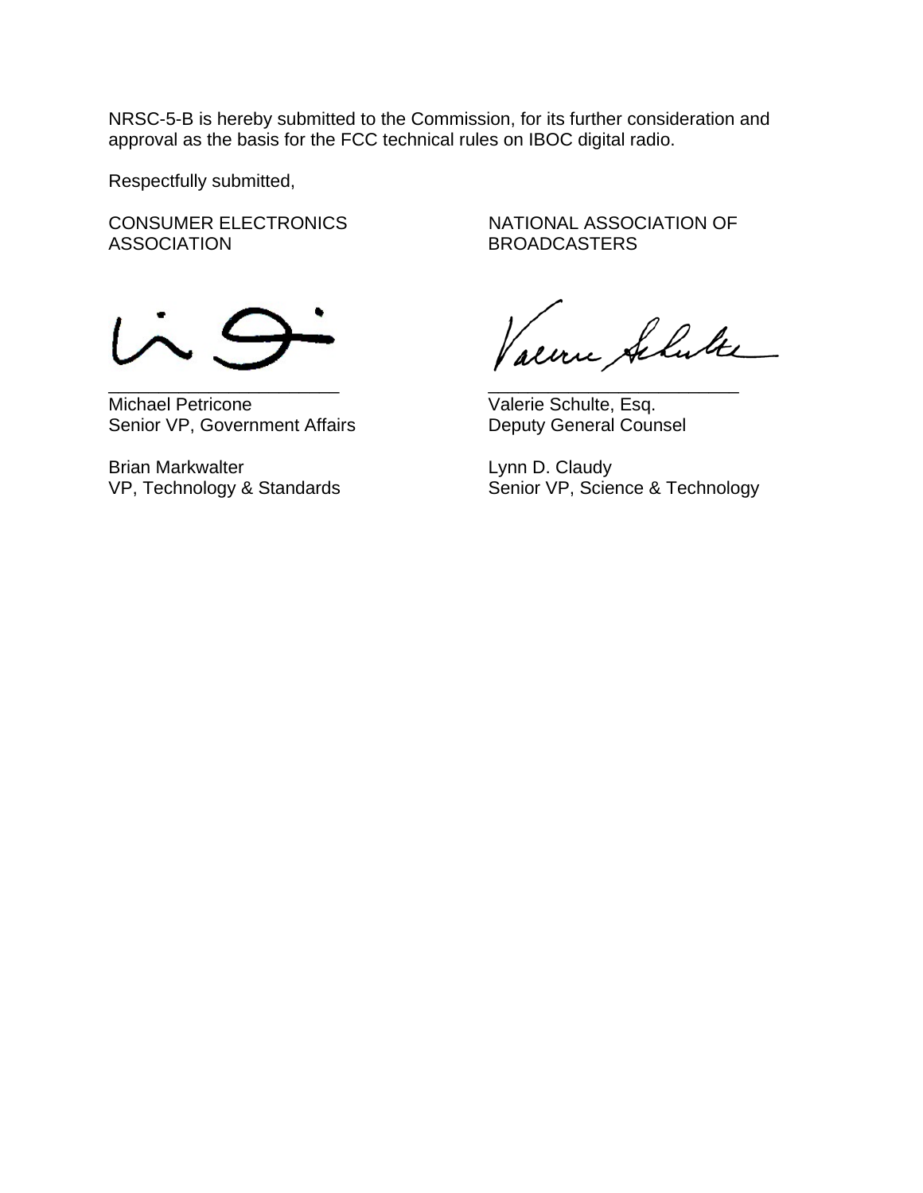NRSC-5-B is hereby submitted to the Commission, for its further consideration and approval as the basis for the FCC technical rules on IBOC digital radio.

Respectfully submitted,

CONSUMER ELECTRONICS ASSOCIATION

\_\_\_\_\_\_\_\_\_\_\_\_\_\_\_\_\_\_\_\_\_\_\_\_

Michael Petricone
Senior VP, Government Affairs

Brian Markwalter
VP, Technology & Standards

NATIONAL ASSOCIATION OF BROADCASTERS

\_\_\_\_\_\_\_\_\_\_\_\_\_\_\_\_\_\_\_\_\_\_\_\_

Valerie Schulte, Esq.
Deputy General Counsel

Lynn D. Claudy
Senior VP, Science & Technology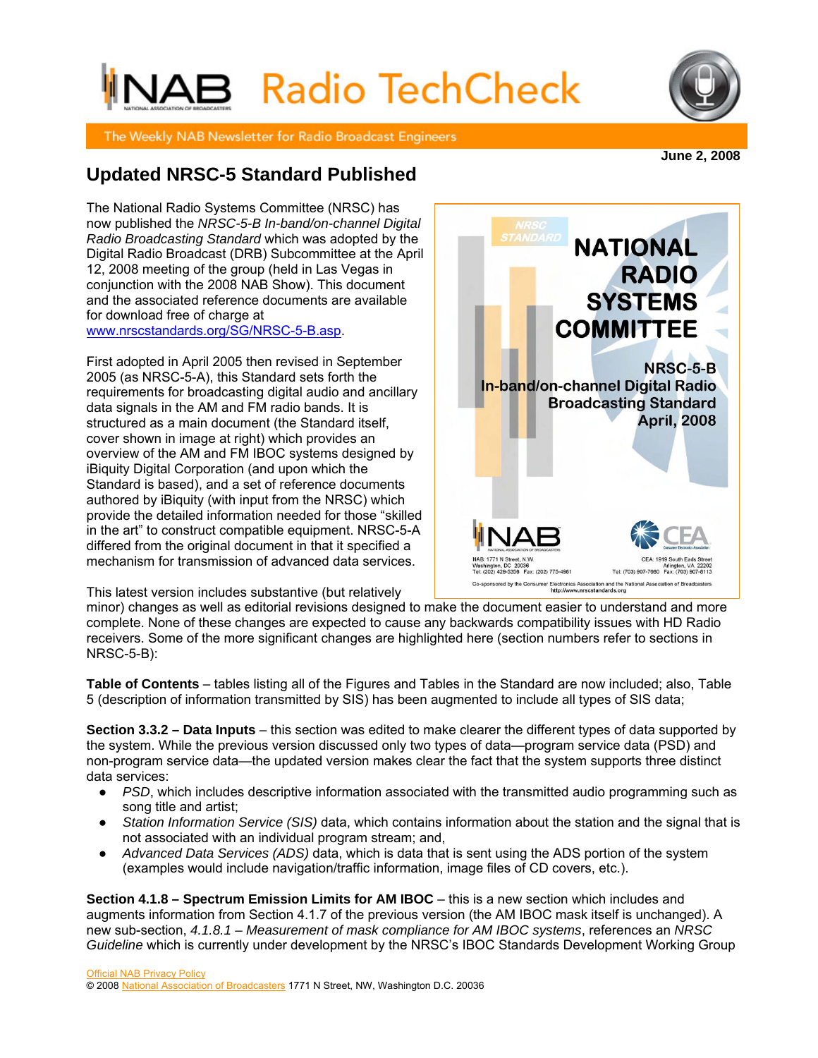# NAB Radio TechCheck

The Weekly NAB Newsletter for Radio Broadcast Engineers

**June 2, 2008**

## Updated NRSC-5 Standard Published

The National Radio Systems Committee (NRSC) has now published the *NRSC-5-B In-band/on-channel Digital Radio Broadcasting Standard* which was adopted by the Digital Radio Broadcast (DRB) Subcommittee at the April 12, 2008 meeting of the group (held in Las Vegas in conjunction with the 2008 NAB Show). This document and the associated reference documents are available for download free of charge at www.nrscstandards.org/SG/NRSC-5-B.asp.

First adopted in April 2005 then revised in September 2005 (as NRSC-5-A), this Standard sets forth the requirements for broadcasting digital audio and ancillary data signals in the AM and FM radio bands. It is structured as a main document (the Standard itself, cover shown in image at right) which provides an overview of the AM and FM IBOC systems designed by iBiquity Digital Corporation (and upon which the Standard is based), and a set of reference documents authored by iBiquity (with input from the NRSC) which provide the detailed information needed for those "skilled in the art" to construct compatible equipment. NRSC-5-A differed from the original document in that it specified a mechanism for transmission of advanced data services.

NRSC STANDARD

NATIONAL RADIO SYSTEMS COMMITTEE

NRSC-5-B
In-band/on-channel Digital Radio Broadcasting Standard
April, 2008

NAB: 1771 N Street, N.W. Washington, DC 20036 Tel: (202) 429-5356 Fax: (202) 775-4981

CEA: 1919 South Eads Street Arlington, VA 22202 Tel: (703) 907-7660 Fax: (703) 907-8113

Co-sponsored by the Consumer Electronics Association and the National Association of Broadcasters
http://www.nrscstandards.org

This latest version includes substantive (but relatively minor) changes as well as editorial revisions designed to make the document easier to understand and more complete. None of these changes are expected to cause any backwards compatibility issues with HD Radio receivers. Some of the more significant changes are highlighted here (section numbers refer to sections in NRSC-5-B):

**Table of Contents** – tables listing all of the Figures and Tables in the Standard are now included; also, Table 5 (description of information transmitted by SIS) has been augmented to include all types of SIS data;

**Section 3.3.2 – Data Inputs** – this section was edited to make clearer the different types of data supported by the system. While the previous version discussed only two types of data—program service data (PSD) and non-program service data—the updated version makes clear the fact that the system supports three distinct data services:

- *PSD*, which includes descriptive information associated with the transmitted audio programming such as song title and artist;
- *Station Information Service (SIS)* data, which contains information about the station and the signal that is not associated with an individual program stream; and,
- *Advanced Data Services (ADS)* data, which is data that is sent using the ADS portion of the system (examples would include navigation/traffic information, image files of CD covers, etc.).

**Section 4.1.8 – Spectrum Emission Limits for AM IBOC** – this is a new section which includes and augments information from Section 4.1.7 of the previous version (the AM IBOC mask itself is unchanged). A new sub-section, *4.1.8.1 – Measurement of mask compliance for AM IBOC systems*, references an *NRSC Guideline* which is currently under development by the NRSC's IBOC Standards Development Working Group

Official NAB Privacy Policy
© 2008 National Association of Broadcasters 1771 N Street, NW, Washington D.C. 20036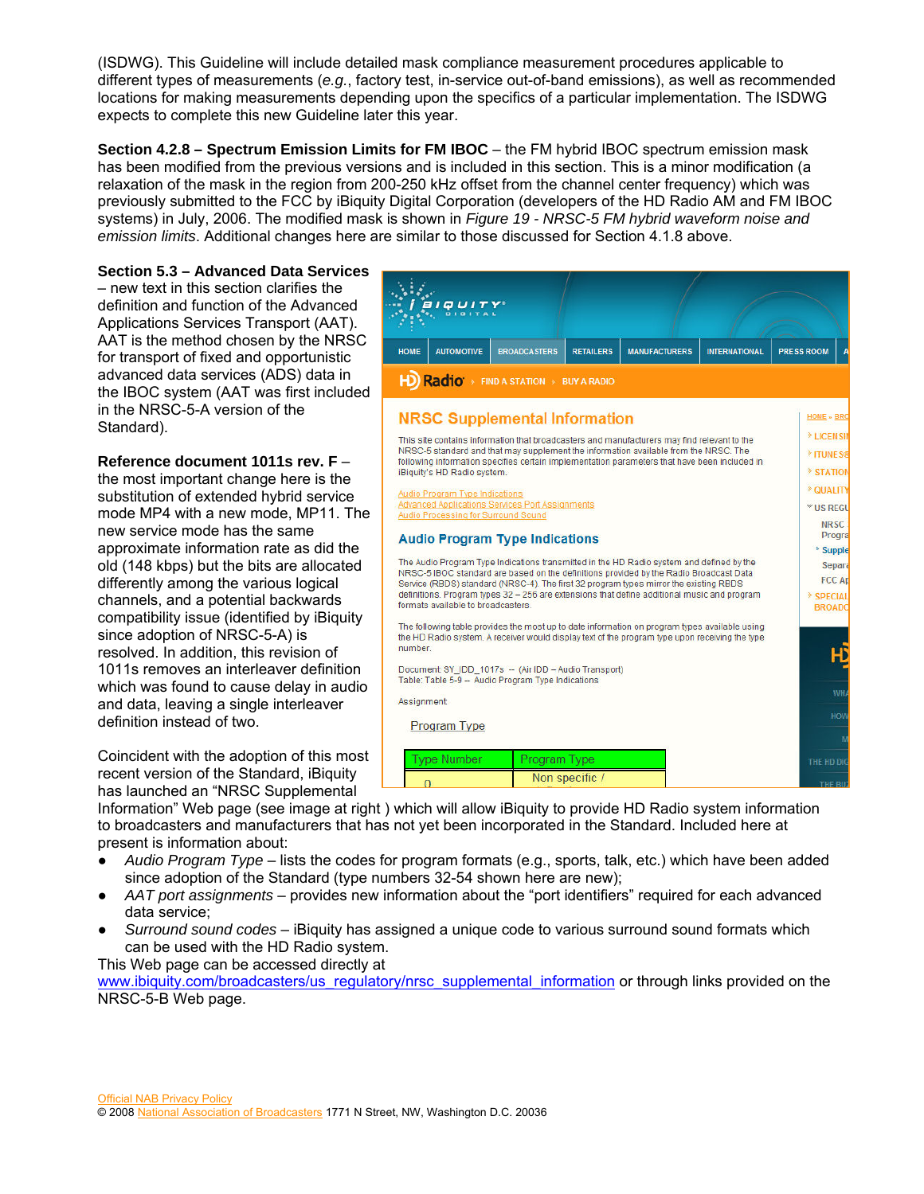(ISDWG). This Guideline will include detailed mask compliance measurement procedures applicable to different types of measurements (*e.g.*, factory test, in-service out-of-band emissions), as well as recommended locations for making measurements depending upon the specifics of a particular implementation. The ISDWG expects to complete this new Guideline later this year.

**Section 4.2.8 – Spectrum Emission Limits for FM IBOC** – the FM hybrid IBOC spectrum emission mask has been modified from the previous versions and is included in this section. This is a minor modification (a relaxation of the mask in the region from 200-250 kHz offset from the channel center frequency) which was previously submitted to the FCC by iBiquity Digital Corporation (developers of the HD Radio AM and FM IBOC systems) in July, 2006. The modified mask is shown in *Figure 19 - NRSC-5 FM hybrid waveform noise and emission limits*. Additional changes here are similar to those discussed for Section 4.1.8 above.

**Section 5.3 – Advanced Data Services** – new text in this section clarifies the definition and function of the Advanced Applications Services Transport (AAT). AAT is the method chosen by the NRSC for transport of fixed and opportunistic advanced data services (ADS) data in the IBOC system (AAT was first included in the NRSC-5-A version of the Standard).

**Reference document 1011s rev. F** – the most important change here is the substitution of extended hybrid service mode MP4 with a new mode, MP11. The new service mode has the same approximate information rate as did the old (148 kbps) but the bits are allocated differently among the various logical channels, and a potential backwards compatibility issue (identified by iBiquity since adoption of NRSC-5-A) is resolved. In addition, this revision of 1011s removes an interleaver definition which was found to cause delay in audio and data, leaving a single interleaver definition instead of two.

Coincident with the adoption of this most recent version of the Standard, iBiquity has launched an "NRSC Supplemental Information" Web page (see image at right ) which will allow iBiquity to provide HD Radio system information to broadcasters and manufacturers that has not yet been incorporated in the Standard. Included here at present is information about:

- *Audio Program Type* – lists the codes for program formats (e.g., sports, talk, etc.) which have been added since adoption of the Standard (type numbers 32-54 shown here are new);
- *AAT port assignments* – provides new information about the "port identifiers" required for each advanced data service;
- *Surround sound codes* – iBiquity has assigned a unique code to various surround sound formats which can be used with the HD Radio system.

This Web page can be accessed directly at www.ibiquity.com/broadcasters/us_regulatory/nrsc_supplemental_information or through links provided on the NRSC-5-B Web page.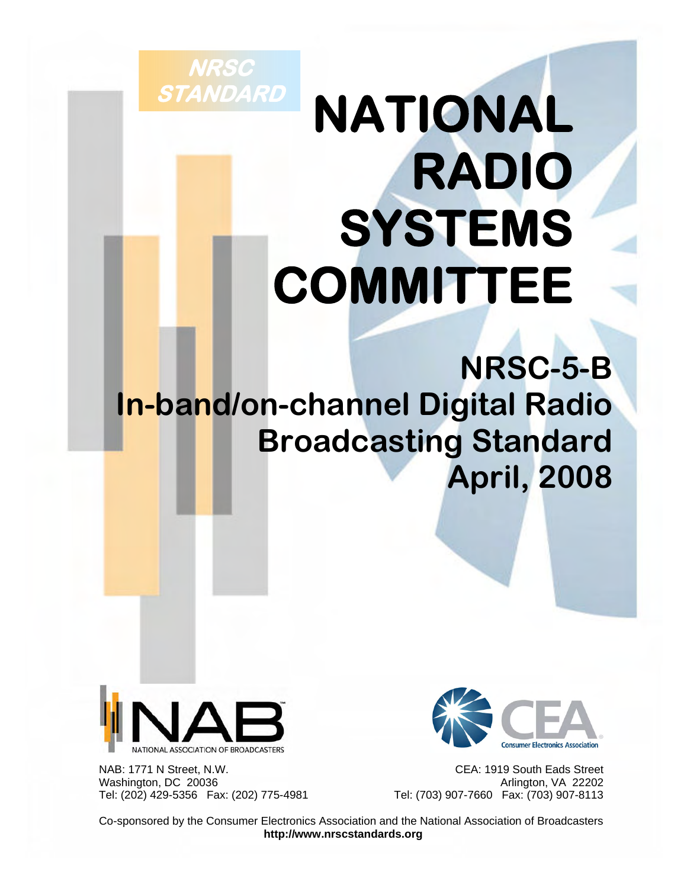NRSC STANDARD

# NATIONAL RADIO SYSTEMS COMMITTEE

## NRSC-5-B
## In-band/on-channel Digital Radio Broadcasting Standard
## April, 2008

NAB: 1771 N Street, N.W.
Washington, DC 20036
Tel: (202) 429-5356 Fax: (202) 775-4981

CEA: 1919 South Eads Street
Arlington, VA 22202
Tel: (703) 907-7660 Fax: (703) 907-8113

Co-sponsored by the Consumer Electronics Association and the National Association of Broadcasters
**http://www.nrscstandards.org**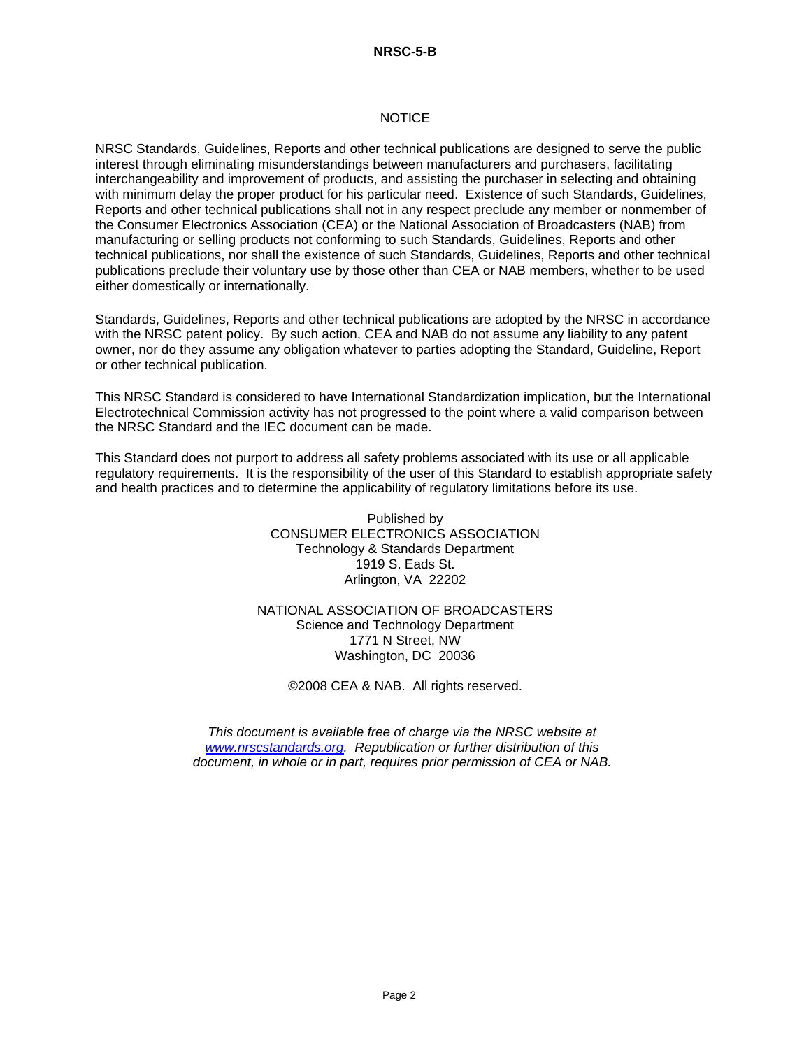## NOTICE

NRSC Standards, Guidelines, Reports and other technical publications are designed to serve the public interest through eliminating misunderstandings between manufacturers and purchasers, facilitating interchangeability and improvement of products, and assisting the purchaser in selecting and obtaining with minimum delay the proper product for his particular need. Existence of such Standards, Guidelines, Reports and other technical publications shall not in any respect preclude any member or nonmember of the Consumer Electronics Association (CEA) or the National Association of Broadcasters (NAB) from manufacturing or selling products not conforming to such Standards, Guidelines, Reports and other technical publications, nor shall the existence of such Standards, Guidelines, Reports and other technical publications preclude their voluntary use by those other than CEA or NAB members, whether to be used either domestically or internationally.

Standards, Guidelines, Reports and other technical publications are adopted by the NRSC in accordance with the NRSC patent policy. By such action, CEA and NAB do not assume any liability to any patent owner, nor do they assume any obligation whatever to parties adopting the Standard, Guideline, Report or other technical publication.

This NRSC Standard is considered to have International Standardization implication, but the International Electrotechnical Commission activity has not progressed to the point where a valid comparison between the NRSC Standard and the IEC document can be made.

This Standard does not purport to address all safety problems associated with its use or all applicable regulatory requirements. It is the responsibility of the user of this Standard to establish appropriate safety and health practices and to determine the applicability of regulatory limitations before its use.

Published by
CONSUMER ELECTRONICS ASSOCIATION
Technology & Standards Department
1919 S. Eads St.
Arlington, VA 22202

NATIONAL ASSOCIATION OF BROADCASTERS
Science and Technology Department
1771 N Street, NW
Washington, DC 20036

©2008 CEA & NAB. All rights reserved.

*This document is available free of charge via the NRSC website at [www.nrscstandards.org](http://www.nrscstandards.org). Republication or further distribution of this document, in whole or in part, requires prior permission of CEA or NAB.*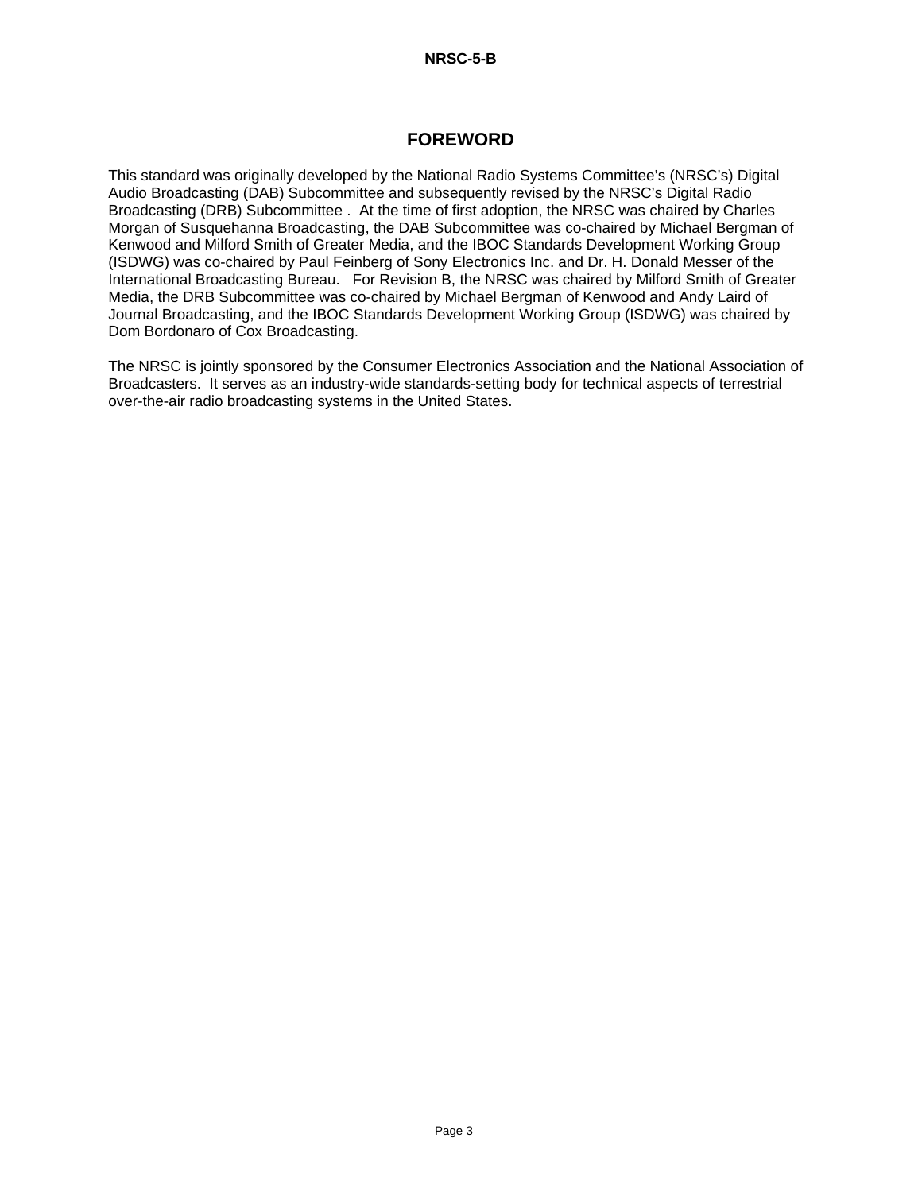# FOREWORD

This standard was originally developed by the National Radio Systems Committee's (NRSC's) Digital Audio Broadcasting (DAB) Subcommittee and subsequently revised by the NRSC's Digital Radio Broadcasting (DRB) Subcommittee . At the time of first adoption, the NRSC was chaired by Charles Morgan of Susquehanna Broadcasting, the DAB Subcommittee was co-chaired by Michael Bergman of Kenwood and Milford Smith of Greater Media, and the IBOC Standards Development Working Group (ISDWG) was co-chaired by Paul Feinberg of Sony Electronics Inc. and Dr. H. Donald Messer of the International Broadcasting Bureau. For Revision B, the NRSC was chaired by Milford Smith of Greater Media, the DRB Subcommittee was co-chaired by Michael Bergman of Kenwood and Andy Laird of Journal Broadcasting, and the IBOC Standards Development Working Group (ISDWG) was chaired by Dom Bordonaro of Cox Broadcasting.

The NRSC is jointly sponsored by the Consumer Electronics Association and the National Association of Broadcasters. It serves as an industry-wide standards-setting body for technical aspects of terrestrial over-the-air radio broadcasting systems in the United States.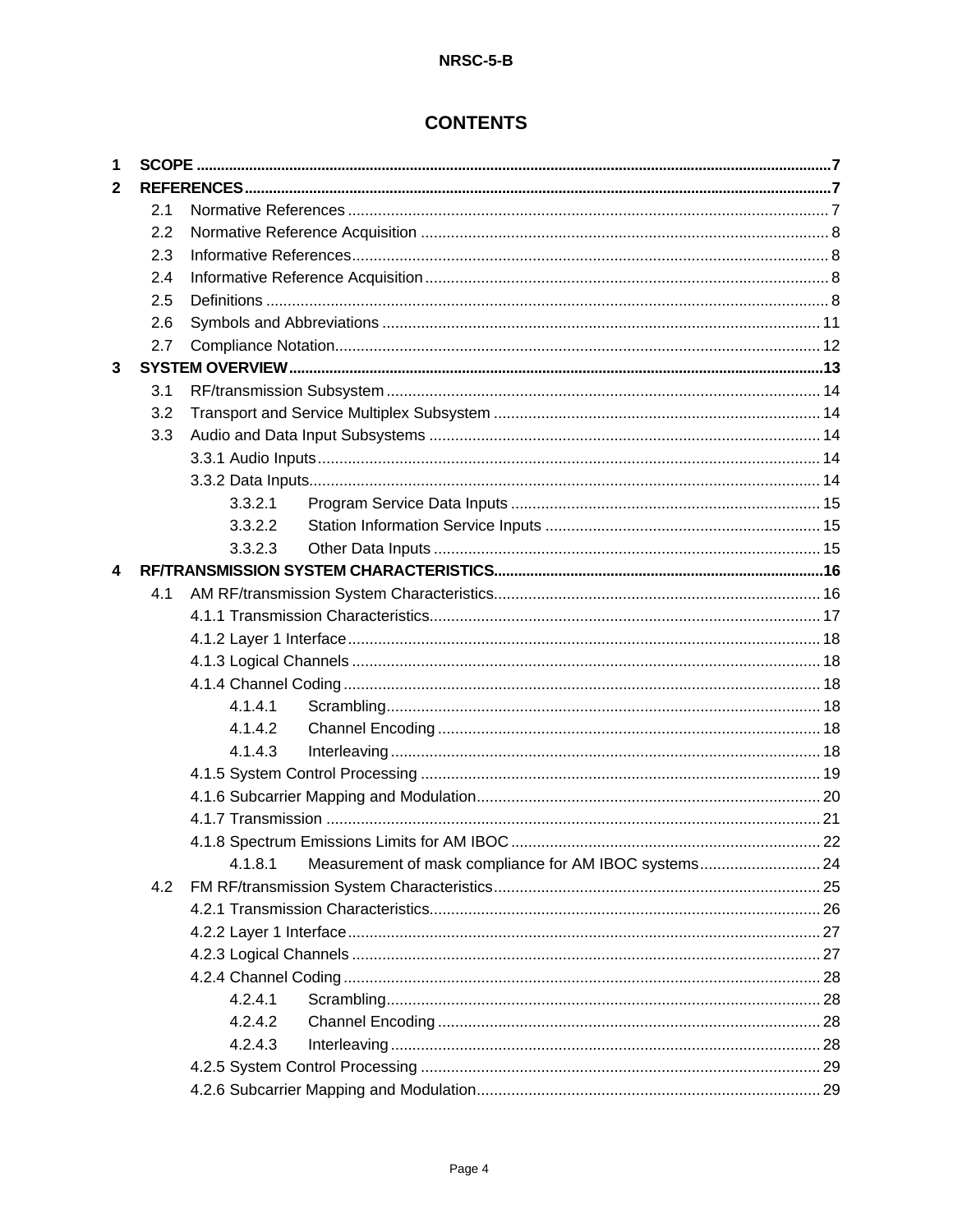# CONTENTS

**1 SCOPE** .......... **7**

**2 REFERENCES** .......... **7**

- 2.1 Normative References .......... 7
- 2.2 Normative Reference Acquisition .......... 8
- 2.3 Informative References .......... 8
- 2.4 Informative Reference Acquisition .......... 8
- 2.5 Definitions .......... 8
- 2.6 Symbols and Abbreviations .......... 11
- 2.7 Compliance Notation .......... 12

**3 SYSTEM OVERVIEW** .......... **13**

- 3.1 RF/transmission Subsystem .......... 14
- 3.2 Transport and Service Multiplex Subsystem .......... 14
- 3.3 Audio and Data Input Subsystems .......... 14
  - 3.3.1 Audio Inputs .......... 14
  - 3.3.2 Data Inputs .......... 14
    - 3.3.2.1 Program Service Data Inputs .......... 15
    - 3.3.2.2 Station Information Service Inputs .......... 15
    - 3.3.2.3 Other Data Inputs .......... 15

**4 RF/TRANSMISSION SYSTEM CHARACTERISTICS** .......... **16**

- 4.1 AM RF/transmission System Characteristics .......... 16
  - 4.1.1 Transmission Characteristics .......... 17
  - 4.1.2 Layer 1 Interface .......... 18
  - 4.1.3 Logical Channels .......... 18
  - 4.1.4 Channel Coding .......... 18
    - 4.1.4.1 Scrambling .......... 18
    - 4.1.4.2 Channel Encoding .......... 18
    - 4.1.4.3 Interleaving .......... 18
  - 4.1.5 System Control Processing .......... 19
  - 4.1.6 Subcarrier Mapping and Modulation .......... 20
  - 4.1.7 Transmission .......... 21
  - 4.1.8 Spectrum Emissions Limits for AM IBOC .......... 22
    - 4.1.8.1 Measurement of mask compliance for AM IBOC systems .......... 24
- 4.2 FM RF/transmission System Characteristics .......... 25
  - 4.2.1 Transmission Characteristics .......... 26
  - 4.2.2 Layer 1 Interface .......... 27
  - 4.2.3 Logical Channels .......... 27
  - 4.2.4 Channel Coding .......... 28
    - 4.2.4.1 Scrambling .......... 28
    - 4.2.4.2 Channel Encoding .......... 28
    - 4.2.4.3 Interleaving .......... 28
  - 4.2.5 System Control Processing .......... 29
  - 4.2.6 Subcarrier Mapping and Modulation .......... 29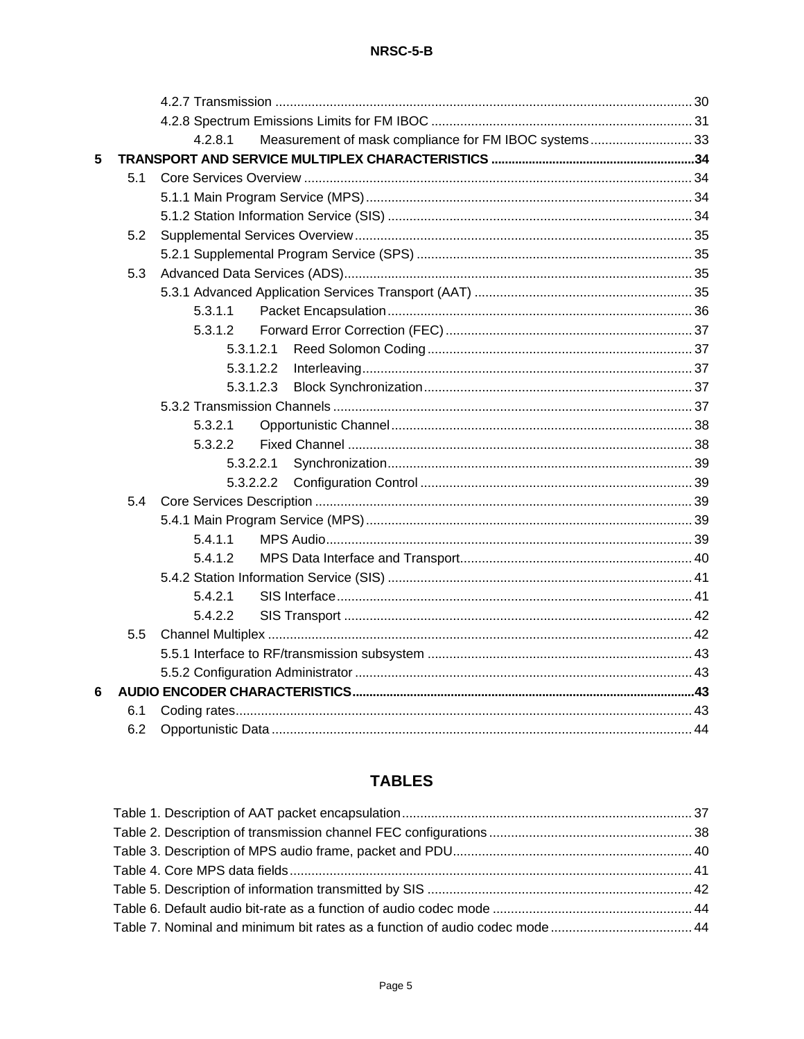4.2.7 Transmission ........................................................................................................... 30

4.2.8 Spectrum Emissions Limits for FM IBOC ........................................................................ 31

4.2.8.1 Measurement of mask compliance for FM IBOC systems ............................ 33

**5 TRANSPORT AND SERVICE MULTIPLEX CHARACTERISTICS .......................................................... 34**

5.1 Core Services Overview ........................................................................................................ 34

5.1.1 Main Program Service (MPS) ........................................................................................ 34

5.1.2 Station Information Service (SIS) .................................................................................. 34

5.2 Supplemental Services Overview .......................................................................................... 35

5.2.1 Supplemental Program Service (SPS) .......................................................................... 35

5.3 Advanced Data Services (ADS) ............................................................................................. 35

5.3.1 Advanced Application Services Transport (AAT) .......................................................... 35

5.3.1.1 Packet Encapsulation .................................................................................. 36

5.3.1.2 Forward Error Correction (FEC) .................................................................. 37

5.3.1.2.1 Reed Solomon Coding ........................................................................ 37

5.3.1.2.2 Interleaving .......................................................................................... 37

5.3.1.2.3 Block Synchronization ......................................................................... 37

5.3.2 Transmission Channels ................................................................................................. 37

5.3.2.1 Opportunistic Channel ................................................................................. 38

5.3.2.2 Fixed Channel ............................................................................................. 38

5.3.2.2.1 Synchronization ................................................................................... 39

5.3.2.2.2 Configuration Control .......................................................................... 39

5.4 Core Services Description ..................................................................................................... 39

5.4.1 Main Program Service (MPS) ........................................................................................ 39

5.4.1.1 MPS Audio ................................................................................................... 39

5.4.1.2 MPS Data Interface and Transport ............................................................... 40

5.4.2 Station Information Service (SIS) .................................................................................. 41

5.4.2.1 SIS Interface ................................................................................................. 41

5.4.2.2 SIS Transport ............................................................................................... 42

5.5 Channel Multiplex .................................................................................................................. 42

5.5.1 Interface to RF/transmission subsystem ........................................................................ 43

5.5.2 Configuration Administrator ........................................................................................... 43

**6 AUDIO ENCODER CHARACTERISTICS ................................................................................................ 43**

6.1 Coding rates ........................................................................................................................... 43

6.2 Opportunistic Data ................................................................................................................. 44

## TABLES

Table 1. Description of AAT packet encapsulation ............................................................................... 37

Table 2. Description of transmission channel FEC configurations ....................................................... 38

Table 3. Description of MPS audio frame, packet and PDU ................................................................. 40

Table 4. Core MPS data fields ............................................................................................................. 41

Table 5. Description of information transmitted by SIS ........................................................................ 42

Table 6. Default audio bit-rate as a function of audio codec mode ...................................................... 44

Table 7. Nominal and minimum bit rates as a function of audio codec mode ...................................... 44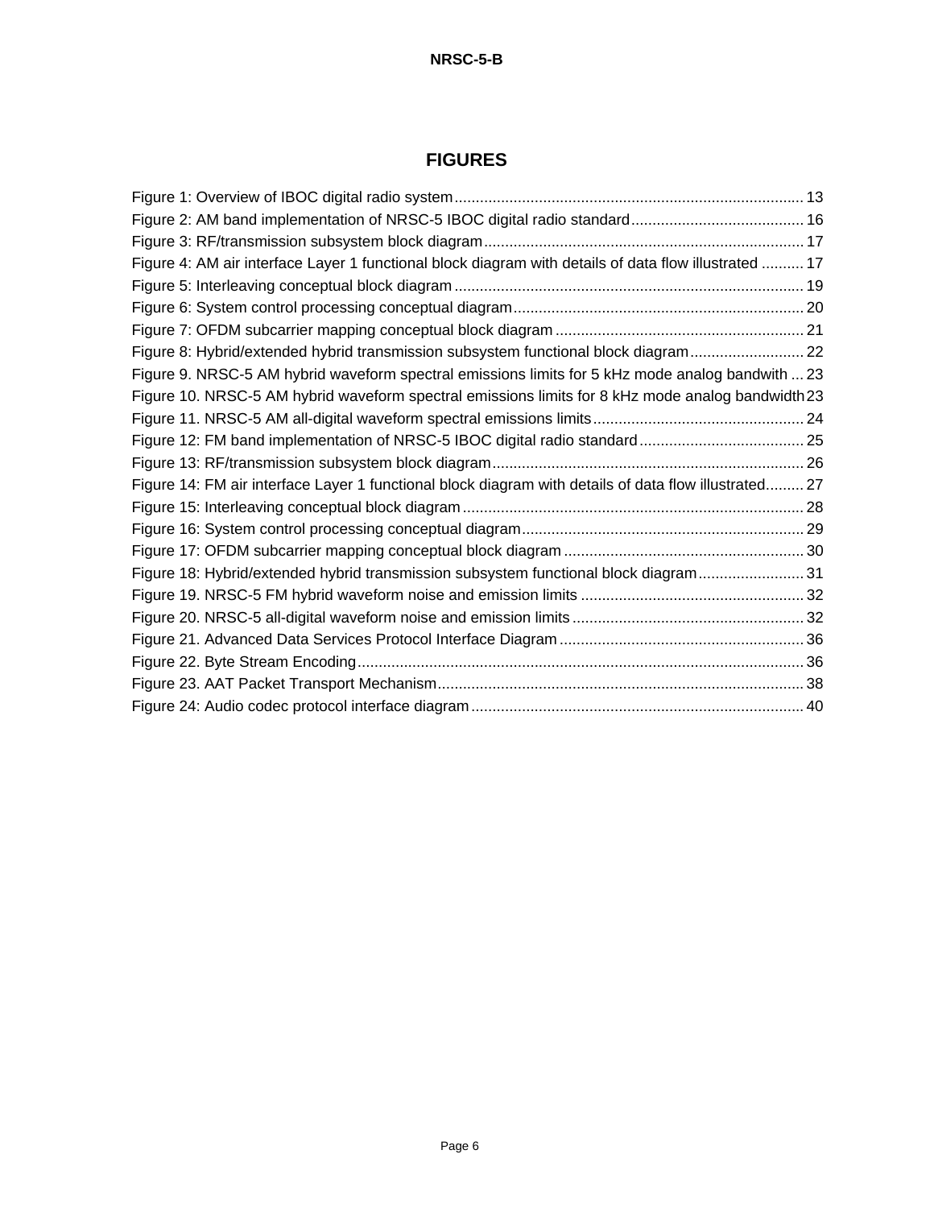# FIGURES

Figure 1: Overview of IBOC digital radio system .................................................................................. 13
Figure 2: AM band implementation of NRSC-5 IBOC digital radio standard ......................................... 16
Figure 3: RF/transmission subsystem block diagram ........................................................................... 17
Figure 4: AM air interface Layer 1 functional block diagram with details of data flow illustrated .......... 17
Figure 5: Interleaving conceptual block diagram .................................................................................. 19
Figure 6: System control processing conceptual diagram .................................................................... 20
Figure 7: OFDM subcarrier mapping conceptual block diagram .......................................................... 21
Figure 8: Hybrid/extended hybrid transmission subsystem functional block diagram ........................... 22
Figure 9. NRSC-5 AM hybrid waveform spectral emissions limits for 5 kHz mode analog bandwith ... 23
Figure 10. NRSC-5 AM hybrid waveform spectral emissions limits for 8 kHz mode analog bandwidth 23
Figure 11. NRSC-5 AM all-digital waveform spectral emissions limits .................................................. 24
Figure 12: FM band implementation of NRSC-5 IBOC digital radio standard ....................................... 25
Figure 13: RF/transmission subsystem block diagram ......................................................................... 26
Figure 14: FM air interface Layer 1 functional block diagram with details of data flow illustrated ......... 27
Figure 15: Interleaving conceptual block diagram ................................................................................ 28
Figure 16: System control processing conceptual diagram .................................................................. 29
Figure 17: OFDM subcarrier mapping conceptual block diagram ........................................................ 30
Figure 18: Hybrid/extended hybrid transmission subsystem functional block diagram ......................... 31
Figure 19. NRSC-5 FM hybrid waveform noise and emission limits .................................................... 32
Figure 20. NRSC-5 all-digital waveform noise and emission limits ...................................................... 32
Figure 21. Advanced Data Services Protocol Interface Diagram .......................................................... 36
Figure 22. Byte Stream Encoding ......................................................................................................... 36
Figure 23. AAT Packet Transport Mechanism ...................................................................................... 38
Figure 24: Audio codec protocol interface diagram .............................................................................. 40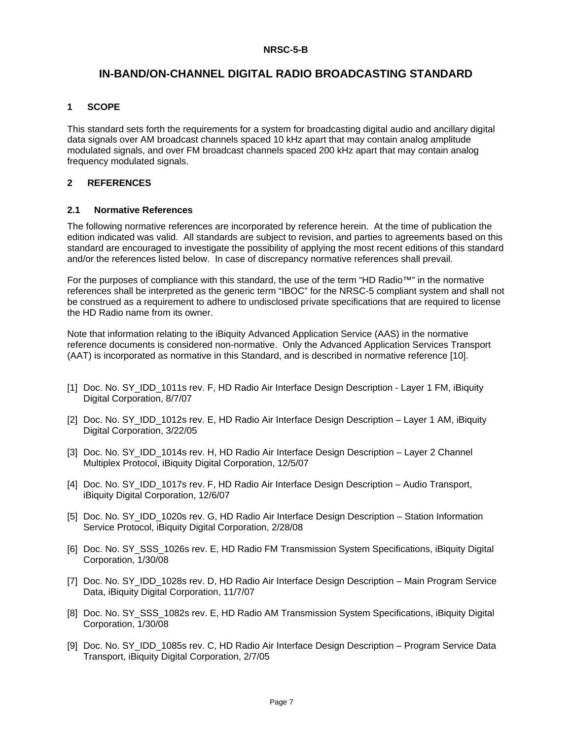NRSC-5-B

# IN-BAND/ON-CHANNEL DIGITAL RADIO BROADCASTING STANDARD

## 1 SCOPE

This standard sets forth the requirements for a system for broadcasting digital audio and ancillary digital data signals over AM broadcast channels spaced 10 kHz apart that may contain analog amplitude modulated signals, and over FM broadcast channels spaced 200 kHz apart that may contain analog frequency modulated signals.

## 2 REFERENCES

### 2.1 Normative References

The following normative references are incorporated by reference herein. At the time of publication the edition indicated was valid. All standards are subject to revision, and parties to agreements based on this standard are encouraged to investigate the possibility of applying the most recent editions of this standard and/or the references listed below. In case of discrepancy normative references shall prevail.

For the purposes of compliance with this standard, the use of the term "HD Radio™" in the normative references shall be interpreted as the generic term "IBOC" for the NRSC-5 compliant system and shall not be construed as a requirement to adhere to undisclosed private specifications that are required to license the HD Radio name from its owner.

Note that information relating to the iBiquity Advanced Application Service (AAS) in the normative reference documents is considered non-normative. Only the Advanced Application Services Transport (AAT) is incorporated as normative in this Standard, and is described in normative reference [10].

[1] Doc. No. SY_IDD_1011s rev. F, HD Radio Air Interface Design Description - Layer 1 FM, iBiquity Digital Corporation, 8/7/07

[2] Doc. No. SY_IDD_1012s rev. E, HD Radio Air Interface Design Description – Layer 1 AM, iBiquity Digital Corporation, 3/22/05

[3] Doc. No. SY_IDD_1014s rev. H, HD Radio Air Interface Design Description – Layer 2 Channel Multiplex Protocol, iBiquity Digital Corporation, 12/5/07

[4] Doc. No. SY_IDD_1017s rev. F, HD Radio Air Interface Design Description – Audio Transport, iBiquity Digital Corporation, 12/6/07

[5] Doc. No. SY_IDD_1020s rev. G, HD Radio Air Interface Design Description – Station Information Service Protocol, iBiquity Digital Corporation, 2/28/08

[6] Doc. No. SY_SSS_1026s rev. E, HD Radio FM Transmission System Specifications, iBiquity Digital Corporation, 1/30/08

[7] Doc. No. SY_IDD_1028s rev. D, HD Radio Air Interface Design Description – Main Program Service Data, iBiquity Digital Corporation, 11/7/07

[8] Doc. No. SY_SSS_1082s rev. E, HD Radio AM Transmission System Specifications, iBiquity Digital Corporation, 1/30/08

[9] Doc. No. SY_IDD_1085s rev. C, HD Radio Air Interface Design Description – Program Service Data Transport, iBiquity Digital Corporation, 2/7/05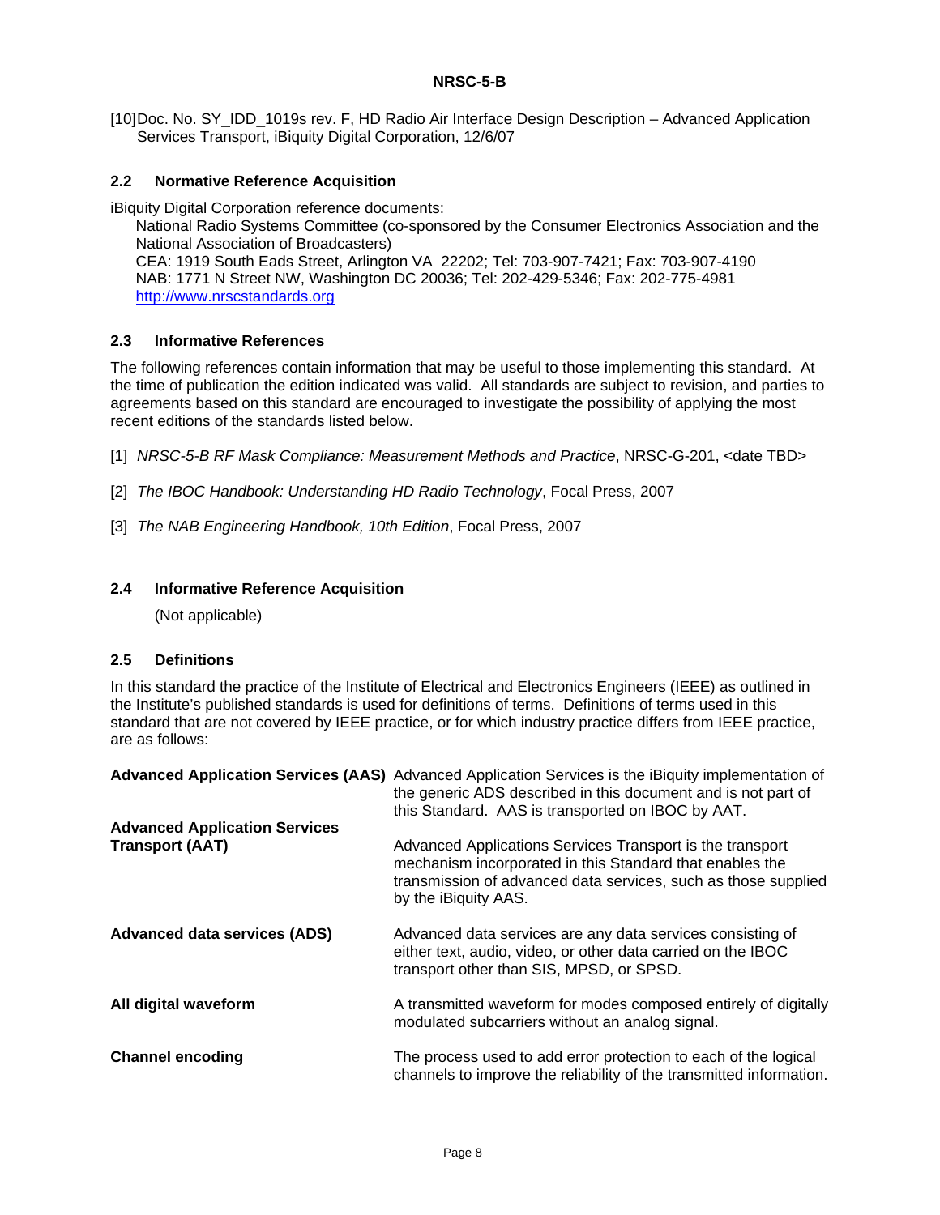[10] Doc. No. SY_IDD_1019s rev. F, HD Radio Air Interface Design Description – Advanced Application Services Transport, iBiquity Digital Corporation, 12/6/07

### 2.2 Normative Reference Acquisition

iBiquity Digital Corporation reference documents:

National Radio Systems Committee (co-sponsored by the Consumer Electronics Association and the National Association of Broadcasters)
CEA: 1919 South Eads Street, Arlington VA 22202; Tel: 703-907-7421; Fax: 703-907-4190
NAB: 1771 N Street NW, Washington DC 20036; Tel: 202-429-5346; Fax: 202-775-4981
http://www.nrscstandards.org

### 2.3 Informative References

The following references contain information that may be useful to those implementing this standard. At the time of publication the edition indicated was valid. All standards are subject to revision, and parties to agreements based on this standard are encouraged to investigate the possibility of applying the most recent editions of the standards listed below.

[1] *NRSC-5-B RF Mask Compliance: Measurement Methods and Practice*, NRSC-G-201, <date TBD>

[2] *The IBOC Handbook: Understanding HD Radio Technology*, Focal Press, 2007

[3] *The NAB Engineering Handbook, 10th Edition*, Focal Press, 2007

### 2.4 Informative Reference Acquisition

(Not applicable)

### 2.5 Definitions

In this standard the practice of the Institute of Electrical and Electronics Engineers (IEEE) as outlined in the Institute's published standards is used for definitions of terms. Definitions of terms used in this standard that are not covered by IEEE practice, or for which industry practice differs from IEEE practice, are as follows:

**Advanced Application Services (AAS)** Advanced Application Services is the iBiquity implementation of the generic ADS described in this document and is not part of this Standard. AAS is transported on IBOC by AAT.

**Advanced Application Services Transport (AAT)** Advanced Applications Services Transport is the transport mechanism incorporated in this Standard that enables the transmission of advanced data services, such as those supplied by the iBiquity AAS.

**Advanced data services (ADS)** Advanced data services are any data services consisting of either text, audio, video, or other data carried on the IBOC transport other than SIS, MPSD, or SPSD.

**All digital waveform** A transmitted waveform for modes composed entirely of digitally modulated subcarriers without an analog signal.

**Channel encoding** The process used to add error protection to each of the logical channels to improve the reliability of the transmitted information.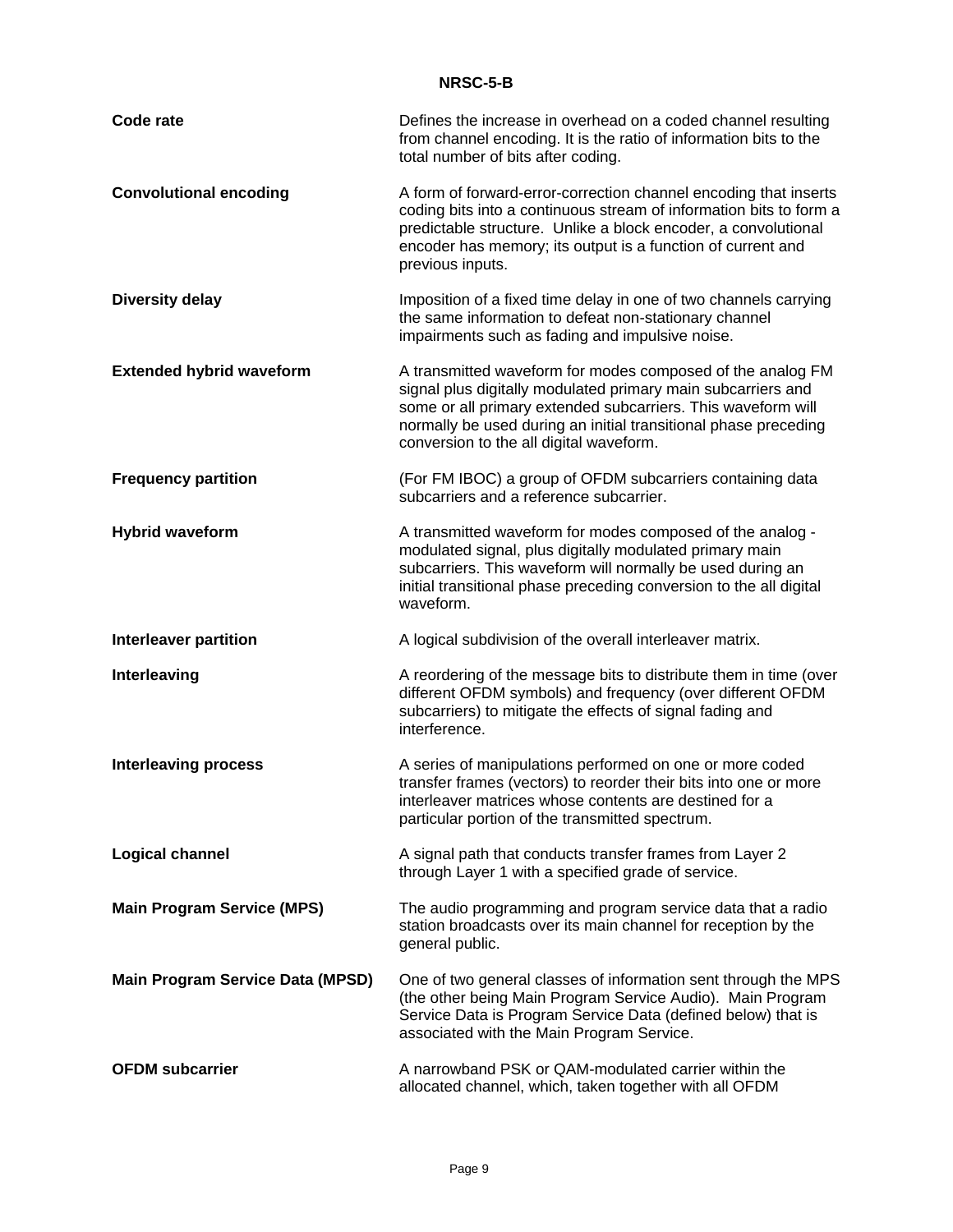**Code rate** — Defines the increase in overhead on a coded channel resulting from channel encoding. It is the ratio of information bits to the total number of bits after coding.

**Convolutional encoding** — A form of forward-error-correction channel encoding that inserts coding bits into a continuous stream of information bits to form a predictable structure. Unlike a block encoder, a convolutional encoder has memory; its output is a function of current and previous inputs.

**Diversity delay** — Imposition of a fixed time delay in one of two channels carrying the same information to defeat non-stationary channel impairments such as fading and impulsive noise.

**Extended hybrid waveform** — A transmitted waveform for modes composed of the analog FM signal plus digitally modulated primary main subcarriers and some or all primary extended subcarriers. This waveform will normally be used during an initial transitional phase preceding conversion to the all digital waveform.

**Frequency partition** — (For FM IBOC) a group of OFDM subcarriers containing data subcarriers and a reference subcarrier.

**Hybrid waveform** — A transmitted waveform for modes composed of the analog - modulated signal, plus digitally modulated primary main subcarriers. This waveform will normally be used during an initial transitional phase preceding conversion to the all digital waveform.

**Interleaver partition** — A logical subdivision of the overall interleaver matrix.

**Interleaving** — A reordering of the message bits to distribute them in time (over different OFDM symbols) and frequency (over different OFDM subcarriers) to mitigate the effects of signal fading and interference.

**Interleaving process** — A series of manipulations performed on one or more coded transfer frames (vectors) to reorder their bits into one or more interleaver matrices whose contents are destined for a particular portion of the transmitted spectrum.

**Logical channel** — A signal path that conducts transfer frames from Layer 2 through Layer 1 with a specified grade of service.

**Main Program Service (MPS)** — The audio programming and program service data that a radio station broadcasts over its main channel for reception by the general public.

**Main Program Service Data (MPSD)** — One of two general classes of information sent through the MPS (the other being Main Program Service Audio). Main Program Service Data is Program Service Data (defined below) that is associated with the Main Program Service.

**OFDM subcarrier** — A narrowband PSK or QAM-modulated carrier within the allocated channel, which, taken together with all OFDM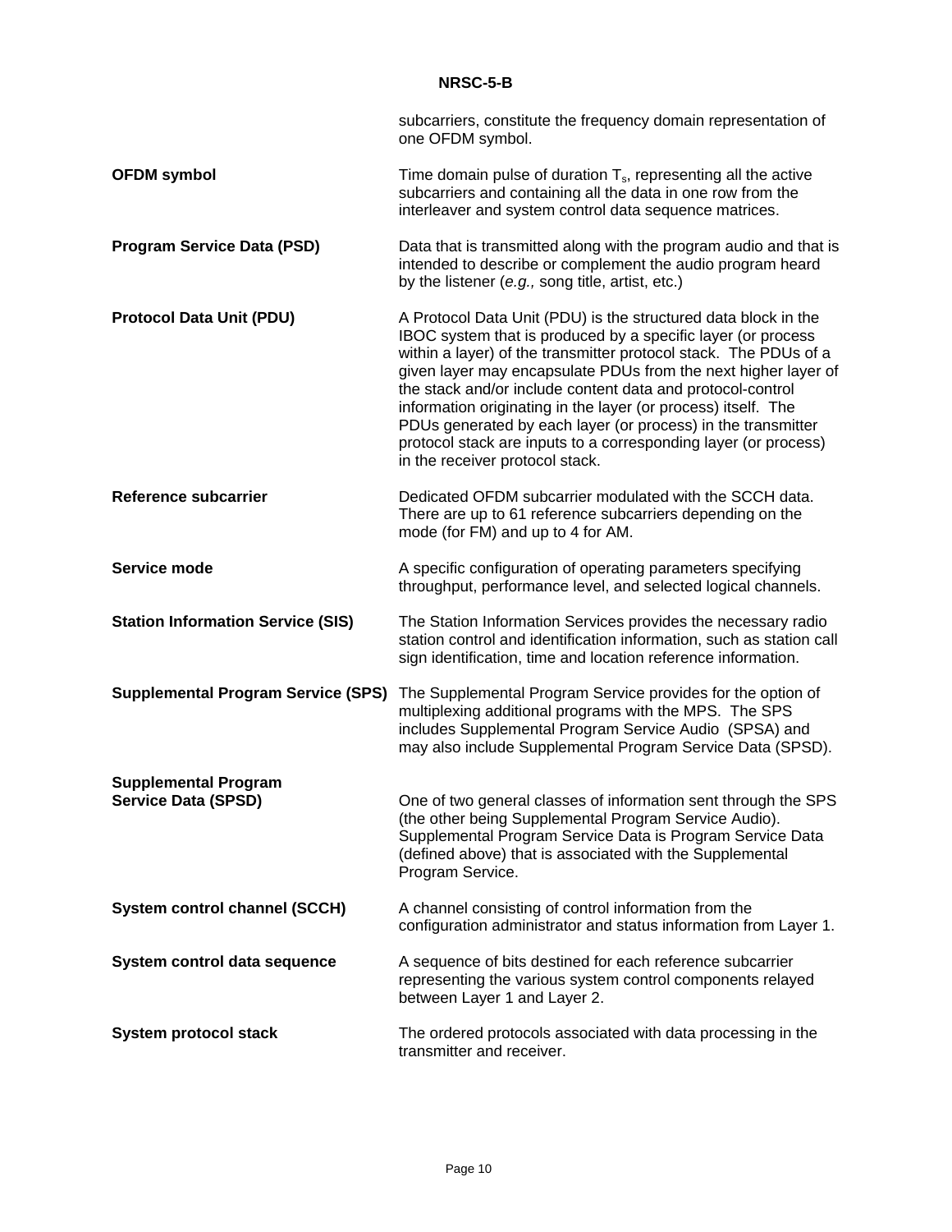subcarriers, constitute the frequency domain representation of one OFDM symbol.

| | |
|---|---|
| **OFDM symbol** | Time domain pulse of duration $T_s$, representing all the active subcarriers and containing all the data in one row from the interleaver and system control data sequence matrices. |
| **Program Service Data (PSD)** | Data that is transmitted along with the program audio and that is intended to describe or complement the audio program heard by the listener (*e.g.,* song title, artist, etc.) |
| **Protocol Data Unit (PDU)** | A Protocol Data Unit (PDU) is the structured data block in the IBOC system that is produced by a specific layer (or process within a layer) of the transmitter protocol stack. The PDUs of a given layer may encapsulate PDUs from the next higher layer of the stack and/or include content data and protocol-control information originating in the layer (or process) itself. The PDUs generated by each layer (or process) in the transmitter protocol stack are inputs to a corresponding layer (or process) in the receiver protocol stack. |
| **Reference subcarrier** | Dedicated OFDM subcarrier modulated with the SCCH data. There are up to 61 reference subcarriers depending on the mode (for FM) and up to 4 for AM. |
| **Service mode** | A specific configuration of operating parameters specifying throughput, performance level, and selected logical channels. |
| **Station Information Service (SIS)** | The Station Information Services provides the necessary radio station control and identification information, such as station call sign identification, time and location reference information. |
| **Supplemental Program Service (SPS)** | The Supplemental Program Service provides for the option of multiplexing additional programs with the MPS. The SPS includes Supplemental Program Service Audio (SPSA) and may also include Supplemental Program Service Data (SPSD). |
| **Supplemental Program Service Data (SPSD)** | One of two general classes of information sent through the SPS (the other being Supplemental Program Service Audio). Supplemental Program Service Data is Program Service Data (defined above) that is associated with the Supplemental Program Service. |
| **System control channel (SCCH)** | A channel consisting of control information from the configuration administrator and status information from Layer 1. |
| **System control data sequence** | A sequence of bits destined for each reference subcarrier representing the various system control components relayed between Layer 1 and Layer 2. |
| **System protocol stack** | The ordered protocols associated with data processing in the transmitter and receiver. |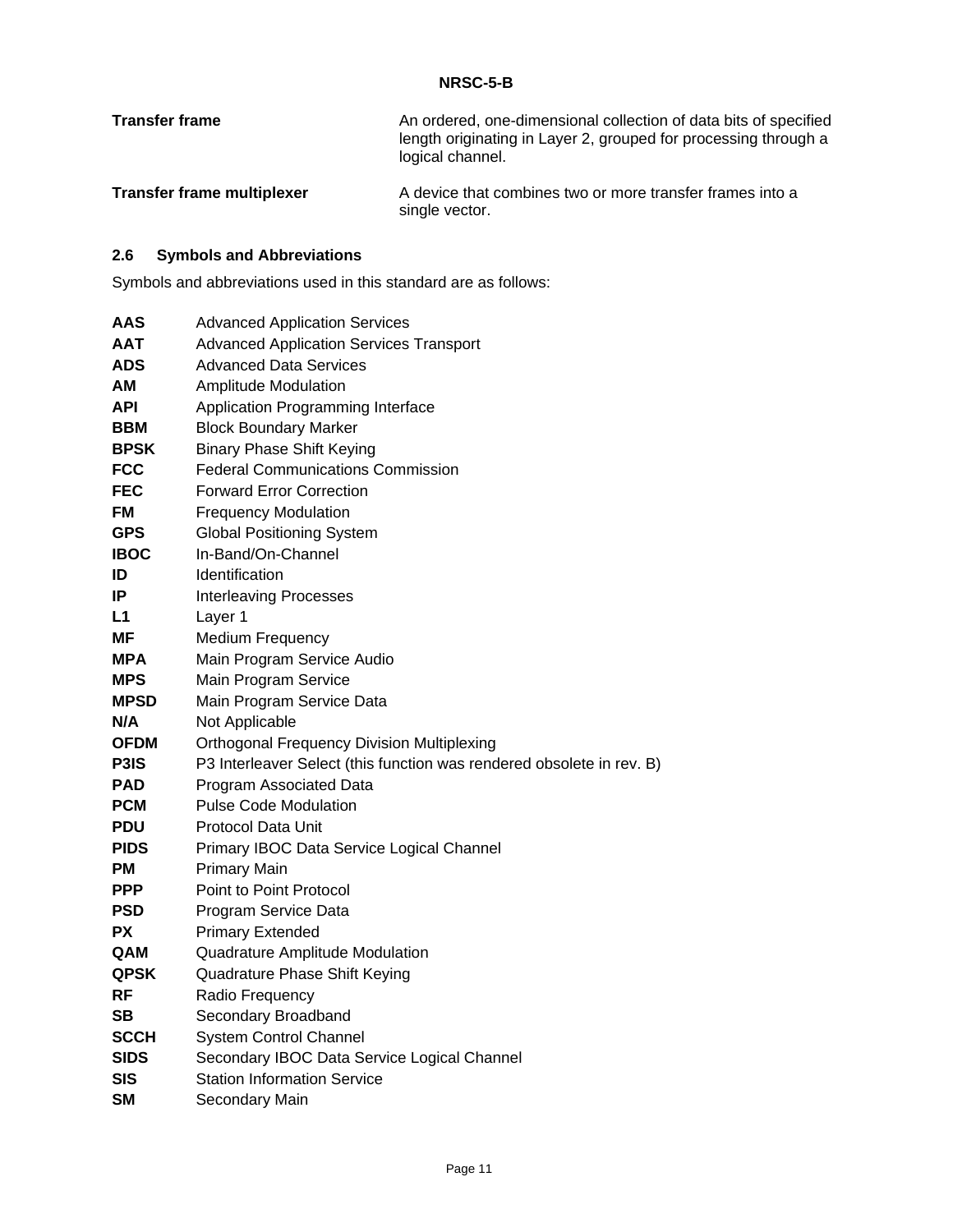**Transfer frame** An ordered, one-dimensional collection of data bits of specified length originating in Layer 2, grouped for processing through a logical channel.

**Transfer frame multiplexer** A device that combines two or more transfer frames into a single vector.

### 2.6 Symbols and Abbreviations

Symbols and abbreviations used in this standard are as follows:

| | |
|---|---|
| **AAS** | Advanced Application Services |
| **AAT** | Advanced Application Services Transport |
| **ADS** | Advanced Data Services |
| **AM** | Amplitude Modulation |
| **API** | Application Programming Interface |
| **BBM** | Block Boundary Marker |
| **BPSK** | Binary Phase Shift Keying |
| **FCC** | Federal Communications Commission |
| **FEC** | Forward Error Correction |
| **FM** | Frequency Modulation |
| **GPS** | Global Positioning System |
| **IBOC** | In-Band/On-Channel |
| **ID** | Identification |
| **IP** | Interleaving Processes |
| **L1** | Layer 1 |
| **MF** | Medium Frequency |
| **MPA** | Main Program Service Audio |
| **MPS** | Main Program Service |
| **MPSD** | Main Program Service Data |
| **N/A** | Not Applicable |
| **OFDM** | Orthogonal Frequency Division Multiplexing |
| **P3IS** | P3 Interleaver Select (this function was rendered obsolete in rev. B) |
| **PAD** | Program Associated Data |
| **PCM** | Pulse Code Modulation |
| **PDU** | Protocol Data Unit |
| **PIDS** | Primary IBOC Data Service Logical Channel |
| **PM** | Primary Main |
| **PPP** | Point to Point Protocol |
| **PSD** | Program Service Data |
| **PX** | Primary Extended |
| **QAM** | Quadrature Amplitude Modulation |
| **QPSK** | Quadrature Phase Shift Keying |
| **RF** | Radio Frequency |
| **SB** | Secondary Broadband |
| **SCCH** | System Control Channel |
| **SIDS** | Secondary IBOC Data Service Logical Channel |
| **SIS** | Station Information Service |
| **SM** | Secondary Main |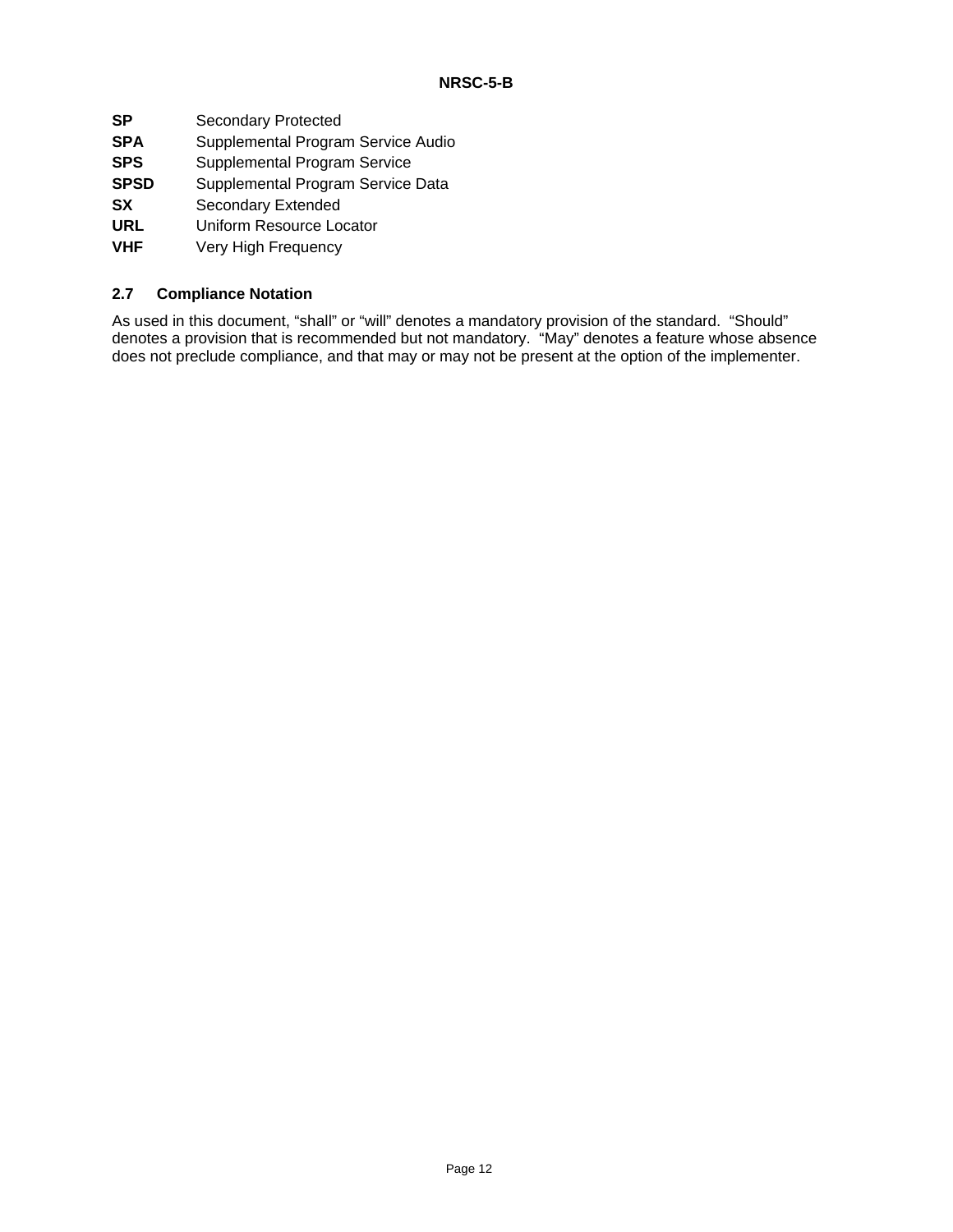| | |
|---|---|
| **SP** | Secondary Protected |
| **SPA** | Supplemental Program Service Audio |
| **SPS** | Supplemental Program Service |
| **SPSD** | Supplemental Program Service Data |
| **SX** | Secondary Extended |
| **URL** | Uniform Resource Locator |
| **VHF** | Very High Frequency |

## 2.7 Compliance Notation

As used in this document, “shall” or “will” denotes a mandatory provision of the standard. “Should” denotes a provision that is recommended but not mandatory. “May” denotes a feature whose absence does not preclude compliance, and that may or may not be present at the option of the implementer.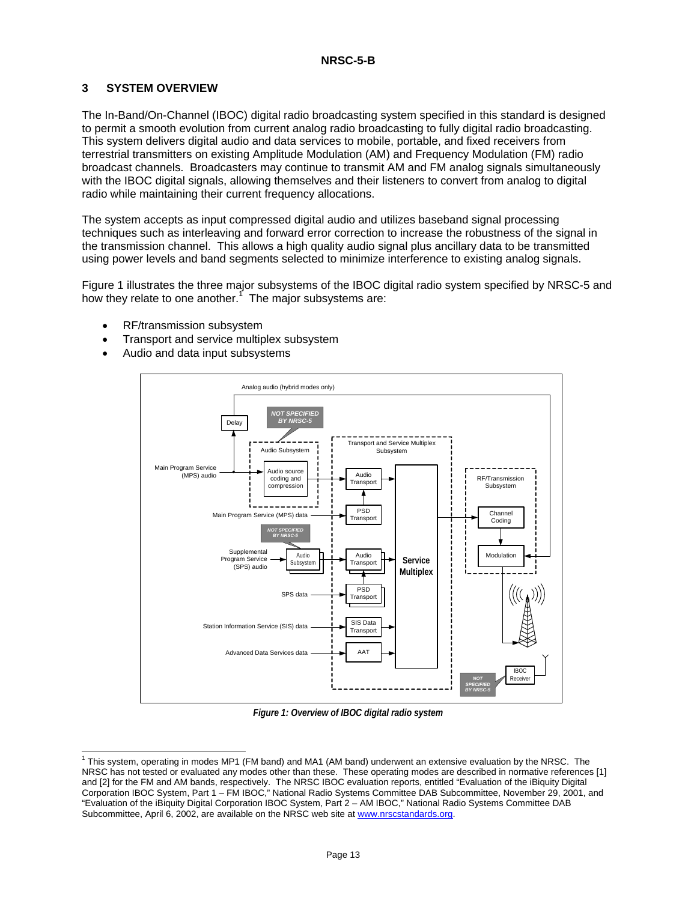# 3 SYSTEM OVERVIEW

The In-Band/On-Channel (IBOC) digital radio broadcasting system specified in this standard is designed to permit a smooth evolution from current analog radio broadcasting to fully digital radio broadcasting. This system delivers digital audio and data services to mobile, portable, and fixed receivers from terrestrial transmitters on existing Amplitude Modulation (AM) and Frequency Modulation (FM) radio broadcast channels. Broadcasters may continue to transmit AM and FM analog signals simultaneously with the IBOC digital signals, allowing themselves and their listeners to convert from analog to digital radio while maintaining their current frequency allocations.

The system accepts as input compressed digital audio and utilizes baseband signal processing techniques such as interleaving and forward error correction to increase the robustness of the signal in the transmission channel. This allows a high quality audio signal plus ancillary data to be transmitted using power levels and band segments selected to minimize interference to existing analog signals.

Figure 1 illustrates the three major subsystems of the IBOC digital radio system specified by NRSC-5 and how they relate to one another.[1] The major subsystems are:

- RF/transmission subsystem
- Transport and service multiplex subsystem
- Audio and data input subsystems

Analog audio (hybrid modes only)

Delay

NOT SPECIFIED BY NRSC-5

Audio Subsystem

Main Program Service (MPS) audio

Audio source coding and compression

Transport and Service Multiplex Subsystem

Audio Transport

PSD Transport

Main Program Service (MPS) data

RF/Transmission Subsystem

Channel Coding

Modulation

NOT SPECIFIED BY NRSC-5

Supplemental Program Service (SPS) audio

Audio Subsystem

Audio Transport

Service Multiplex

PSD Transport

SPS data

Station Information Service (SIS) data

SIS Data Transport

Advanced Data Services data

AAT

IBOC Receiver

NOT SPECIFIED BY NRSC-5

*Figure 1: Overview of IBOC digital radio system*

[1] This system, operating in modes MP1 (FM band) and MA1 (AM band) underwent an extensive evaluation by the NRSC. The NRSC has not tested or evaluated any modes other than these. These operating modes are described in normative references [1] and [2] for the FM and AM bands, respectively. The NRSC IBOC evaluation reports, entitled "Evaluation of the iBiquity Digital Corporation IBOC System, Part 1 – FM IBOC," National Radio Systems Committee DAB Subcommittee, November 29, 2001, and "Evaluation of the iBiquity Digital Corporation IBOC System, Part 2 – AM IBOC," National Radio Systems Committee DAB Subcommittee, April 6, 2002, are available on the NRSC web site at www.nrscstandards.org.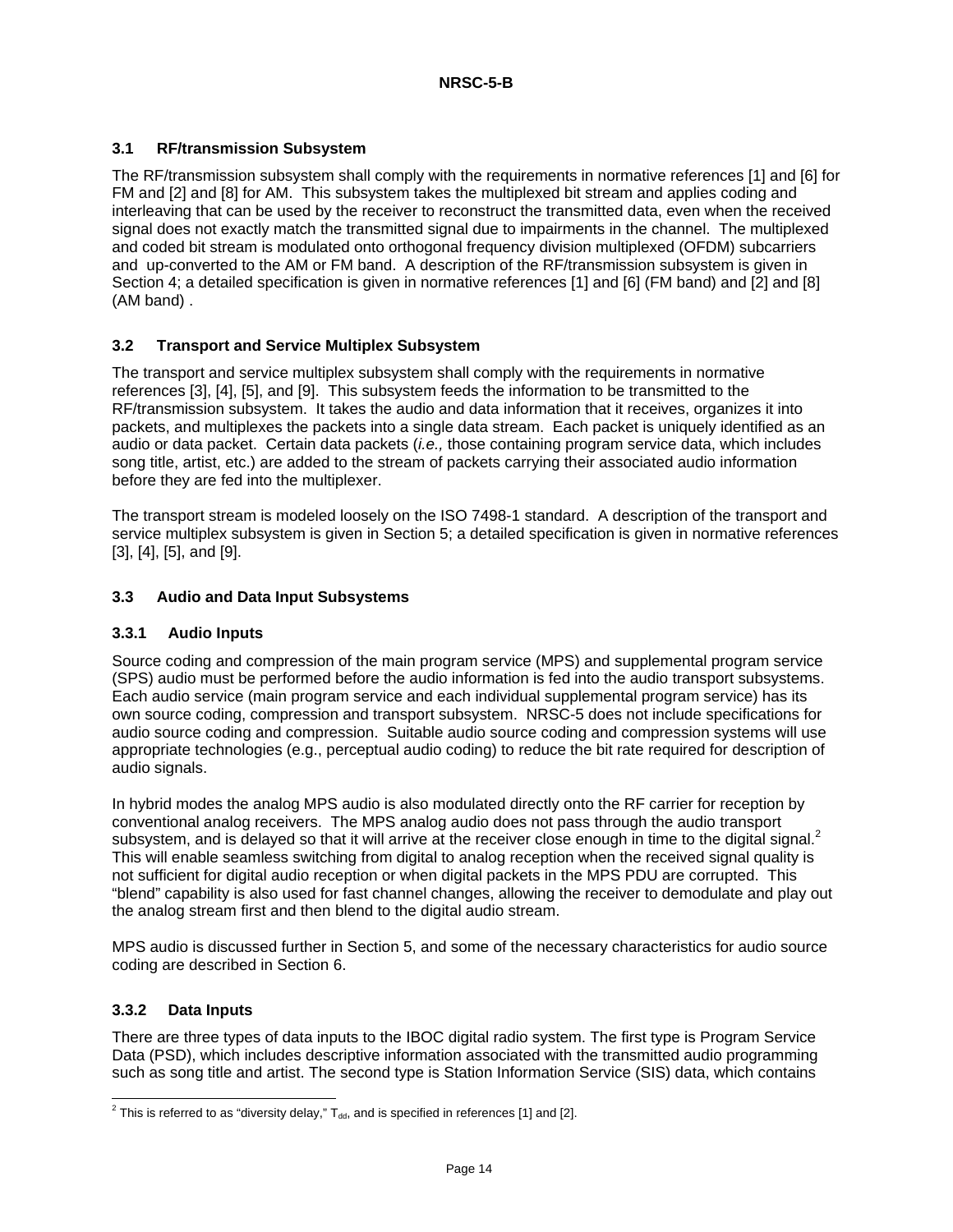### 3.1 RF/transmission Subsystem

The RF/transmission subsystem shall comply with the requirements in normative references [1] and [6] for FM and [2] and [8] for AM. This subsystem takes the multiplexed bit stream and applies coding and interleaving that can be used by the receiver to reconstruct the transmitted data, even when the received signal does not exactly match the transmitted signal due to impairments in the channel. The multiplexed and coded bit stream is modulated onto orthogonal frequency division multiplexed (OFDM) subcarriers and up-converted to the AM or FM band. A description of the RF/transmission subsystem is given in Section 4; a detailed specification is given in normative references [1] and [6] (FM band) and [2] and [8] (AM band) .

### 3.2 Transport and Service Multiplex Subsystem

The transport and service multiplex subsystem shall comply with the requirements in normative references [3], [4], [5], and [9]. This subsystem feeds the information to be transmitted to the RF/transmission subsystem. It takes the audio and data information that it receives, organizes it into packets, and multiplexes the packets into a single data stream. Each packet is uniquely identified as an audio or data packet. Certain data packets (*i.e.,* those containing program service data, which includes song title, artist, etc.) are added to the stream of packets carrying their associated audio information before they are fed into the multiplexer.

The transport stream is modeled loosely on the ISO 7498-1 standard. A description of the transport and service multiplex subsystem is given in Section 5; a detailed specification is given in normative references [3], [4], [5], and [9].

### 3.3 Audio and Data Input Subsystems

#### 3.3.1 Audio Inputs

Source coding and compression of the main program service (MPS) and supplemental program service (SPS) audio must be performed before the audio information is fed into the audio transport subsystems. Each audio service (main program service and each individual supplemental program service) has its own source coding, compression and transport subsystem. NRSC-5 does not include specifications for audio source coding and compression. Suitable audio source coding and compression systems will use appropriate technologies (e.g., perceptual audio coding) to reduce the bit rate required for description of audio signals.

In hybrid modes the analog MPS audio is also modulated directly onto the RF carrier for reception by conventional analog receivers. The MPS analog audio does not pass through the audio transport subsystem, and is delayed so that it will arrive at the receiver close enough in time to the digital signal.[2] This will enable seamless switching from digital to analog reception when the received signal quality is not sufficient for digital audio reception or when digital packets in the MPS PDU are corrupted. This "blend" capability is also used for fast channel changes, allowing the receiver to demodulate and play out the analog stream first and then blend to the digital audio stream.

MPS audio is discussed further in Section 5, and some of the necessary characteristics for audio source coding are described in Section 6.

#### 3.3.2 Data Inputs

There are three types of data inputs to the IBOC digital radio system. The first type is Program Service Data (PSD), which includes descriptive information associated with the transmitted audio programming such as song title and artist. The second type is Station Information Service (SIS) data, which contains

[2] This is referred to as "diversity delay," $T_{dd}$, and is specified in references [1] and [2].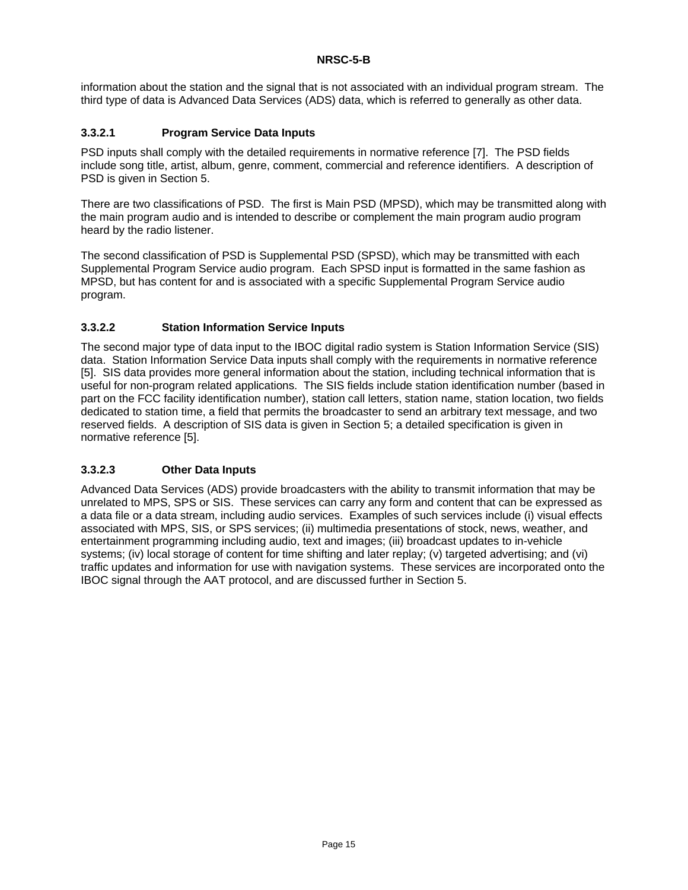information about the station and the signal that is not associated with an individual program stream. The third type of data is Advanced Data Services (ADS) data, which is referred to generally as other data.

#### 3.3.2.1 Program Service Data Inputs

PSD inputs shall comply with the detailed requirements in normative reference [7]. The PSD fields include song title, artist, album, genre, comment, commercial and reference identifiers. A description of PSD is given in Section 5.

There are two classifications of PSD. The first is Main PSD (MPSD), which may be transmitted along with the main program audio and is intended to describe or complement the main program audio program heard by the radio listener.

The second classification of PSD is Supplemental PSD (SPSD), which may be transmitted with each Supplemental Program Service audio program. Each SPSD input is formatted in the same fashion as MPSD, but has content for and is associated with a specific Supplemental Program Service audio program.

#### 3.3.2.2 Station Information Service Inputs

The second major type of data input to the IBOC digital radio system is Station Information Service (SIS) data. Station Information Service Data inputs shall comply with the requirements in normative reference [5]. SIS data provides more general information about the station, including technical information that is useful for non-program related applications. The SIS fields include station identification number (based in part on the FCC facility identification number), station call letters, station name, station location, two fields dedicated to station time, a field that permits the broadcaster to send an arbitrary text message, and two reserved fields. A description of SIS data is given in Section 5; a detailed specification is given in normative reference [5].

#### 3.3.2.3 Other Data Inputs

Advanced Data Services (ADS) provide broadcasters with the ability to transmit information that may be unrelated to MPS, SPS or SIS. These services can carry any form and content that can be expressed as a data file or a data stream, including audio services. Examples of such services include (i) visual effects associated with MPS, SIS, or SPS services; (ii) multimedia presentations of stock, news, weather, and entertainment programming including audio, text and images; (iii) broadcast updates to in-vehicle systems; (iv) local storage of content for time shifting and later replay; (v) targeted advertising; and (vi) traffic updates and information for use with navigation systems. These services are incorporated onto the IBOC signal through the AAT protocol, and are discussed further in Section 5.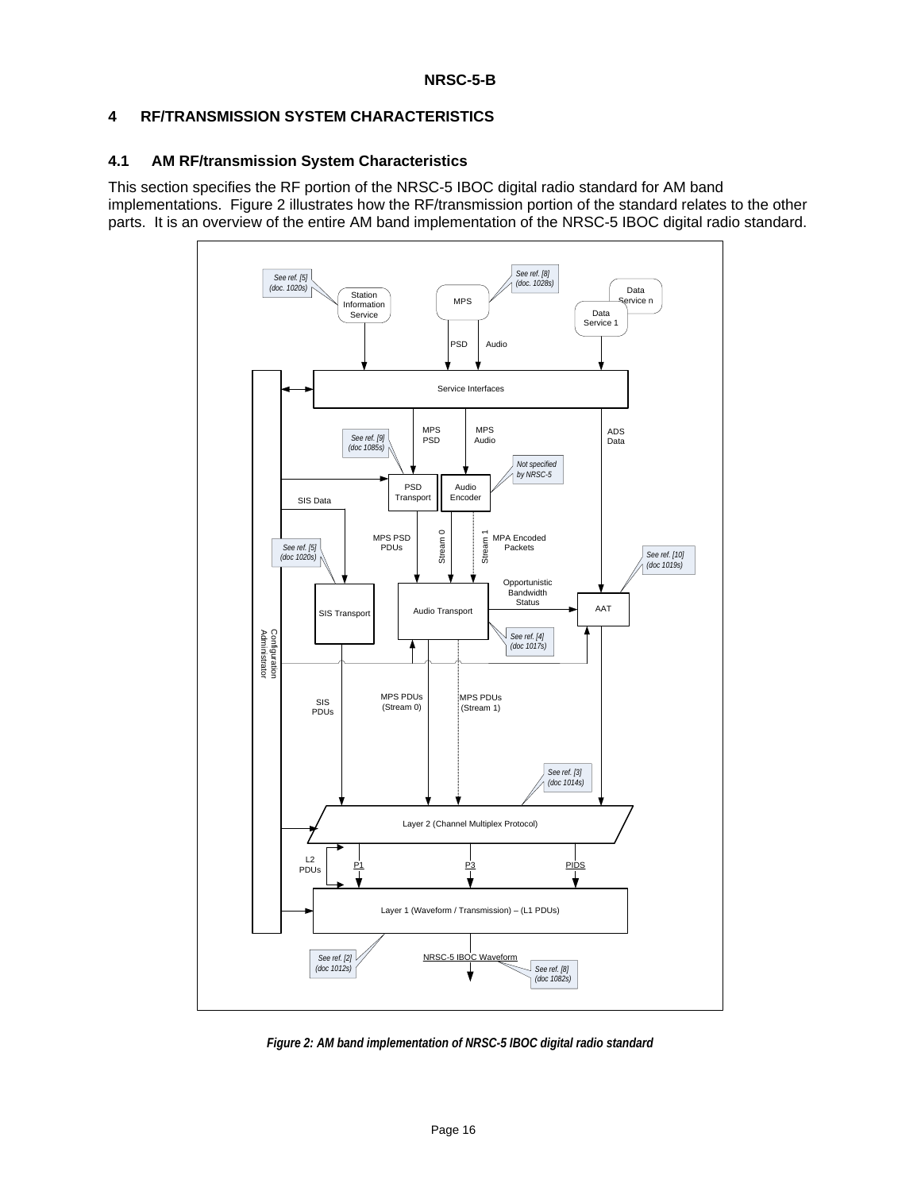# 4 RF/TRANSMISSION SYSTEM CHARACTERISTICS

## 4.1 AM RF/transmission System Characteristics

This section specifies the RF portion of the NRSC-5 IBOC digital radio standard for AM band implementations. Figure 2 illustrates how the RF/transmission portion of the standard relates to the other parts. It is an overview of the entire AM band implementation of the NRSC-5 IBOC digital radio standard.

See ref. [5] (doc. 1020s)
Station Information Service
See ref. [8] (doc. 1028s)
MPS
Data Service n
Data Service 1
PSD
Audio
Service Interfaces
MPS PSD
MPS Audio
ADS Data
See ref. [9] (doc 1085s)
Not specified by NRSC-5
PSD Transport
Audio Encoder
SIS Data
MPS PSD PDUs
Stream 0
Stream 1
MPA Encoded Packets
See ref. [5] (doc 1020s)
See ref. [10] (doc 1019s)
Opportunistic Bandwidth Status
SIS Transport
Audio Transport
AAT
Configuration Administrator
See ref. [4] (doc 1017s)
SIS PDUs
MPS PDUs (Stream 0)
MPS PDUs (Stream 1)
See ref. [3] (doc 1014s)
Layer 2 (Channel Multiplex Protocol)
L2 PDUs
P1
P3
PIDS
Layer 1 (Waveform / Transmission) – (L1 PDUs)
See ref. [2] (doc 1012s)
NRSC-5 IBOC Waveform
See ref. [8] (doc 1082s)

*Figure 2: AM band implementation of NRSC-5 IBOC digital radio standard*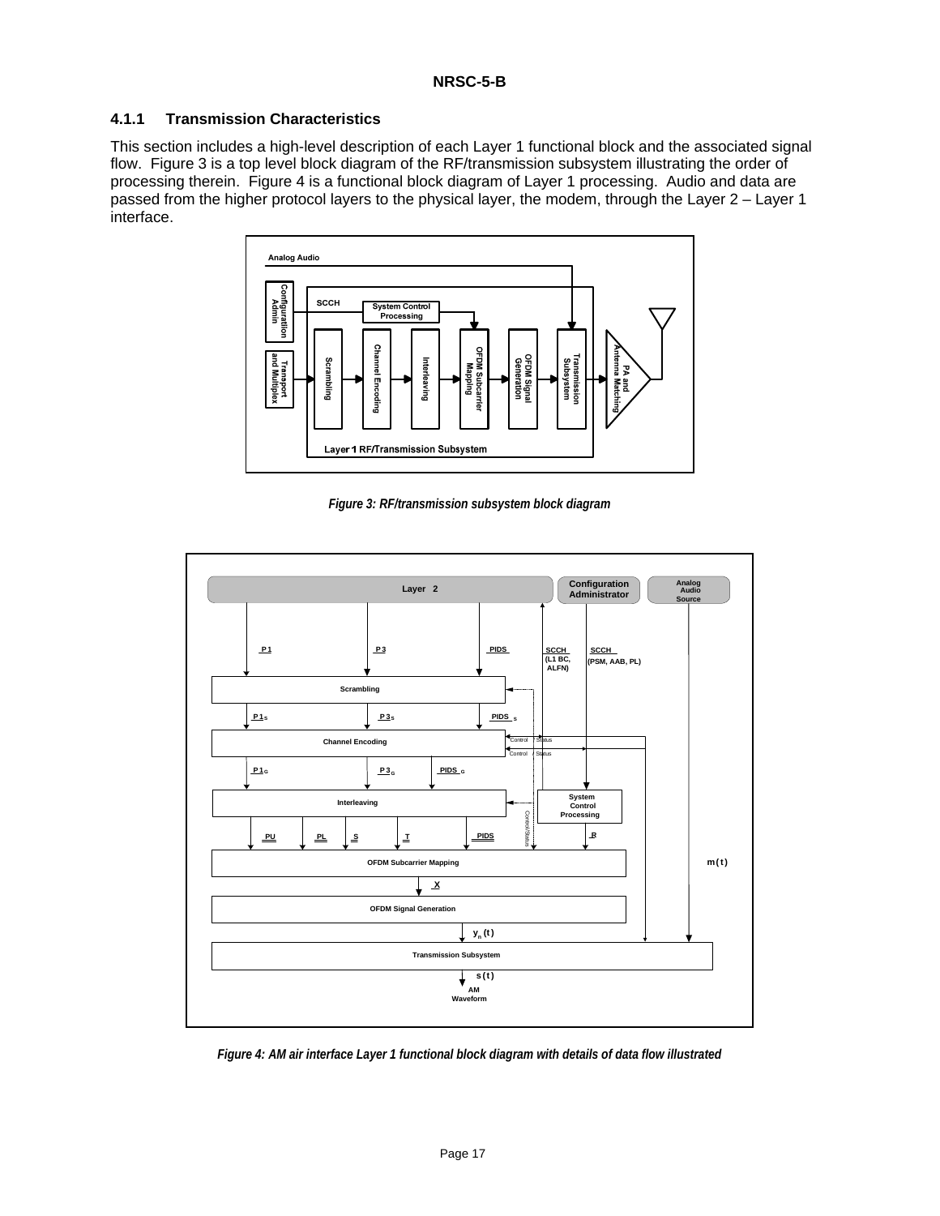### 4.1.1 Transmission Characteristics

This section includes a high-level description of each Layer 1 functional block and the associated signal flow. Figure 3 is a top level block diagram of the RF/transmission subsystem illustrating the order of processing therein. Figure 4 is a functional block diagram of Layer 1 processing. Audio and data are passed from the higher protocol layers to the physical layer, the modem, through the Layer 2 – Layer 1 interface.

Analog Audio

Configuration Admin

SCCH

System Control Processing

Transport and Multiplex

Scrambling

Channel Encoding

Interleaving

OFDM Subcarrier Mapping

OFDM Signal Generation

Transmission Subsystem

PA and Antenna Matching

Layer 1 RF/Transmission Subsystem

*Figure 3: RF/transmission subsystem block diagram*

Layer 2

Configuration Administrator

Analog Audio Source

P1

P3

PIDS

SCCH (L1 BC, ALFN)

SCCH (PSM, AAB, PL)

Scrambling

$P1_S$

$P3_S$

$PIDS_S$

Channel Encoding

Control / Status

Control / Status

$P1_G$

$P3_G$

$PIDS_G$

Interleaving

System Control Processing

Control/Status

PU

PL

S

T

PIDS

R

OFDM Subcarrier Mapping

m(t)

X

OFDM Signal Generation

$y_n(t)$

Transmission Subsystem

s(t)

AM Waveform

*Figure 4: AM air interface Layer 1 functional block diagram with details of data flow illustrated*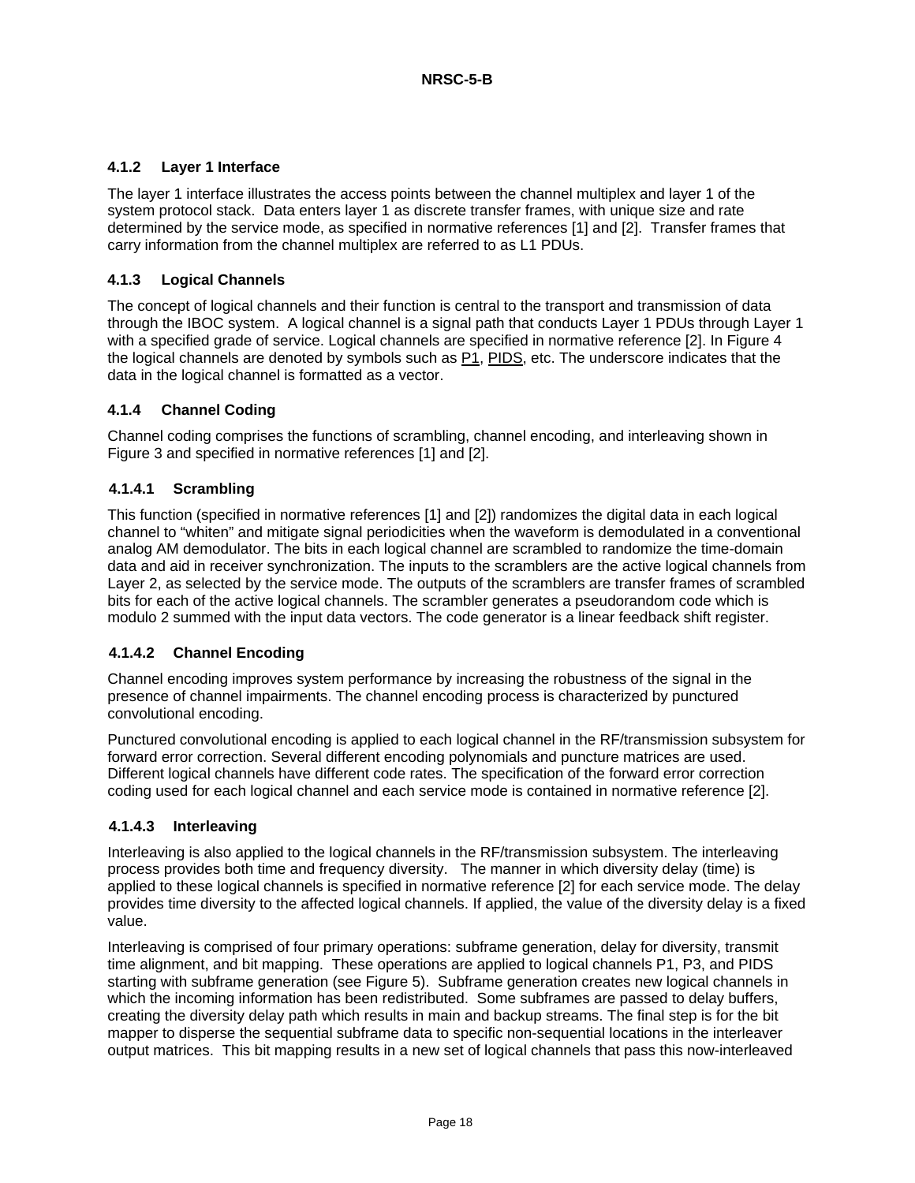### 4.1.2 Layer 1 Interface

The layer 1 interface illustrates the access points between the channel multiplex and layer 1 of the system protocol stack. Data enters layer 1 as discrete transfer frames, with unique size and rate determined by the service mode, as specified in normative references [1] and [2]. Transfer frames that carry information from the channel multiplex are referred to as L1 PDUs.

### 4.1.3 Logical Channels

The concept of logical channels and their function is central to the transport and transmission of data through the IBOC system. A logical channel is a signal path that conducts Layer 1 PDUs through Layer 1 with a specified grade of service. Logical channels are specified in normative reference [2]. In Figure 4 the logical channels are denoted by symbols such as <u>P1</u>, <u>PIDS</u>, etc. The underscore indicates that the data in the logical channel is formatted as a vector.

### 4.1.4 Channel Coding

Channel coding comprises the functions of scrambling, channel encoding, and interleaving shown in Figure 3 and specified in normative references [1] and [2].

#### 4.1.4.1 Scrambling

This function (specified in normative references [1] and [2]) randomizes the digital data in each logical channel to "whiten" and mitigate signal periodicities when the waveform is demodulated in a conventional analog AM demodulator. The bits in each logical channel are scrambled to randomize the time-domain data and aid in receiver synchronization. The inputs to the scramblers are the active logical channels from Layer 2, as selected by the service mode. The outputs of the scramblers are transfer frames of scrambled bits for each of the active logical channels. The scrambler generates a pseudorandom code which is modulo 2 summed with the input data vectors. The code generator is a linear feedback shift register.

#### 4.1.4.2 Channel Encoding

Channel encoding improves system performance by increasing the robustness of the signal in the presence of channel impairments. The channel encoding process is characterized by punctured convolutional encoding.

Punctured convolutional encoding is applied to each logical channel in the RF/transmission subsystem for forward error correction. Several different encoding polynomials and puncture matrices are used. Different logical channels have different code rates. The specification of the forward error correction coding used for each logical channel and each service mode is contained in normative reference [2].

#### 4.1.4.3 Interleaving

Interleaving is also applied to the logical channels in the RF/transmission subsystem. The interleaving process provides both time and frequency diversity. The manner in which diversity delay (time) is applied to these logical channels is specified in normative reference [2] for each service mode. The delay provides time diversity to the affected logical channels. If applied, the value of the diversity delay is a fixed value.

Interleaving is comprised of four primary operations: subframe generation, delay for diversity, transmit time alignment, and bit mapping. These operations are applied to logical channels P1, P3, and PIDS starting with subframe generation (see Figure 5). Subframe generation creates new logical channels in which the incoming information has been redistributed. Some subframes are passed to delay buffers, creating the diversity delay path which results in main and backup streams. The final step is for the bit mapper to disperse the sequential subframe data to specific non-sequential locations in the interleaver output matrices. This bit mapping results in a new set of logical channels that pass this now-interleaved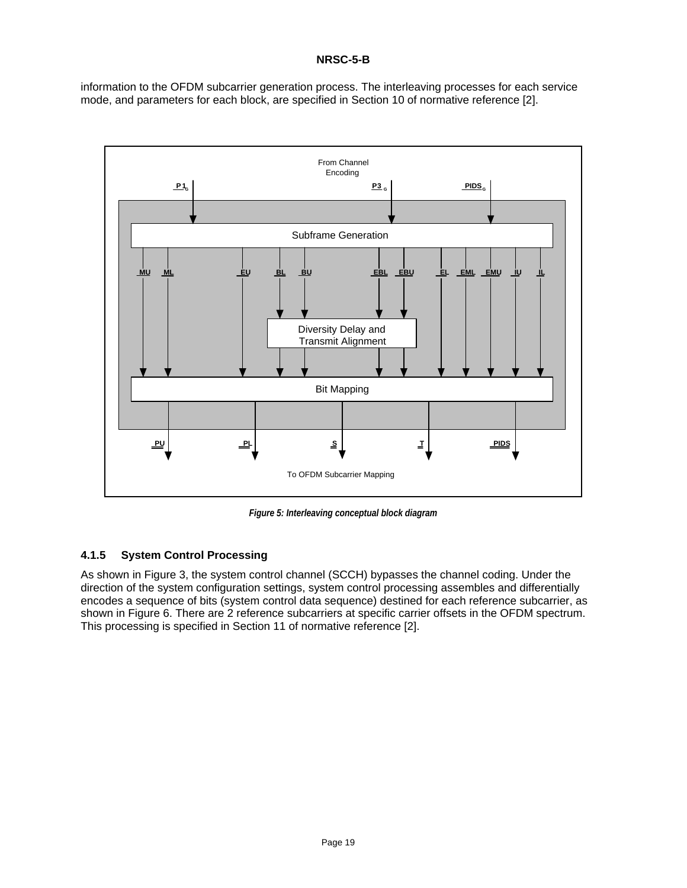information to the OFDM subcarrier generation process. The interleaving processes for each service mode, and parameters for each block, are specified in Section 10 of normative reference [2].

From Channel Encoding

P1G

P3G

PIDSG

Subframe Generation

MU ML EU BL BU EBL EBU EL EML EMU IU IL

Diversity Delay and Transmit Alignment

Bit Mapping

PU PL S T PIDS

To OFDM Subcarrier Mapping

*Figure 5: Interleaving conceptual block diagram*

### 4.1.5 System Control Processing

As shown in Figure 3, the system control channel (SCCH) bypasses the channel coding. Under the direction of the system configuration settings, system control processing assembles and differentially encodes a sequence of bits (system control data sequence) destined for each reference subcarrier, as shown in Figure 6. There are 2 reference subcarriers at specific carrier offsets in the OFDM spectrum. This processing is specified in Section 11 of normative reference [2].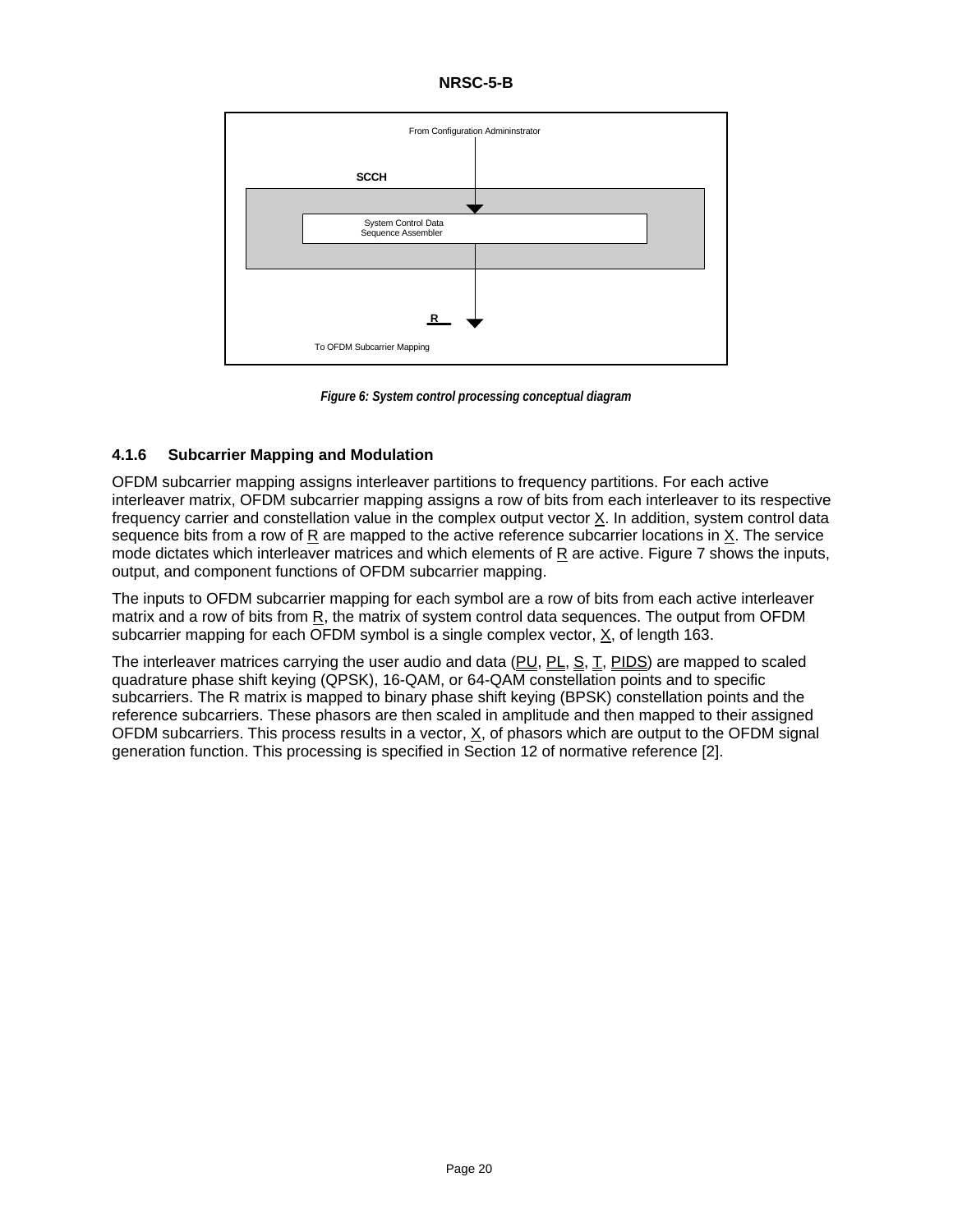From Configuration Admininstrator

SCCH

System Control Data Sequence Assembler

R

To OFDM Subcarrier Mapping

*Figure 6: System control processing conceptual diagram*

### 4.1.6 Subcarrier Mapping and Modulation

OFDM subcarrier mapping assigns interleaver partitions to frequency partitions. For each active interleaver matrix, OFDM subcarrier mapping assigns a row of bits from each interleaver to its respective frequency carrier and constellation value in the complex output vector X. In addition, system control data sequence bits from a row of R are mapped to the active reference subcarrier locations in X. The service mode dictates which interleaver matrices and which elements of R are active. Figure 7 shows the inputs, output, and component functions of OFDM subcarrier mapping.

The inputs to OFDM subcarrier mapping for each symbol are a row of bits from each active interleaver matrix and a row of bits from R, the matrix of system control data sequences. The output from OFDM subcarrier mapping for each OFDM symbol is a single complex vector, X, of length 163.

The interleaver matrices carrying the user audio and data (PU, PL, S, T, PIDS) are mapped to scaled quadrature phase shift keying (QPSK), 16-QAM, or 64-QAM constellation points and to specific subcarriers. The R matrix is mapped to binary phase shift keying (BPSK) constellation points and the reference subcarriers. These phasors are then scaled in amplitude and then mapped to their assigned OFDM subcarriers. This process results in a vector, X, of phasors which are output to the OFDM signal generation function. This processing is specified in Section 12 of normative reference [2].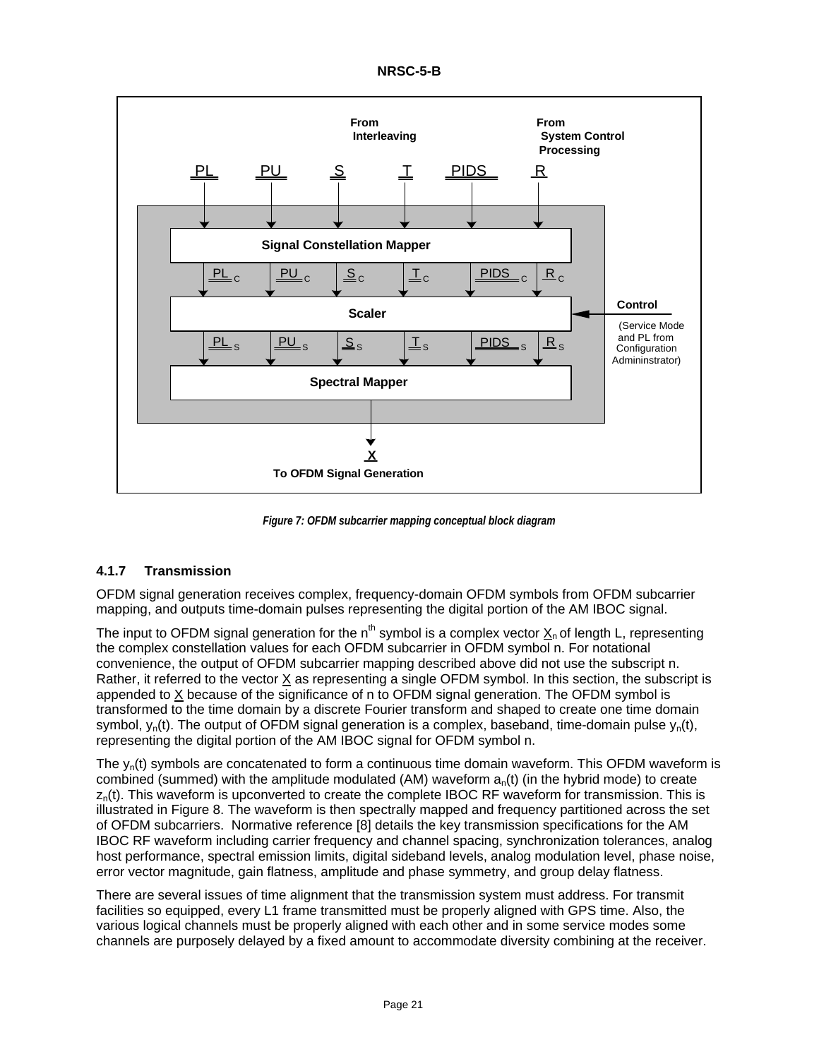Figure 7: OFDM subcarrier mapping conceptual block diagram

### 4.1.7 Transmission

OFDM signal generation receives complex, frequency-domain OFDM symbols from OFDM subcarrier mapping, and outputs time-domain pulses representing the digital portion of the AM IBOC signal.

The input to OFDM signal generation for the $n^{th}$ symbol is a complex vector $\underline{X}_n$ of length L, representing the complex constellation values for each OFDM subcarrier in OFDM symbol n. For notational convenience, the output of OFDM subcarrier mapping described above did not use the subscript n. Rather, it referred to the vector $\underline{X}$ as representing a single OFDM symbol. In this section, the subscript is appended to $\underline{X}$ because of the significance of n to OFDM signal generation. The OFDM symbol is transformed to the time domain by a discrete Fourier transform and shaped to create one time domain symbol, $y_n(t)$. The output of OFDM signal generation is a complex, baseband, time-domain pulse $y_n(t)$, representing the digital portion of the AM IBOC signal for OFDM symbol n.

The $y_n(t)$ symbols are concatenated to form a continuous time domain waveform. This OFDM waveform is combined (summed) with the amplitude modulated (AM) waveform $a_n(t)$ (in the hybrid mode) to create $z_n(t)$. This waveform is upconverted to create the complete IBOC RF waveform for transmission. This is illustrated in Figure 8. The waveform is then spectrally mapped and frequency partitioned across the set of OFDM subcarriers. Normative reference [8] details the key transmission specifications for the AM IBOC RF waveform including carrier frequency and channel spacing, synchronization tolerances, analog host performance, spectral emission limits, digital sideband levels, analog modulation level, phase noise, error vector magnitude, gain flatness, amplitude and phase symmetry, and group delay flatness.

There are several issues of time alignment that the transmission system must address. For transmit facilities so equipped, every L1 frame transmitted must be properly aligned with GPS time. Also, the various logical channels must be properly aligned with each other and in some service modes some channels are purposely delayed by a fixed amount to accommodate diversity combining at the receiver.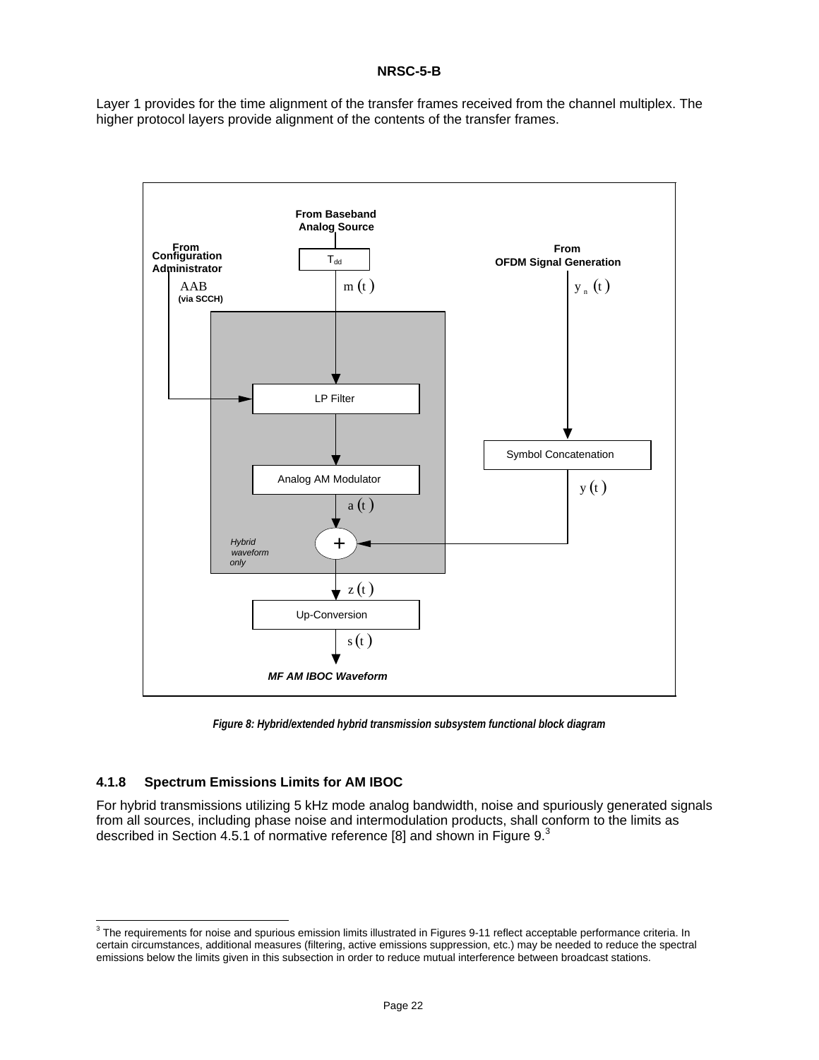Layer 1 provides for the time alignment of the transfer frames received from the channel multiplex. The higher protocol layers provide alignment of the contents of the transfer frames.

*Figure 8: Hybrid/extended hybrid transmission subsystem functional block diagram*

### 4.1.8 Spectrum Emissions Limits for AM IBOC

For hybrid transmissions utilizing 5 kHz mode analog bandwidth, noise and spuriously generated signals from all sources, including phase noise and intermodulation products, shall conform to the limits as described in Section 4.5.1 of normative reference [8] and shown in Figure 9.[3]

[3] The requirements for noise and spurious emission limits illustrated in Figures 9-11 reflect acceptable performance criteria. In certain circumstances, additional measures (filtering, active emissions suppression, etc.) may be needed to reduce the spectral emissions below the limits given in this subsection in order to reduce mutual interference between broadcast stations.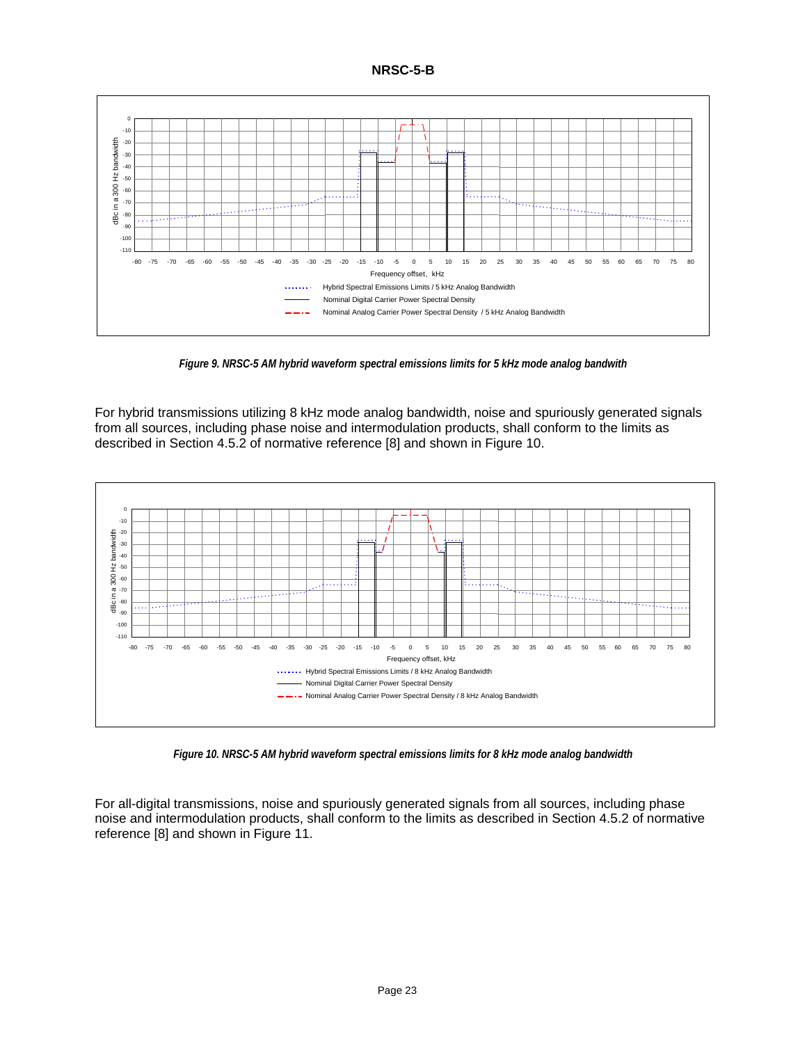0
-10
-20
-30
-40
-50
-60
-70
-80
-90
-100
-110

dBc in a 300 Hz bandwidth

-80 -75 -70 -65 -60 -55 -50 -45 -40 -35 -30 -25 -20 -15 -10 -5 0 5 10 15 20 25 30 35 40 45 50 55 60 65 70 75 80

Frequency offset, kHz

Hybrid Spectral Emissions Limits / 5 kHz Analog Bandwidth

Nominal Digital Carrier Power Spectral Density

Nominal Analog Carrier Power Spectral Density / 5 kHz Analog Bandwidth

*Figure 9. NRSC-5 AM hybrid waveform spectral emissions limits for 5 kHz mode analog bandwith*

For hybrid transmissions utilizing 8 kHz mode analog bandwidth, noise and spuriously generated signals from all sources, including phase noise and intermodulation products, shall conform to the limits as described in Section 4.5.2 of normative reference [8] and shown in Figure 10.

0
-10
-20
-30
-40
-50
-60
-70
-80
-90
-100
-110

dBc in a 300 Hz bandwidth

-80 -75 -70 -65 -60 -55 -50 -45 -40 -35 -30 -25 -20 -15 -10 -5 0 5 10 15 20 25 30 35 40 45 50 55 60 65 70 75 80

Frequency offset, kHz

Hybrid Spectral Emissions Limits / 8 kHz Analog Bandwidth

Nominal Digital Carrier Power Spectral Density

Nominal Analog Carrier Power Spectral Density / 8 kHz Analog Bandwidth

*Figure 10. NRSC-5 AM hybrid waveform spectral emissions limits for 8 kHz mode analog bandwidth*

For all-digital transmissions, noise and spuriously generated signals from all sources, including phase noise and intermodulation products, shall conform to the limits as described in Section 4.5.2 of normative reference [8] and shown in Figure 11.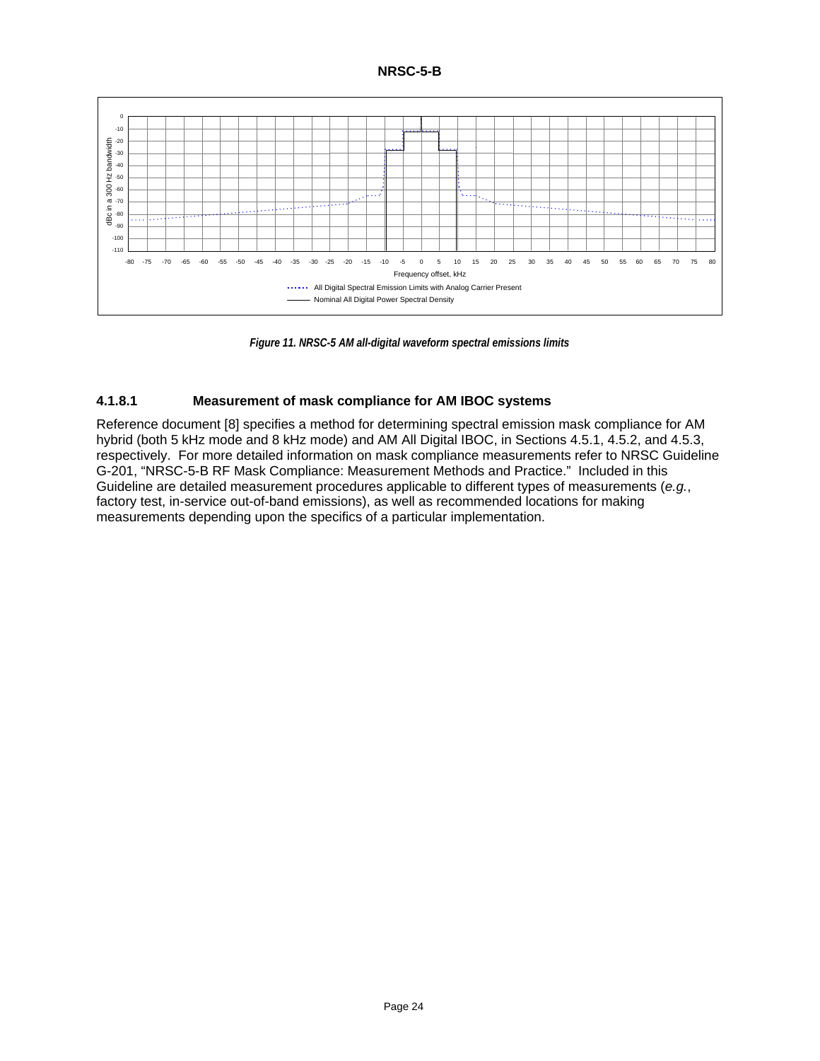*Figure 11. NRSC-5 AM all-digital waveform spectral emissions limits*

#### 4.1.8.1 Measurement of mask compliance for AM IBOC systems

Reference document [8] specifies a method for determining spectral emission mask compliance for AM hybrid (both 5 kHz mode and 8 kHz mode) and AM All Digital IBOC, in Sections 4.5.1, 4.5.2, and 4.5.3, respectively. For more detailed information on mask compliance measurements refer to NRSC Guideline G-201, "NRSC-5-B RF Mask Compliance: Measurement Methods and Practice." Included in this Guideline are detailed measurement procedures applicable to different types of measurements (*e.g.*, factory test, in-service out-of-band emissions), as well as recommended locations for making measurements depending upon the specifics of a particular implementation.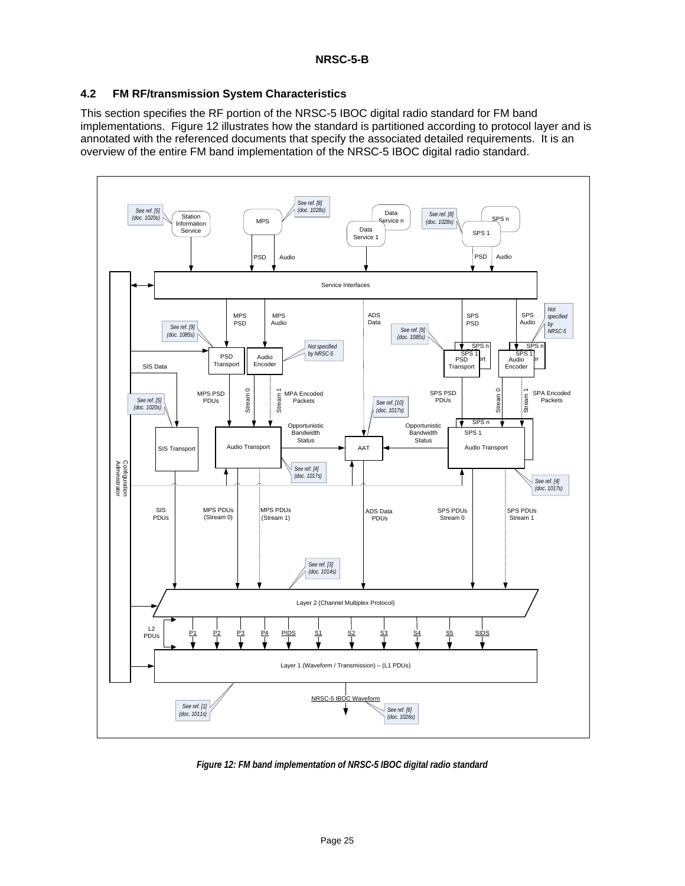## 4.2 FM RF/transmission System Characteristics

This section specifies the RF portion of the NRSC-5 IBOC digital radio standard for FM band implementations. Figure 12 illustrates how the standard is partitioned according to protocol layer and is annotated with the referenced documents that specify the associated detailed requirements. It is an overview of the entire FM band implementation of the NRSC-5 IBOC digital radio standard.

See ref. [5] (doc. 1020s)
Station Information Service
MPS
See ref. [8] (doc. 1028s)
Data Service n
Data Service 1
See ref. [8] (doc. 1028s)
SPS n
SPS 1
PSD
Audio
PSD
Audio
Service Interfaces
Configuration Administrator
MPS PSD
MPS Audio
ADS Data
SPS PSD
SPS Audio
Not specified by NRSC-5
See ref. [9] (doc. 1085s)
See ref. [9] (doc. 1085s)
SIS Data
PSD Transport
Audio Encoder
Not specified by NRSC-5
SPS n
SPS 1
PSD Transport
SPS n
SPS 1
Audio Encoder
MPS PSD PDUs
Stream 0
Stream 1
MPA Encoded Packets
SPS PSD PDUs
Stream 0
Stream 1
SPA Encoded Packets
See ref. [5] (doc. 1020s)
See ref. [10] (doc. 1017s)
Opportunistic Bandwidth Status
Opportunistic Bandwidth Status
SPS n
SPS 1
SIS Transport
Audio Transport
AAT
Audio Transport
See ref. [4] (doc. 1017s)
See ref. [4] (doc. 1017s)
SIS PDUs
MPS PDUs (Stream 0)
MPS PDUs (Stream 1)
ADS Data PDUs
SPS PDUs Stream 0
SPS PDUs Stream 1
See ref. [3] (doc. 1014s)
Layer 2 (Channel Multiplex Protocol)
L2 PDUs
P1 P2 P3 P4 PIDS S1 S2 S3 S4 S5 SIDS
Layer 1 (Waveform / Transmission) – (L1 PDUs)
NRSC-5 IBOC Waveform
See ref. [1] (doc. 1011s)
See ref. [6] (doc. 1026s)

*Figure 12: FM band implementation of NRSC-5 IBOC digital radio standard*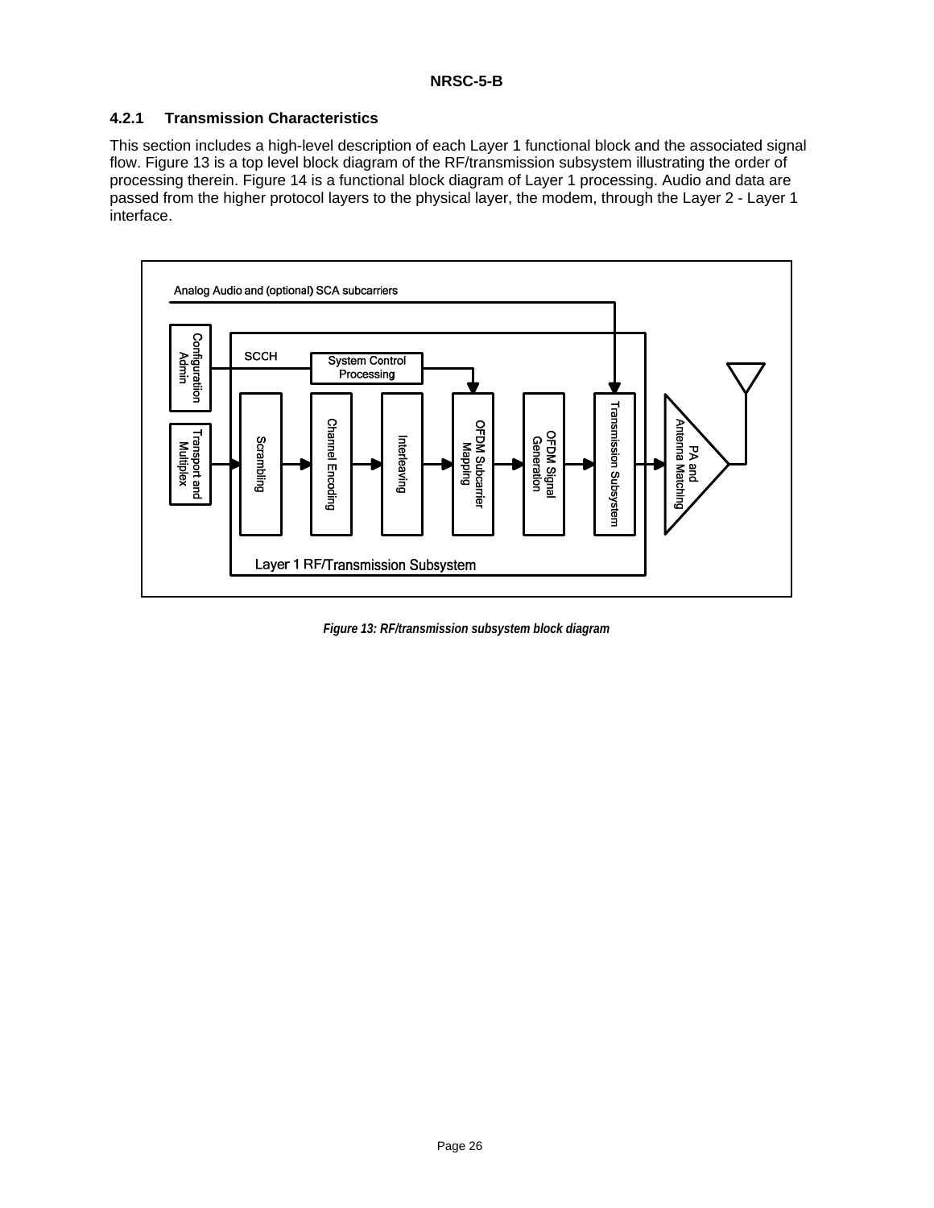### 4.2.1 Transmission Characteristics

This section includes a high-level description of each Layer 1 functional block and the associated signal flow. Figure 13 is a top level block diagram of the RF/transmission subsystem illustrating the order of processing therein. Figure 14 is a functional block diagram of Layer 1 processing. Audio and data are passed from the higher protocol layers to the physical layer, the modem, through the Layer 2 - Layer 1 interface.

Analog Audio and (optional) SCA subcarriers

Configuration Admin

SCCH

System Control Processing

Transport and Multiplex

Scrambling

Channel Encoding

Interleaving

OFDM Subcarrier Mapping

OFDM Signal Generation

Transmission Subsystem

PA and Antenna Matching

Layer 1 RF/Transmission Subsystem

*Figure 13: RF/transmission subsystem block diagram*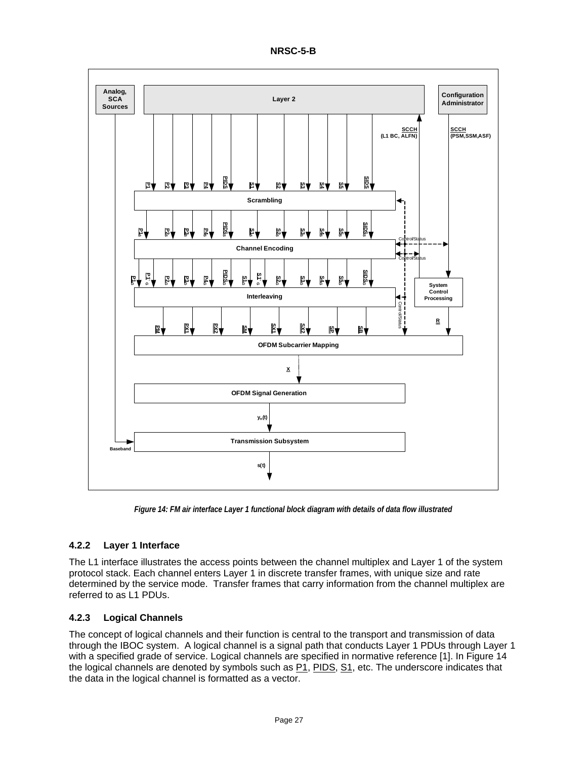Analog, SCA Sources

Layer 2

Configuration Administrator

SCCH (L1 BC, ALFN)

SCCH (PSM,SSM,ASF)

P1 P2 P3 P4 PIDS S1 S2 S3 S4 S5 SIDS

Scrambling

$P1_S$ $P2_S$ $P3_S$ $P4_S$ $PIDS_S$ $S1_S$ $S2_S$ $S3_S$ $S4_S$ $S5_S$ $SIDS_S$

Control/Status

Channel Encoding

Control/Status

$P1'_G$ $P1_G$ $P2_G$ $P3_G$ $P4_G$ $PIDS_G$ $S1_G$ $S1'_G$ $S2_G$ $S3_G$ $S4_G$ $S5_G$ $SIDS_G$

Interleaving

Control/Status

System Control Processing

PM PX1 PX2 SM SX1 SX2 SP SB

R

OFDM Subcarrier Mapping

X

OFDM Signal Generation

$y_n(t)$

Baseband

Transmission Subsystem

s(t)

*Figure 14: FM air interface Layer 1 functional block diagram with details of data flow illustrated*

### 4.2.2 Layer 1 Interface

The L1 interface illustrates the access points between the channel multiplex and Layer 1 of the system protocol stack. Each channel enters Layer 1 in discrete transfer frames, with unique size and rate determined by the service mode. Transfer frames that carry information from the channel multiplex are referred to as L1 PDUs.

### 4.2.3 Logical Channels

The concept of logical channels and their function is central to the transport and transmission of data through the IBOC system. A logical channel is a signal path that conducts Layer 1 PDUs through Layer 1 with a specified grade of service. Logical channels are specified in normative reference [1]. In Figure 14 the logical channels are denoted by symbols such as P1, PIDS, S1, etc. The underscore indicates that the data in the logical channel is formatted as a vector.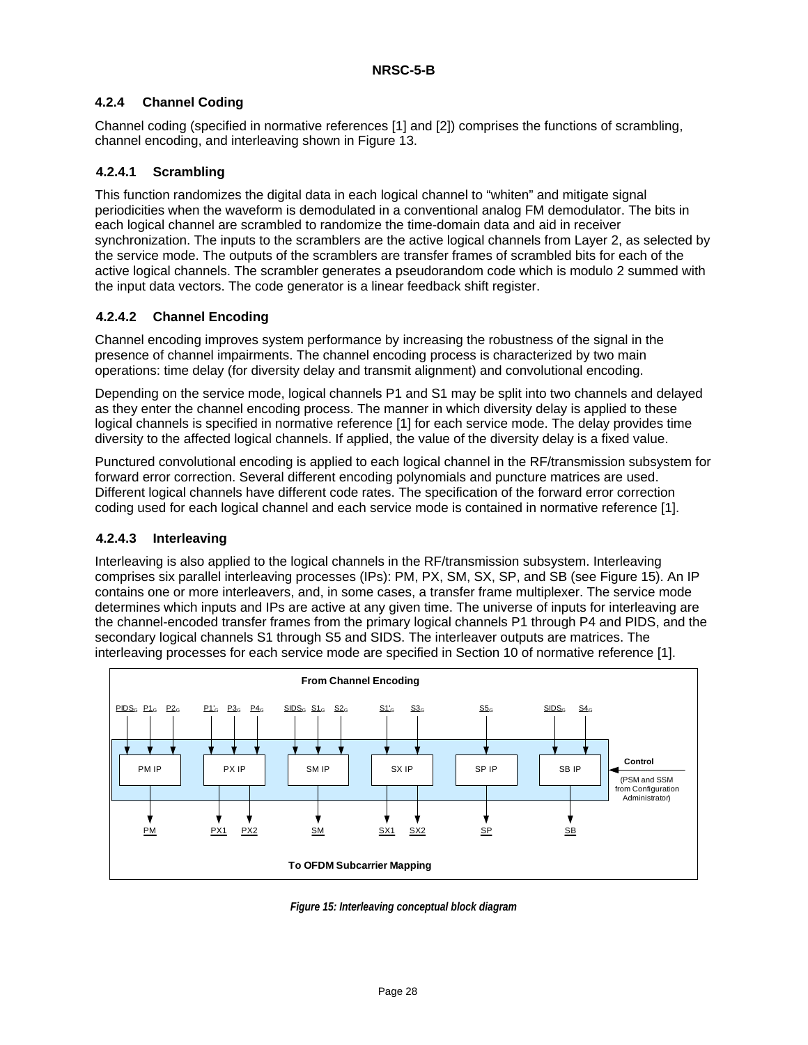### 4.2.4 Channel Coding

Channel coding (specified in normative references [1] and [2]) comprises the functions of scrambling, channel encoding, and interleaving shown in Figure 13.

#### 4.2.4.1 Scrambling

This function randomizes the digital data in each logical channel to “whiten” and mitigate signal periodicities when the waveform is demodulated in a conventional analog FM demodulator. The bits in each logical channel are scrambled to randomize the time-domain data and aid in receiver synchronization. The inputs to the scramblers are the active logical channels from Layer 2, as selected by the service mode. The outputs of the scramblers are transfer frames of scrambled bits for each of the active logical channels. The scrambler generates a pseudorandom code which is modulo 2 summed with the input data vectors. The code generator is a linear feedback shift register.

#### 4.2.4.2 Channel Encoding

Channel encoding improves system performance by increasing the robustness of the signal in the presence of channel impairments. The channel encoding process is characterized by two main operations: time delay (for diversity delay and transmit alignment) and convolutional encoding.

Depending on the service mode, logical channels P1 and S1 may be split into two channels and delayed as they enter the channel encoding process. The manner in which diversity delay is applied to these logical channels is specified in normative reference [1] for each service mode. The delay provides time diversity to the affected logical channels. If applied, the value of the diversity delay is a fixed value.

Punctured convolutional encoding is applied to each logical channel in the RF/transmission subsystem for forward error correction. Several different encoding polynomials and puncture matrices are used. Different logical channels have different code rates. The specification of the forward error correction coding used for each logical channel and each service mode is contained in normative reference [1].

#### 4.2.4.3 Interleaving

Interleaving is also applied to the logical channels in the RF/transmission subsystem. Interleaving comprises six parallel interleaving processes (IPs): PM, PX, SM, SX, SP, and SB (see Figure 15). An IP contains one or more interleavers, and, in some cases, a transfer frame multiplexer. The service mode determines which inputs and IPs are active at any given time. The universe of inputs for interleaving are the channel-encoded transfer frames from the primary logical channels P1 through P4 and PIDS, and the secondary logical channels S1 through S5 and SIDS. The interleaver outputs are matrices. The interleaving processes for each service mode are specified in Section 10 of normative reference [1].

From Channel Encoding

$PIDS_G$ $P1_G$ $P2_G$ $P1'_G$ $P3_G$ $P4_G$ $SIDS_G$ $S1_G$ $S2_G$ $S1'_G$ $S3_G$ $S5_G$ $SIDS_G$ $S4_G$

PM IP PX IP SM IP SX IP SP IP SB IP

Control

(PSM and SSM from Configuration Administrator)

PM PX1 PX2 SM SX1 SX2 SP SB

To OFDM Subcarrier Mapping

*Figure 15: Interleaving conceptual block diagram*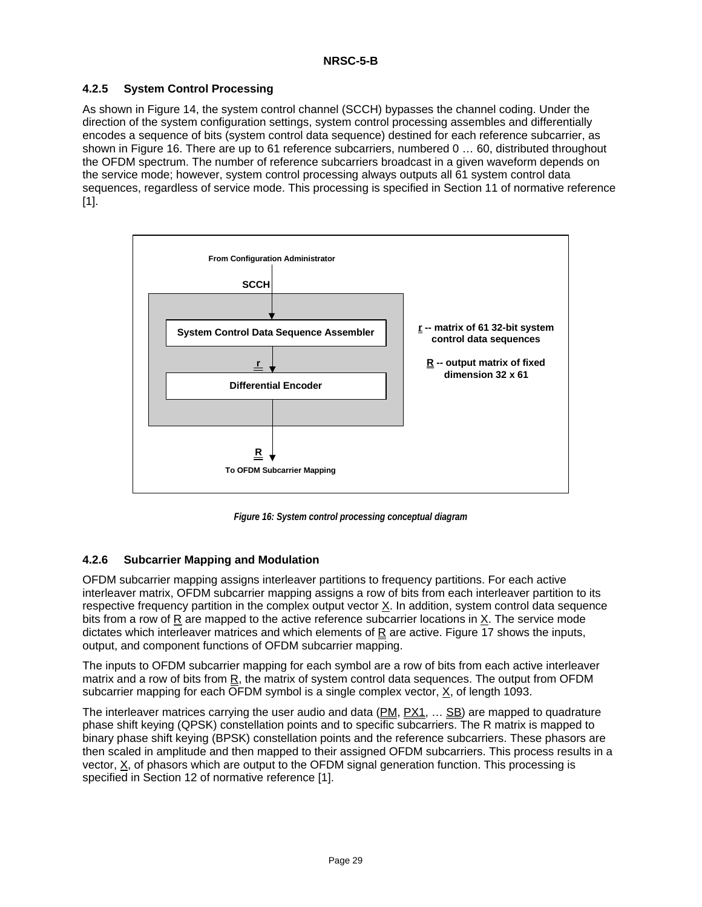### 4.2.5 System Control Processing

As shown in Figure 14, the system control channel (SCCH) bypasses the channel coding. Under the direction of the system configuration settings, system control processing assembles and differentially encodes a sequence of bits (system control data sequence) destined for each reference subcarrier, as shown in Figure 16. There are up to 61 reference subcarriers, numbered 0 … 60, distributed throughout the OFDM spectrum. The number of reference subcarriers broadcast in a given waveform depends on the service mode; however, system control processing always outputs all 61 system control data sequences, regardless of service mode. This processing is specified in Section 11 of normative reference [1].

From Configuration Administrator

SCCH

System Control Data Sequence Assembler

r

Differential Encoder

R

To OFDM Subcarrier Mapping

r -- matrix of 61 32-bit system control data sequences

R -- output matrix of fixed dimension 32 x 61

*Figure 16: System control processing conceptual diagram*

### 4.2.6 Subcarrier Mapping and Modulation

OFDM subcarrier mapping assigns interleaver partitions to frequency partitions. For each active interleaver matrix, OFDM subcarrier mapping assigns a row of bits from each interleaver partition to its respective frequency partition in the complex output vector X. In addition, system control data sequence bits from a row of R are mapped to the active reference subcarrier locations in X. The service mode dictates which interleaver matrices and which elements of R are active. Figure 17 shows the inputs, output, and component functions of OFDM subcarrier mapping.

The inputs to OFDM subcarrier mapping for each symbol are a row of bits from each active interleaver matrix and a row of bits from R, the matrix of system control data sequences. The output from OFDM subcarrier mapping for each OFDM symbol is a single complex vector, X, of length 1093.

The interleaver matrices carrying the user audio and data (PM, PX1, … SB) are mapped to quadrature phase shift keying (QPSK) constellation points and to specific subcarriers. The R matrix is mapped to binary phase shift keying (BPSK) constellation points and the reference subcarriers. These phasors are then scaled in amplitude and then mapped to their assigned OFDM subcarriers. This process results in a vector, X, of phasors which are output to the OFDM signal generation function. This processing is specified in Section 12 of normative reference [1].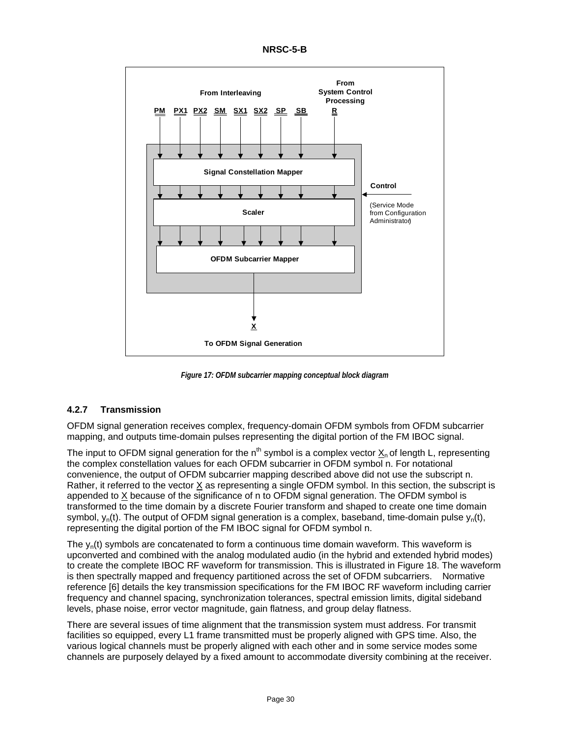From Interleaving

PM PX1 PX2 SM SX1 SX2 SP SB

From System Control Processing

R

Signal Constellation Mapper

Scaler

OFDM Subcarrier Mapper

Control

(Service Mode from Configuration Administrator)

X

To OFDM Signal Generation

*Figure 17: OFDM subcarrier mapping conceptual block diagram*

### 4.2.7 Transmission

OFDM signal generation receives complex, frequency-domain OFDM symbols from OFDM subcarrier mapping, and outputs time-domain pulses representing the digital portion of the FM IBOC signal.

The input to OFDM signal generation for the $n^{th}$ symbol is a complex vector $\underline{X}_n$ of length L, representing the complex constellation values for each OFDM subcarrier in OFDM symbol n. For notational convenience, the output of OFDM subcarrier mapping described above did not use the subscript n. Rather, it referred to the vector $\underline{X}$ as representing a single OFDM symbol. In this section, the subscript is appended to $\underline{X}$ because of the significance of n to OFDM signal generation. The OFDM symbol is transformed to the time domain by a discrete Fourier transform and shaped to create one time domain symbol, $y_n(t)$. The output of OFDM signal generation is a complex, baseband, time-domain pulse $y_n(t)$, representing the digital portion of the FM IBOC signal for OFDM symbol n.

The $y_n(t)$ symbols are concatenated to form a continuous time domain waveform. This waveform is upconverted and combined with the analog modulated audio (in the hybrid and extended hybrid modes) to create the complete IBOC RF waveform for transmission. This is illustrated in Figure 18. The waveform is then spectrally mapped and frequency partitioned across the set of OFDM subcarriers. Normative reference [6] details the key transmission specifications for the FM IBOC RF waveform including carrier frequency and channel spacing, synchronization tolerances, spectral emission limits, digital sideband levels, phase noise, error vector magnitude, gain flatness, and group delay flatness.

There are several issues of time alignment that the transmission system must address. For transmit facilities so equipped, every L1 frame transmitted must be properly aligned with GPS time. Also, the various logical channels must be properly aligned with each other and in some service modes some channels are purposely delayed by a fixed amount to accommodate diversity combining at the receiver.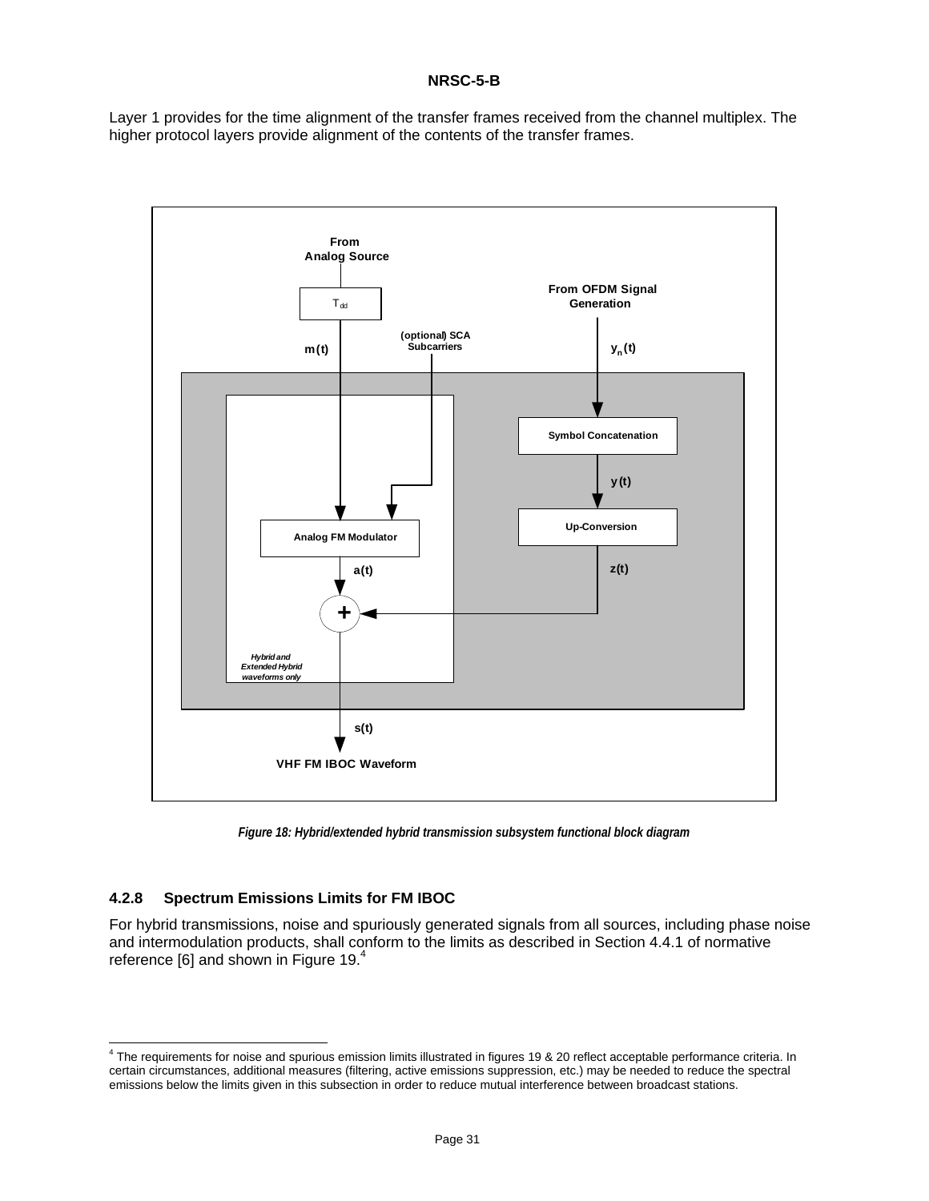Layer 1 provides for the time alignment of the transfer frames received from the channel multiplex. The higher protocol layers provide alignment of the contents of the transfer frames.

From Analog Source

$T_{dd}$

m(t)

(optional) SCA Subcarriers

From OFDM Signal Generation

$y_n(t)$

Symbol Concatenation

y(t)

Up-Conversion

z(t)

Analog FM Modulator

a(t)

+

Hybrid and Extended Hybrid waveforms only

s(t)

VHF FM IBOC Waveform

*Figure 18: Hybrid/extended hybrid transmission subsystem functional block diagram*

### 4.2.8 Spectrum Emissions Limits for FM IBOC

For hybrid transmissions, noise and spuriously generated signals from all sources, including phase noise and intermodulation products, shall conform to the limits as described in Section 4.4.1 of normative reference [6] and shown in Figure 19.[4]

[4] The requirements for noise and spurious emission limits illustrated in figures 19 & 20 reflect acceptable performance criteria. In certain circumstances, additional measures (filtering, active emissions suppression, etc.) may be needed to reduce the spectral emissions below the limits given in this subsection in order to reduce mutual interference between broadcast stations.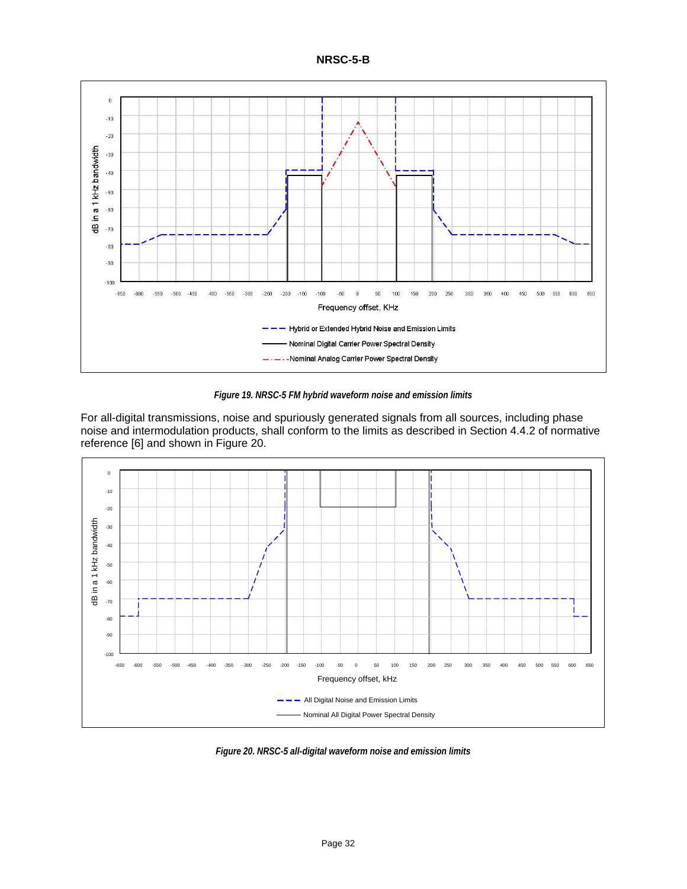0
-10
-20
-30
-40
-50
-60
-70
-80
-90
-100

dB in a 1 kHz bandwidth

-650 -600 -550 -500 -450 -400 -350 -300 -250 -200 -150 -100 -50 0 50 100 150 200 250 300 350 400 450 500 550 600 650

Frequency offset, KHz

Hybrid or Extended Hybrid Noise and Emission Limits
Nominal Digital Carrier Power Spectral Density
Nominal Analog Carrier Power Spectral Density

*Figure 19. NRSC-5 FM hybrid waveform noise and emission limits*

For all-digital transmissions, noise and spuriously generated signals from all sources, including phase noise and intermodulation products, shall conform to the limits as described in Section 4.4.2 of normative reference [6] and shown in Figure 20.

0
-10
-20
-30
-40
-50
-60
-70
-80
-90
-100

dB in a 1 kHz bandwidth

-650 -600 -550 -500 -450 -400 -350 -300 -250 -200 -150 -100 -50 0 50 100 150 200 250 300 350 400 450 500 550 600 650

Frequency offset, kHz

All Digital Noise and Emission Limits
Nominal All Digital Power Spectral Density

*Figure 20. NRSC-5 all-digital waveform noise and emission limits*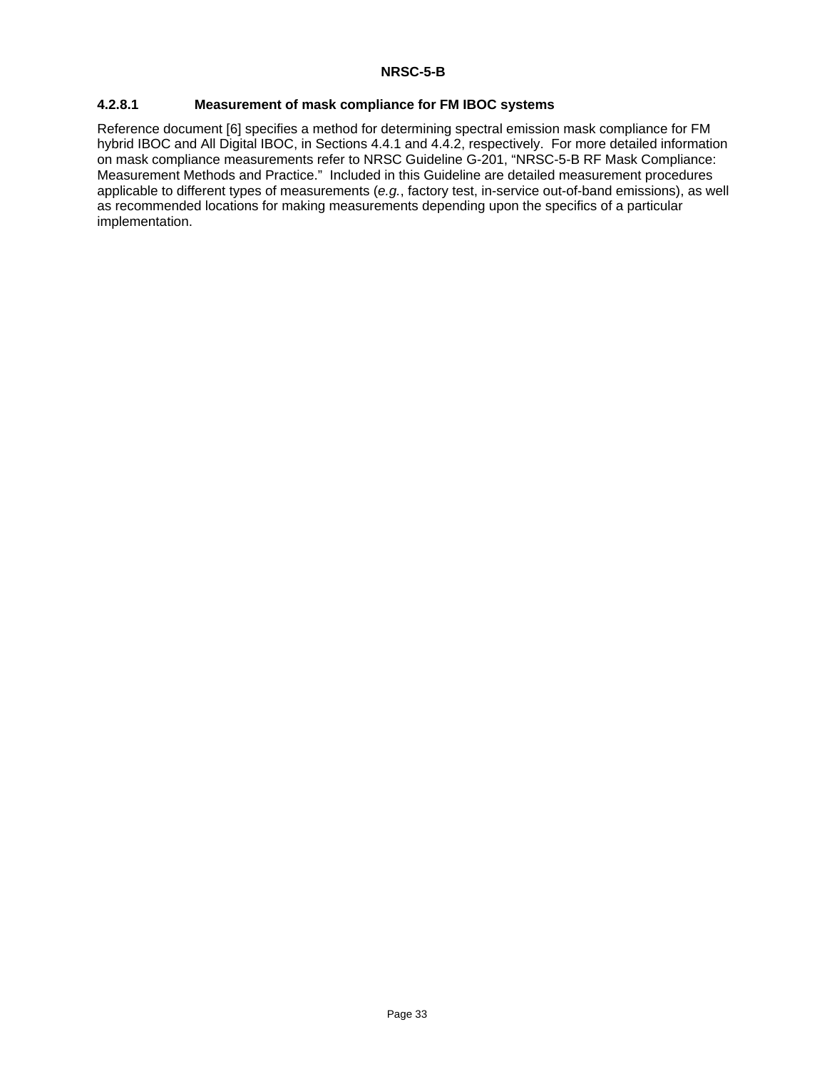#### 4.2.8.1 Measurement of mask compliance for FM IBOC systems

Reference document [6] specifies a method for determining spectral emission mask compliance for FM hybrid IBOC and All Digital IBOC, in Sections 4.4.1 and 4.4.2, respectively. For more detailed information on mask compliance measurements refer to NRSC Guideline G-201, "NRSC-5-B RF Mask Compliance: Measurement Methods and Practice." Included in this Guideline are detailed measurement procedures applicable to different types of measurements (*e.g.*, factory test, in-service out-of-band emissions), as well as recommended locations for making measurements depending upon the specifics of a particular implementation.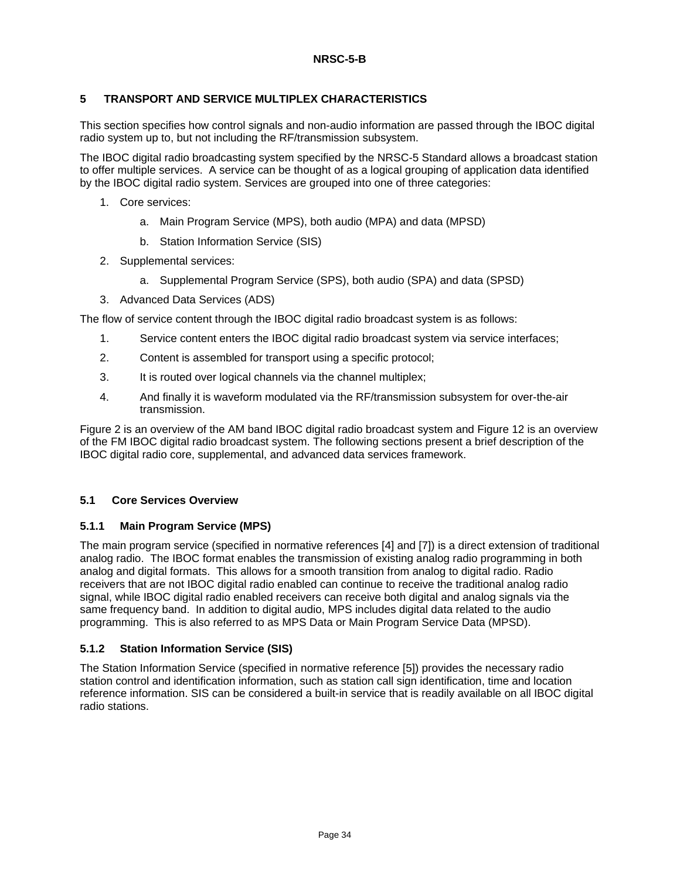# 5 TRANSPORT AND SERVICE MULTIPLEX CHARACTERISTICS

This section specifies how control signals and non-audio information are passed through the IBOC digital radio system up to, but not including the RF/transmission subsystem.

The IBOC digital radio broadcasting system specified by the NRSC-5 Standard allows a broadcast station to offer multiple services. A service can be thought of as a logical grouping of application data identified by the IBOC digital radio system. Services are grouped into one of three categories:

1. Core services:
    a. Main Program Service (MPS), both audio (MPA) and data (MPSD)
    b. Station Information Service (SIS)
2. Supplemental services:
    a. Supplemental Program Service (SPS), both audio (SPA) and data (SPSD)
3. Advanced Data Services (ADS)

The flow of service content through the IBOC digital radio broadcast system is as follows:

1. Service content enters the IBOC digital radio broadcast system via service interfaces;
2. Content is assembled for transport using a specific protocol;
3. It is routed over logical channels via the channel multiplex;
4. And finally it is waveform modulated via the RF/transmission subsystem for over-the-air transmission.

Figure 2 is an overview of the AM band IBOC digital radio broadcast system and Figure 12 is an overview of the FM IBOC digital radio broadcast system. The following sections present a brief description of the IBOC digital radio core, supplemental, and advanced data services framework.

## 5.1 Core Services Overview

### 5.1.1 Main Program Service (MPS)

The main program service (specified in normative references [4] and [7]) is a direct extension of traditional analog radio. The IBOC format enables the transmission of existing analog radio programming in both analog and digital formats. This allows for a smooth transition from analog to digital radio. Radio receivers that are not IBOC digital radio enabled can continue to receive the traditional analog radio signal, while IBOC digital radio enabled receivers can receive both digital and analog signals via the same frequency band. In addition to digital audio, MPS includes digital data related to the audio programming. This is also referred to as MPS Data or Main Program Service Data (MPSD).

### 5.1.2 Station Information Service (SIS)

The Station Information Service (specified in normative reference [5]) provides the necessary radio station control and identification information, such as station call sign identification, time and location reference information. SIS can be considered a built-in service that is readily available on all IBOC digital radio stations.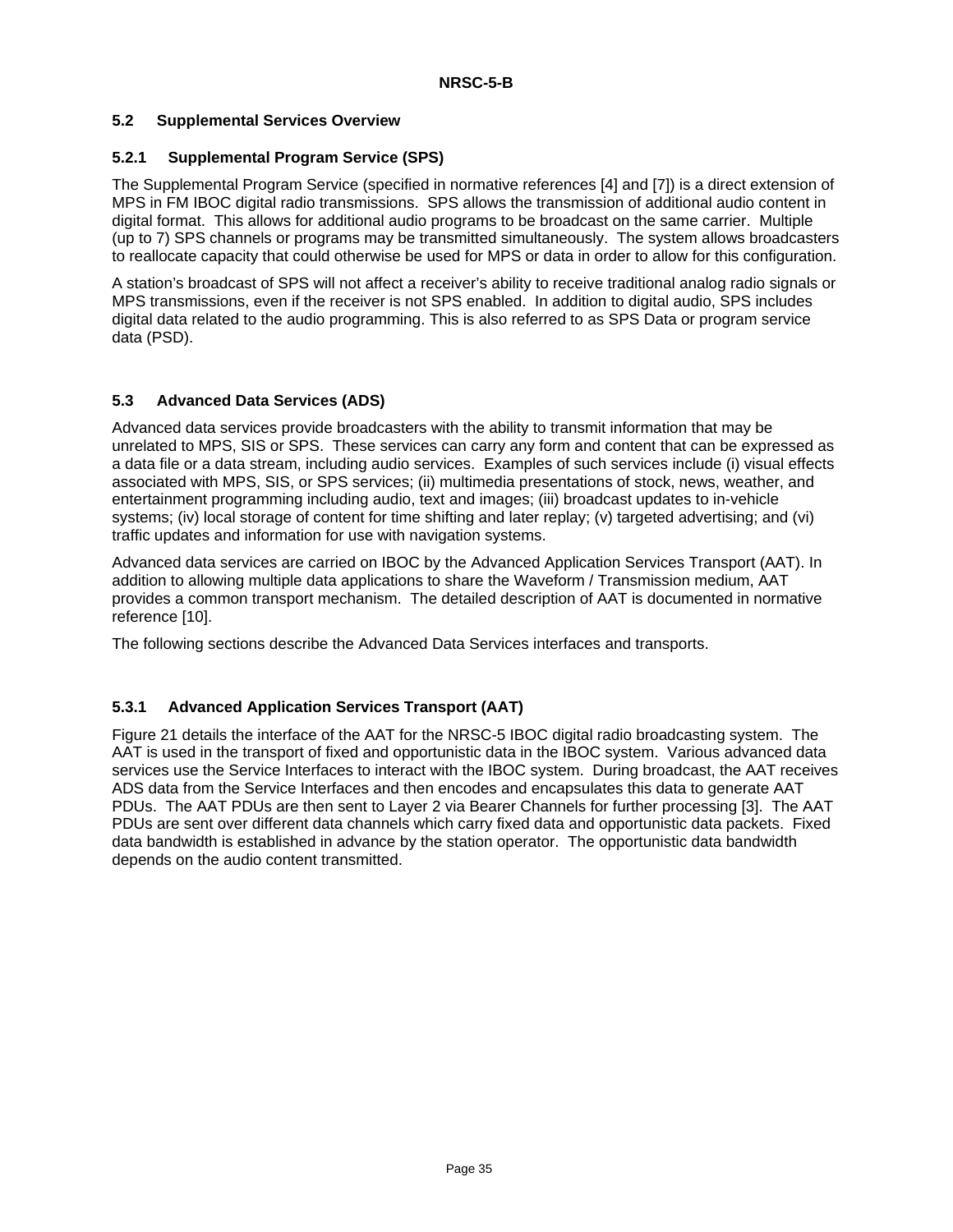## 5.2 Supplemental Services Overview

### 5.2.1 Supplemental Program Service (SPS)

The Supplemental Program Service (specified in normative references [4] and [7]) is a direct extension of MPS in FM IBOC digital radio transmissions. SPS allows the transmission of additional audio content in digital format. This allows for additional audio programs to be broadcast on the same carrier. Multiple (up to 7) SPS channels or programs may be transmitted simultaneously. The system allows broadcasters to reallocate capacity that could otherwise be used for MPS or data in order to allow for this configuration.

A station's broadcast of SPS will not affect a receiver's ability to receive traditional analog radio signals or MPS transmissions, even if the receiver is not SPS enabled. In addition to digital audio, SPS includes digital data related to the audio programming. This is also referred to as SPS Data or program service data (PSD).

## 5.3 Advanced Data Services (ADS)

Advanced data services provide broadcasters with the ability to transmit information that may be unrelated to MPS, SIS or SPS. These services can carry any form and content that can be expressed as a data file or a data stream, including audio services. Examples of such services include (i) visual effects associated with MPS, SIS, or SPS services; (ii) multimedia presentations of stock, news, weather, and entertainment programming including audio, text and images; (iii) broadcast updates to in-vehicle systems; (iv) local storage of content for time shifting and later replay; (v) targeted advertising; and (vi) traffic updates and information for use with navigation systems.

Advanced data services are carried on IBOC by the Advanced Application Services Transport (AAT). In addition to allowing multiple data applications to share the Waveform / Transmission medium, AAT provides a common transport mechanism. The detailed description of AAT is documented in normative reference [10].

The following sections describe the Advanced Data Services interfaces and transports.

### 5.3.1 Advanced Application Services Transport (AAT)

Figure 21 details the interface of the AAT for the NRSC-5 IBOC digital radio broadcasting system. The AAT is used in the transport of fixed and opportunistic data in the IBOC system. Various advanced data services use the Service Interfaces to interact with the IBOC system. During broadcast, the AAT receives ADS data from the Service Interfaces and then encodes and encapsulates this data to generate AAT PDUs. The AAT PDUs are then sent to Layer 2 via Bearer Channels for further processing [3]. The AAT PDUs are sent over different data channels which carry fixed data and opportunistic data packets. Fixed data bandwidth is established in advance by the station operator. The opportunistic data bandwidth depends on the audio content transmitted.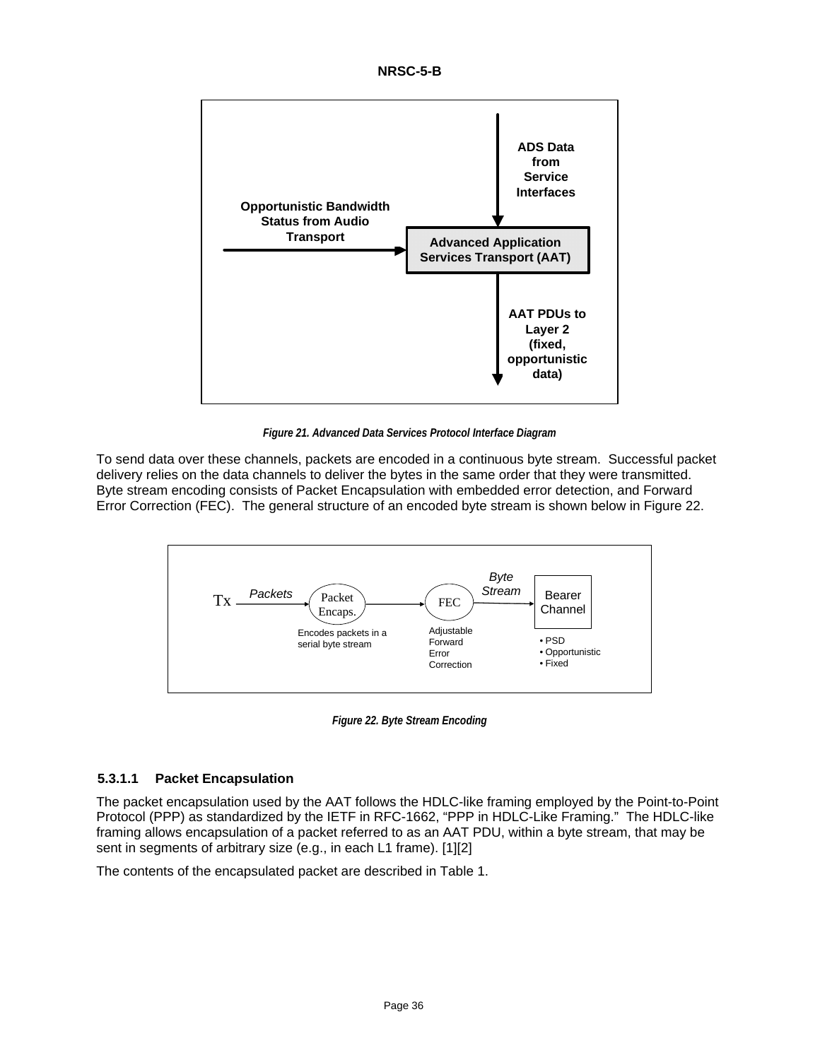ADS Data from Service Interfaces

Opportunistic Bandwidth Status from Audio Transport

Advanced Application Services Transport (AAT)

AAT PDUs to Layer 2 (fixed, opportunistic data)

*Figure 21. Advanced Data Services Protocol Interface Diagram*

To send data over these channels, packets are encoded in a continuous byte stream. Successful packet delivery relies on the data channels to deliver the bytes in the same order that they were transmitted. Byte stream encoding consists of Packet Encapsulation with embedded error detection, and Forward Error Correction (FEC). The general structure of an encoded byte stream is shown below in Figure 22.

Tx

Packets

Packet Encaps.

Encodes packets in a serial byte stream

FEC

Adjustable Forward Error Correction

Byte Stream

Bearer Channel

• PSD
• Opportunistic
• Fixed

*Figure 22. Byte Stream Encoding*

#### 5.3.1.1 Packet Encapsulation

The packet encapsulation used by the AAT follows the HDLC-like framing employed by the Point-to-Point Protocol (PPP) as standardized by the IETF in RFC-1662, "PPP in HDLC-Like Framing." The HDLC-like framing allows encapsulation of a packet referred to as an AAT PDU, within a byte stream, that may be sent in segments of arbitrary size (e.g., in each L1 frame). [1][2]

The contents of the encapsulated packet are described in Table 1.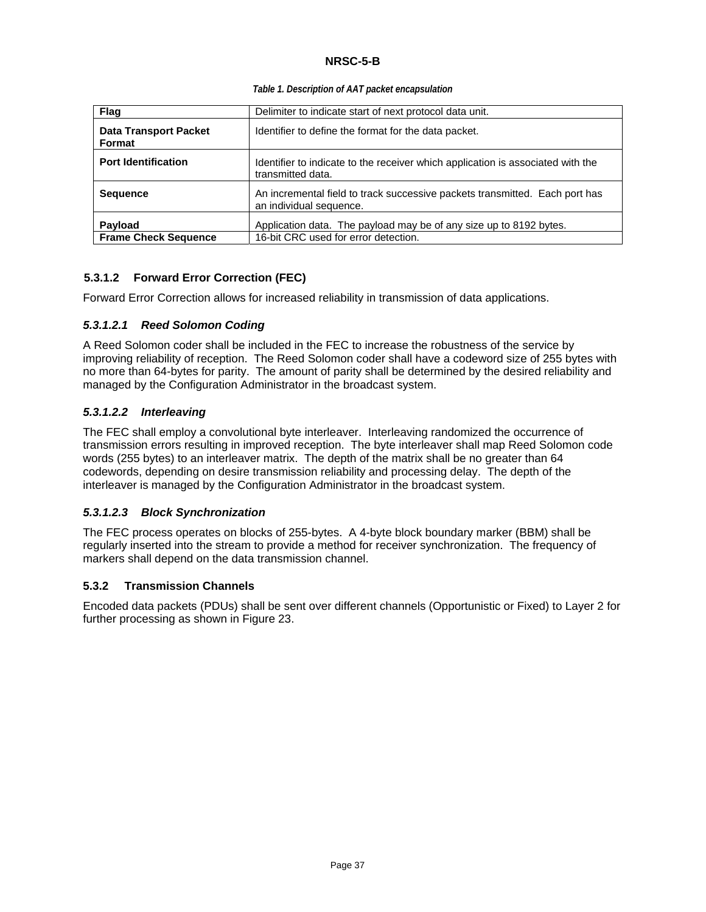*Table 1. Description of AAT packet encapsulation*

| | |
|---|---|
| **Flag** | Delimiter to indicate start of next protocol data unit. |
| **Data Transport Packet Format** | Identifier to define the format for the data packet. |
| **Port Identification** | Identifier to indicate to the receiver which application is associated with the transmitted data. |
| **Sequence** | An incremental field to track successive packets transmitted. Each port has an individual sequence. |
| **Payload** | Application data. The payload may be of any size up to 8192 bytes. |
| **Frame Check Sequence** | 16-bit CRC used for error detection. |

### 5.3.1.2 Forward Error Correction (FEC)

Forward Error Correction allows for increased reliability in transmission of data applications.

#### *5.3.1.2.1 Reed Solomon Coding*

A Reed Solomon coder shall be included in the FEC to increase the robustness of the service by improving reliability of reception. The Reed Solomon coder shall have a codeword size of 255 bytes with no more than 64-bytes for parity. The amount of parity shall be determined by the desired reliability and managed by the Configuration Administrator in the broadcast system.

#### *5.3.1.2.2 Interleaving*

The FEC shall employ a convolutional byte interleaver. Interleaving randomized the occurrence of transmission errors resulting in improved reception. The byte interleaver shall map Reed Solomon code words (255 bytes) to an interleaver matrix. The depth of the matrix shall be no greater than 64 codewords, depending on desire transmission reliability and processing delay. The depth of the interleaver is managed by the Configuration Administrator in the broadcast system.

#### *5.3.1.2.3 Block Synchronization*

The FEC process operates on blocks of 255-bytes. A 4-byte block boundary marker (BBM) shall be regularly inserted into the stream to provide a method for receiver synchronization. The frequency of markers shall depend on the data transmission channel.

### 5.3.2 Transmission Channels

Encoded data packets (PDUs) shall be sent over different channels (Opportunistic or Fixed) to Layer 2 for further processing as shown in Figure 23.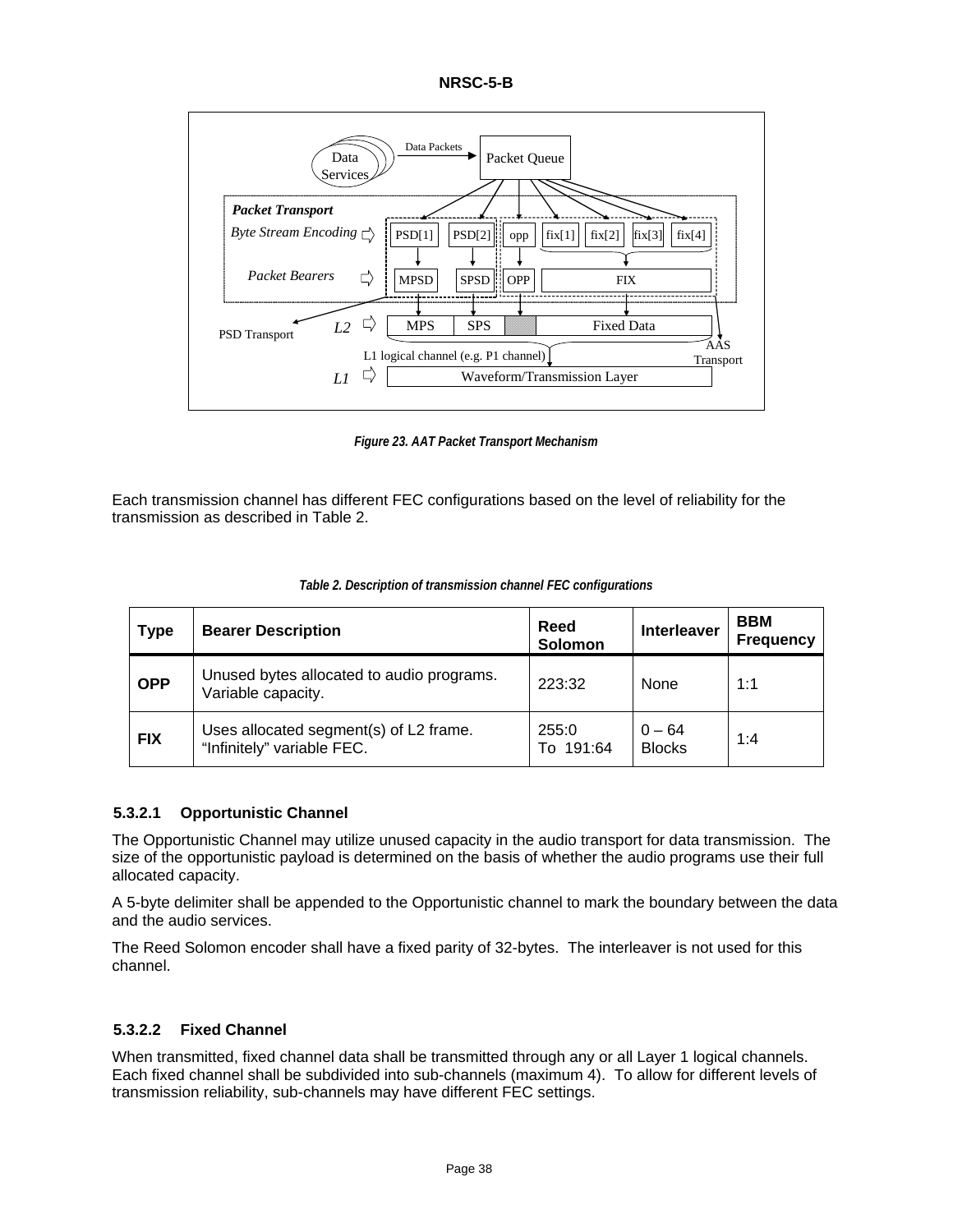*Figure 23. AAT Packet Transport Mechanism*

Each transmission channel has different FEC configurations based on the level of reliability for the transmission as described in Table 2.

*Table 2. Description of transmission channel FEC configurations*

| Type | Bearer Description | Reed Solomon | Interleaver | BBM Frequency |
|---|---|---|---|---|
| **OPP** | Unused bytes allocated to audio programs. Variable capacity. | 223:32 | None | 1:1 |
| **FIX** | Uses allocated segment(s) of L2 frame. "Infinitely" variable FEC. | 255:0 To 191:64 | 0 – 64 Blocks | 1:4 |

### 5.3.2.1 Opportunistic Channel

The Opportunistic Channel may utilize unused capacity in the audio transport for data transmission. The size of the opportunistic payload is determined on the basis of whether the audio programs use their full allocated capacity.

A 5-byte delimiter shall be appended to the Opportunistic channel to mark the boundary between the data and the audio services.

The Reed Solomon encoder shall have a fixed parity of 32-bytes. The interleaver is not used for this channel.

### 5.3.2.2 Fixed Channel

When transmitted, fixed channel data shall be transmitted through any or all Layer 1 logical channels. Each fixed channel shall be subdivided into sub-channels (maximum 4). To allow for different levels of transmission reliability, sub-channels may have different FEC settings.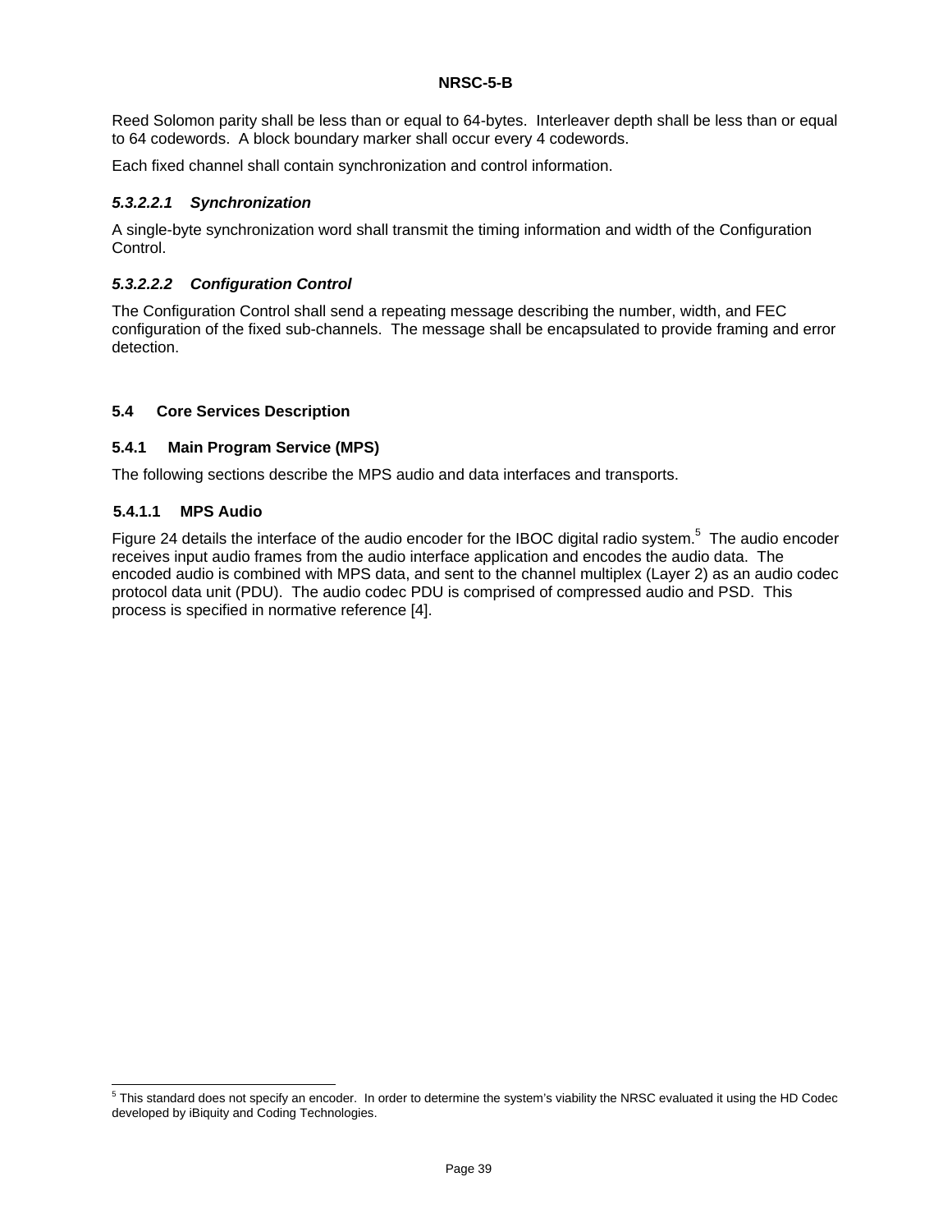Reed Solomon parity shall be less than or equal to 64-bytes. Interleaver depth shall be less than or equal to 64 codewords. A block boundary marker shall occur every 4 codewords.

Each fixed channel shall contain synchronization and control information.

##### *5.3.2.2.1 Synchronization*

A single-byte synchronization word shall transmit the timing information and width of the Configuration Control.

##### *5.3.2.2.2 Configuration Control*

The Configuration Control shall send a repeating message describing the number, width, and FEC configuration of the fixed sub-channels. The message shall be encapsulated to provide framing and error detection.

## 5.4 Core Services Description

### 5.4.1 Main Program Service (MPS)

The following sections describe the MPS audio and data interfaces and transports.

#### 5.4.1.1 MPS Audio

Figure 24 details the interface of the audio encoder for the IBOC digital radio system.[5] The audio encoder receives input audio frames from the audio interface application and encodes the audio data. The encoded audio is combined with MPS data, and sent to the channel multiplex (Layer 2) as an audio codec protocol data unit (PDU). The audio codec PDU is comprised of compressed audio and PSD. This process is specified in normative reference [4].

[5] This standard does not specify an encoder. In order to determine the system's viability the NRSC evaluated it using the HD Codec developed by iBiquity and Coding Technologies.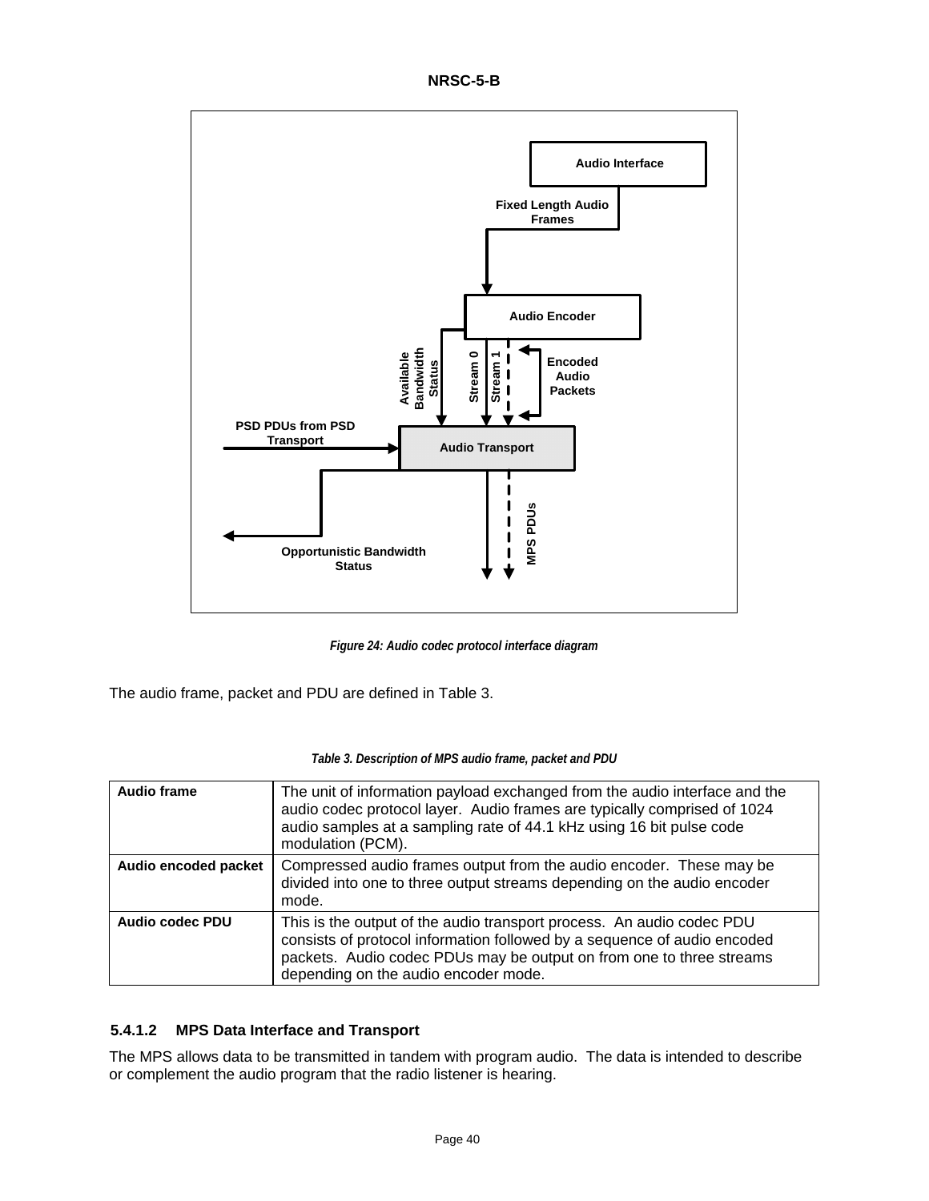Audio Interface

Fixed Length Audio Frames

Audio Encoder

Available Bandwidth Status

Stream 0

Stream 1

Encoded Audio Packets

PSD PDUs from PSD Transport

Audio Transport

Opportunistic Bandwidth Status

MPS PDUs

*Figure 24: Audio codec protocol interface diagram*

The audio frame, packet and PDU are defined in Table 3.

*Table 3. Description of MPS audio frame, packet and PDU*

| | |
|---|---|
| **Audio frame** | The unit of information payload exchanged from the audio interface and the audio codec protocol layer. Audio frames are typically comprised of 1024 audio samples at a sampling rate of 44.1 kHz using 16 bit pulse code modulation (PCM). |
| **Audio encoded packet** | Compressed audio frames output from the audio encoder. These may be divided into one to three output streams depending on the audio encoder mode. |
| **Audio codec PDU** | This is the output of the audio transport process. An audio codec PDU consists of protocol information followed by a sequence of audio encoded packets. Audio codec PDUs may be output on from one to three streams depending on the audio encoder mode. |

#### 5.4.1.2 MPS Data Interface and Transport

The MPS allows data to be transmitted in tandem with program audio. The data is intended to describe or complement the audio program that the radio listener is hearing.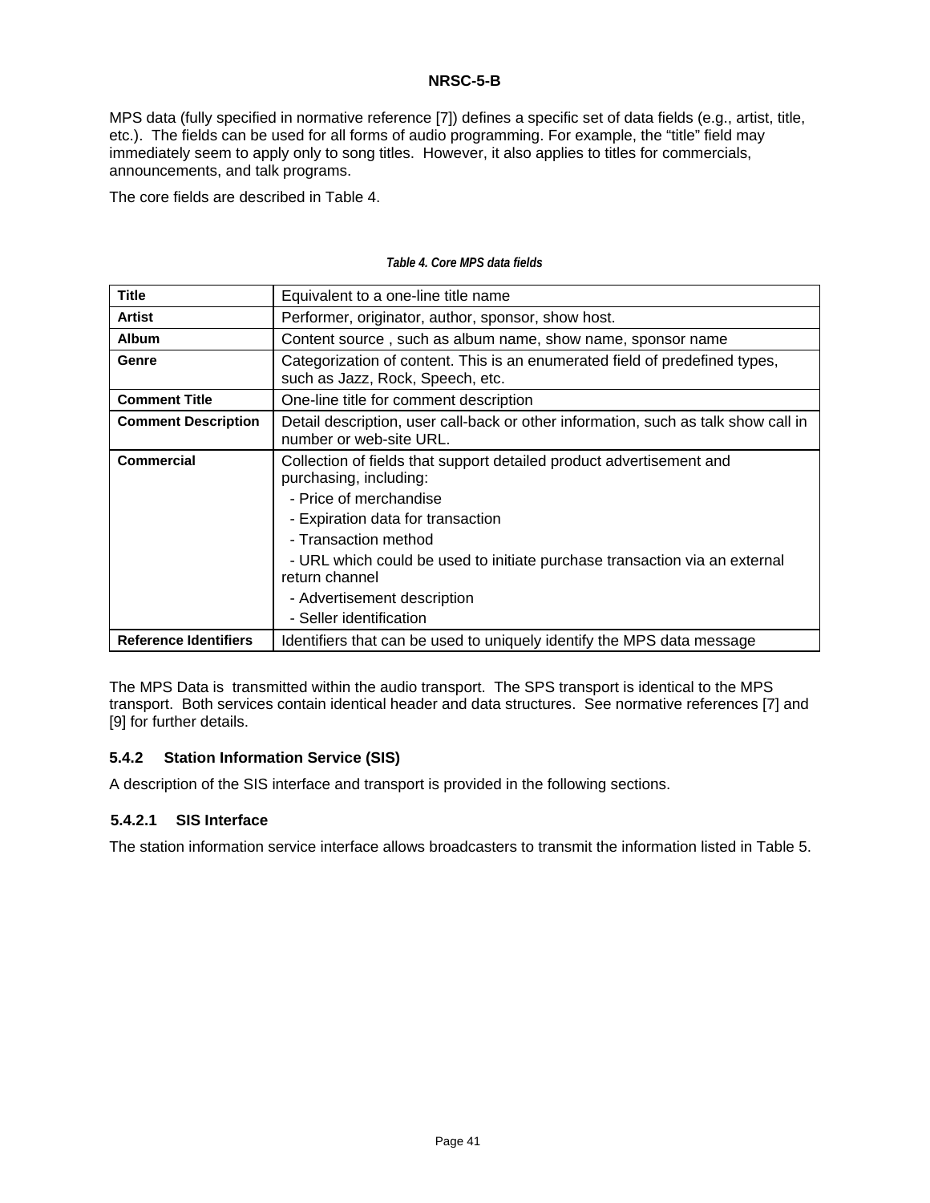MPS data (fully specified in normative reference [7]) defines a specific set of data fields (e.g., artist, title, etc.). The fields can be used for all forms of audio programming. For example, the "title" field may immediately seem to apply only to song titles. However, it also applies to titles for commercials, announcements, and talk programs.

The core fields are described in Table 4.

*Table 4. Core MPS data fields*

| | |
|---|---|
| **Title** | Equivalent to a one-line title name |
| **Artist** | Performer, originator, author, sponsor, show host. |
| **Album** | Content source , such as album name, show name, sponsor name |
| **Genre** | Categorization of content. This is an enumerated field of predefined types, such as Jazz, Rock, Speech, etc. |
| **Comment Title** | One-line title for comment description |
| **Comment Description** | Detail description, user call-back or other information, such as talk show call in number or web-site URL. |
| **Commercial** | Collection of fields that support detailed product advertisement and purchasing, including:<br>- Price of merchandise<br>- Expiration data for transaction<br>- Transaction method<br>- URL which could be used to initiate purchase transaction via an external return channel<br>- Advertisement description<br>- Seller identification |
| **Reference Identifiers** | Identifiers that can be used to uniquely identify the MPS data message |

The MPS Data is transmitted within the audio transport. The SPS transport is identical to the MPS transport. Both services contain identical header and data structures. See normative references [7] and [9] for further details.

### 5.4.2 Station Information Service (SIS)

A description of the SIS interface and transport is provided in the following sections.

#### 5.4.2.1 SIS Interface

The station information service interface allows broadcasters to transmit the information listed in Table 5.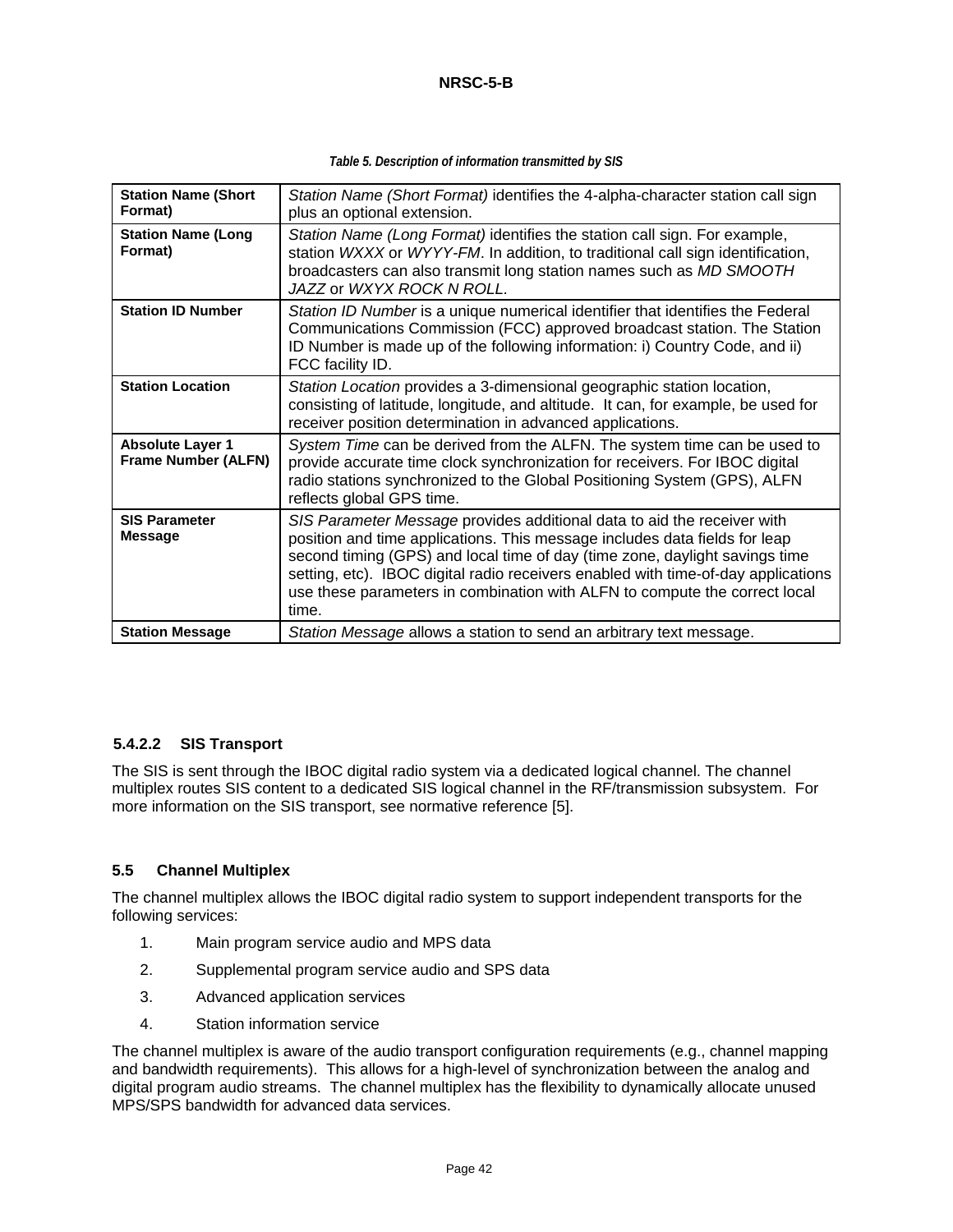*Table 5. Description of information transmitted by SIS*

| | |
|---|---|
| **Station Name (Short Format)** | *Station Name (Short Format)* identifies the 4-alpha-character station call sign plus an optional extension. |
| **Station Name (Long Format)** | *Station Name (Long Format)* identifies the station call sign. For example, station *WXXX* or *WYYY-FM*. In addition, to traditional call sign identification, broadcasters can also transmit long station names such as *MD SMOOTH JAZZ* or *WXYX ROCK N ROLL*. |
| **Station ID Number** | *Station ID Number* is a unique numerical identifier that identifies the Federal Communications Commission (FCC) approved broadcast station. The Station ID Number is made up of the following information: i) Country Code, and ii) FCC facility ID. |
| **Station Location** | *Station Location* provides a 3-dimensional geographic station location, consisting of latitude, longitude, and altitude. It can, for example, be used for receiver position determination in advanced applications. |
| **Absolute Layer 1 Frame Number (ALFN)** | *System Time* can be derived from the ALFN. The system time can be used to provide accurate time clock synchronization for receivers. For IBOC digital radio stations synchronized to the Global Positioning System (GPS), ALFN reflects global GPS time. |
| **SIS Parameter Message** | *SIS Parameter Message* provides additional data to aid the receiver with position and time applications. This message includes data fields for leap second timing (GPS) and local time of day (time zone, daylight savings time setting, etc). IBOC digital radio receivers enabled with time-of-day applications use these parameters in combination with ALFN to compute the correct local time. |
| **Station Message** | *Station Message* allows a station to send an arbitrary text message. |

#### 5.4.2.2 SIS Transport

The SIS is sent through the IBOC digital radio system via a dedicated logical channel. The channel multiplex routes SIS content to a dedicated SIS logical channel in the RF/transmission subsystem. For more information on the SIS transport, see normative reference [5].

### 5.5 Channel Multiplex

The channel multiplex allows the IBOC digital radio system to support independent transports for the following services:

1. Main program service audio and MPS data
2. Supplemental program service audio and SPS data
3. Advanced application services
4. Station information service

The channel multiplex is aware of the audio transport configuration requirements (e.g., channel mapping and bandwidth requirements). This allows for a high-level of synchronization between the analog and digital program audio streams. The channel multiplex has the flexibility to dynamically allocate unused MPS/SPS bandwidth for advanced data services.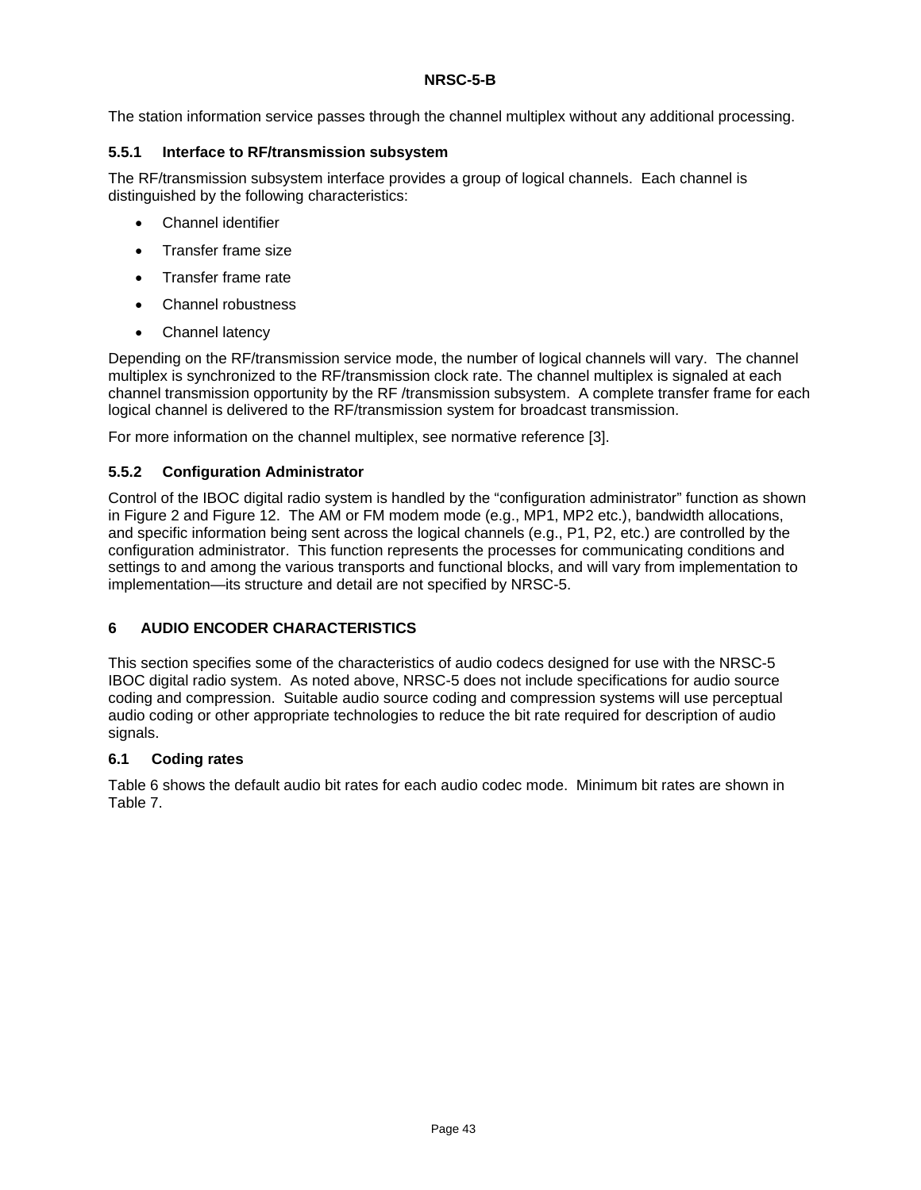The station information service passes through the channel multiplex without any additional processing.

### 5.5.1 Interface to RF/transmission subsystem

The RF/transmission subsystem interface provides a group of logical channels. Each channel is distinguished by the following characteristics:

- Channel identifier
- Transfer frame size
- Transfer frame rate
- Channel robustness
- Channel latency

Depending on the RF/transmission service mode, the number of logical channels will vary. The channel multiplex is synchronized to the RF/transmission clock rate. The channel multiplex is signaled at each channel transmission opportunity by the RF /transmission subsystem. A complete transfer frame for each logical channel is delivered to the RF/transmission system for broadcast transmission.

For more information on the channel multiplex, see normative reference [3].

### 5.5.2 Configuration Administrator

Control of the IBOC digital radio system is handled by the "configuration administrator" function as shown in Figure 2 and Figure 12. The AM or FM modem mode (e.g., MP1, MP2 etc.), bandwidth allocations, and specific information being sent across the logical channels (e.g., P1, P2, etc.) are controlled by the configuration administrator. This function represents the processes for communicating conditions and settings to and among the various transports and functional blocks, and will vary from implementation to implementation—its structure and detail are not specified by NRSC-5.

# 6 AUDIO ENCODER CHARACTERISTICS

This section specifies some of the characteristics of audio codecs designed for use with the NRSC-5 IBOC digital radio system. As noted above, NRSC-5 does not include specifications for audio source coding and compression. Suitable audio source coding and compression systems will use perceptual audio coding or other appropriate technologies to reduce the bit rate required for description of audio signals.

## 6.1 Coding rates

Table 6 shows the default audio bit rates for each audio codec mode. Minimum bit rates are shown in Table 7.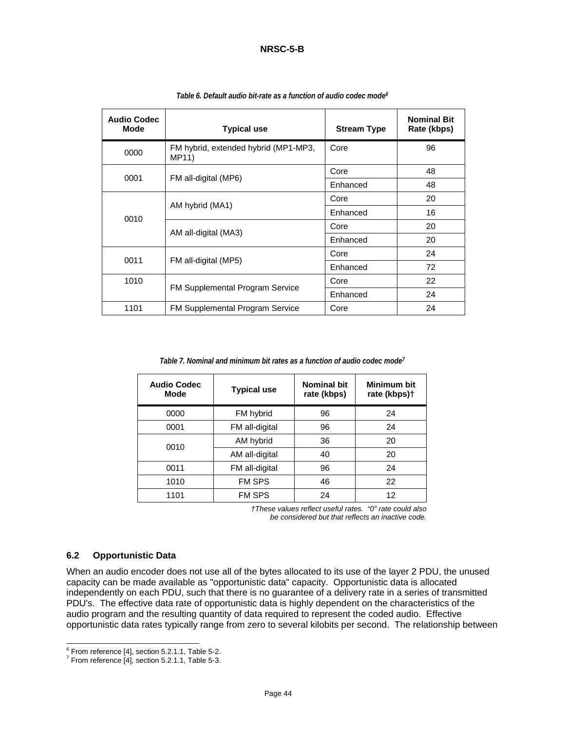*Table 6. Default audio bit-rate as a function of audio codec mode[6]*

| Audio Codec Mode | Typical use | Stream Type | Nominal Bit Rate (kbps) |
|---|---|---|---|
| 0000 | FM hybrid, extended hybrid (MP1-MP3, MP11) | Core | 96 |
| 0001 | FM all-digital (MP6) | Core | 48 |
| | | Enhanced | 48 |
| 0010 | AM hybrid (MA1) | Core | 20 |
| | | Enhanced | 16 |
| | AM all-digital (MA3) | Core | 20 |
| | | Enhanced | 20 |
| 0011 | FM all-digital (MP5) | Core | 24 |
| | | Enhanced | 72 |
| 1010 | FM Supplemental Program Service | Core | 22 |
| | | Enhanced | 24 |
| 1101 | FM Supplemental Program Service | Core | 24 |

*Table 7. Nominal and minimum bit rates as a function of audio codec mode[7]*

| Audio Codec Mode | Typical use | Nominal bit rate (kbps) | Minimum bit rate (kbps)† |
|---|---|---|---|
| 0000 | FM hybrid | 96 | 24 |
| 0001 | FM all-digital | 96 | 24 |
| 0010 | AM hybrid | 36 | 20 |
| | AM all-digital | 40 | 20 |
| 0011 | FM all-digital | 96 | 24 |
| 1010 | FM SPS | 46 | 22 |
| 1101 | FM SPS | 24 | 12 |

*†These values reflect useful rates. "0" rate could also be considered but that reflects an inactive code.*

### 6.2 Opportunistic Data

When an audio encoder does not use all of the bytes allocated to its use of the layer 2 PDU, the unused capacity can be made available as "opportunistic data" capacity. Opportunistic data is allocated independently on each PDU, such that there is no guarantee of a delivery rate in a series of transmitted PDU's. The effective data rate of opportunistic data is highly dependent on the characteristics of the audio program and the resulting quantity of data required to represent the coded audio. Effective opportunistic data rates typically range from zero to several kilobits per second. The relationship between

[6] From reference [4], section 5.2.1.1, Table 5-2.
[7] From reference [4], section 5.2.1.1, Table 5-3.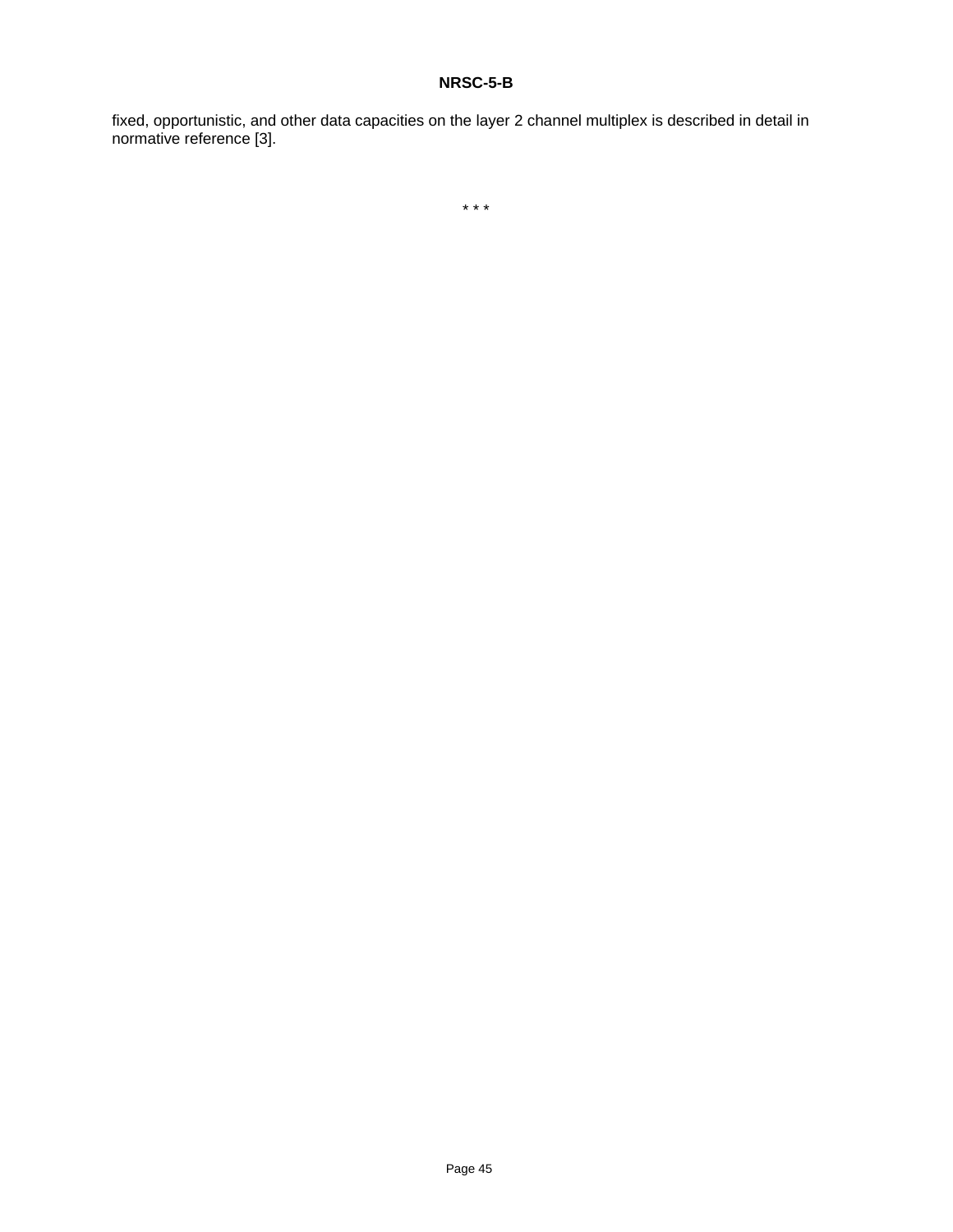fixed, opportunistic, and other data capacities on the layer 2 channel multiplex is described in detail in normative reference [3].

* * *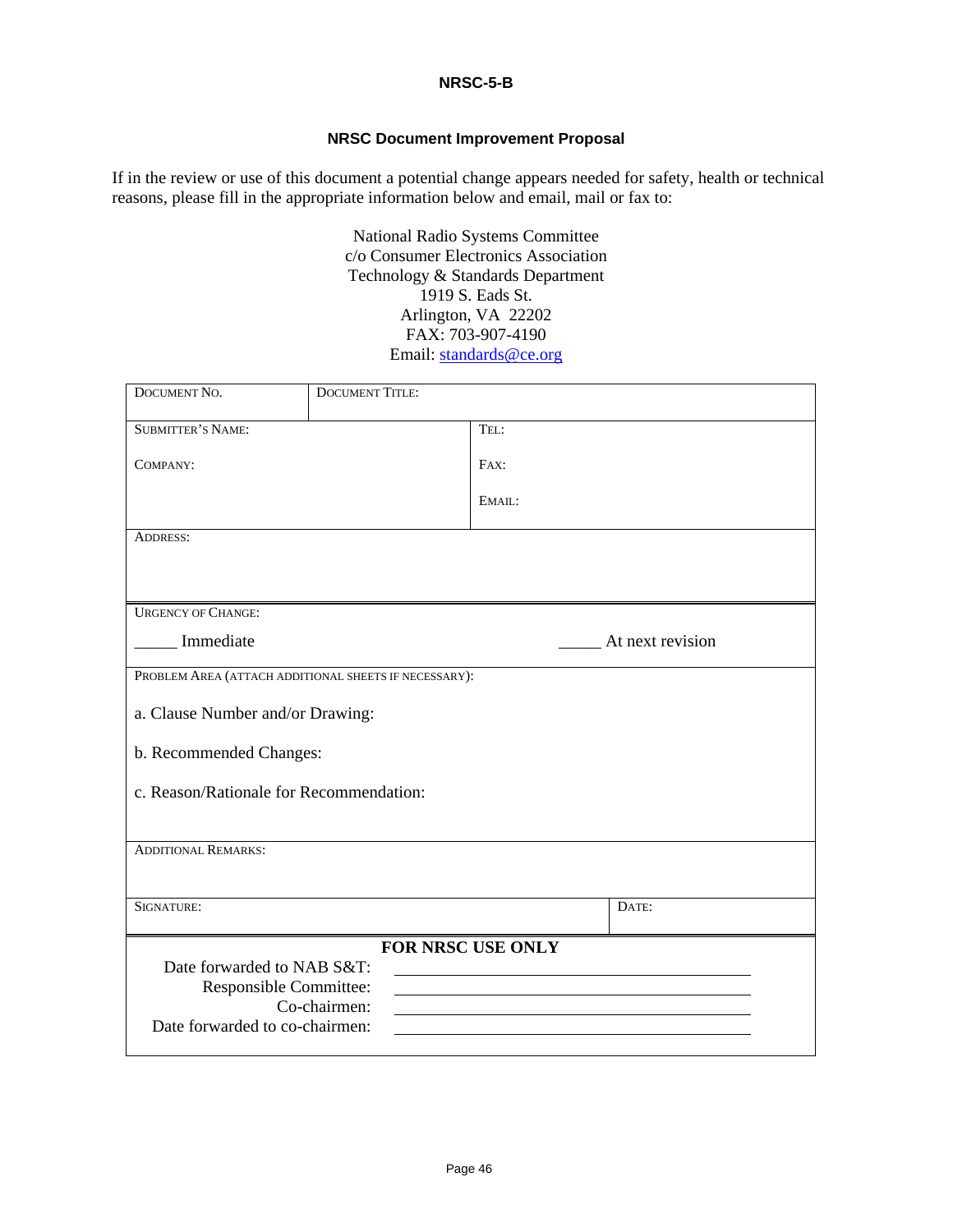NRSC-5-B

## NRSC Document Improvement Proposal

If in the review or use of this document a potential change appears needed for safety, health or technical reasons, please fill in the appropriate information below and email, mail or fax to:

National Radio Systems Committee  
c/o Consumer Electronics Association  
Technology & Standards Department  
1919 S. Eads St.  
Arlington, VA 22202  
FAX: 703-907-4190  
Email: standards@ce.org

| | | | |
|---|---|---|---|
| DOCUMENT NO. | DOCUMENT TITLE: | | |
| SUBMITTER'S NAME:<br><br>COMPANY: | | TEL:<br><br>FAX:<br><br>EMAIL: | |
| ADDRESS: | | | |
| URGENCY OF CHANGE:<br><br>_____ Immediate | | _____ At next revision | |
| PROBLEM AREA (ATTACH ADDITIONAL SHEETS IF NECESSARY):<br><br>a. Clause Number and/or Drawing:<br><br>b. Recommended Changes:<br><br>c. Reason/Rationale for Recommendation: | | | |
| ADDITIONAL REMARKS: | | | |
| SIGNATURE: | | | DATE: |

**FOR NRSC USE ONLY**

Date forwarded to NAB S&T: ______________________________

Responsible Committee: ______________________________

Co-chairmen: ______________________________

Date forwarded to co-chairmen: ______________________________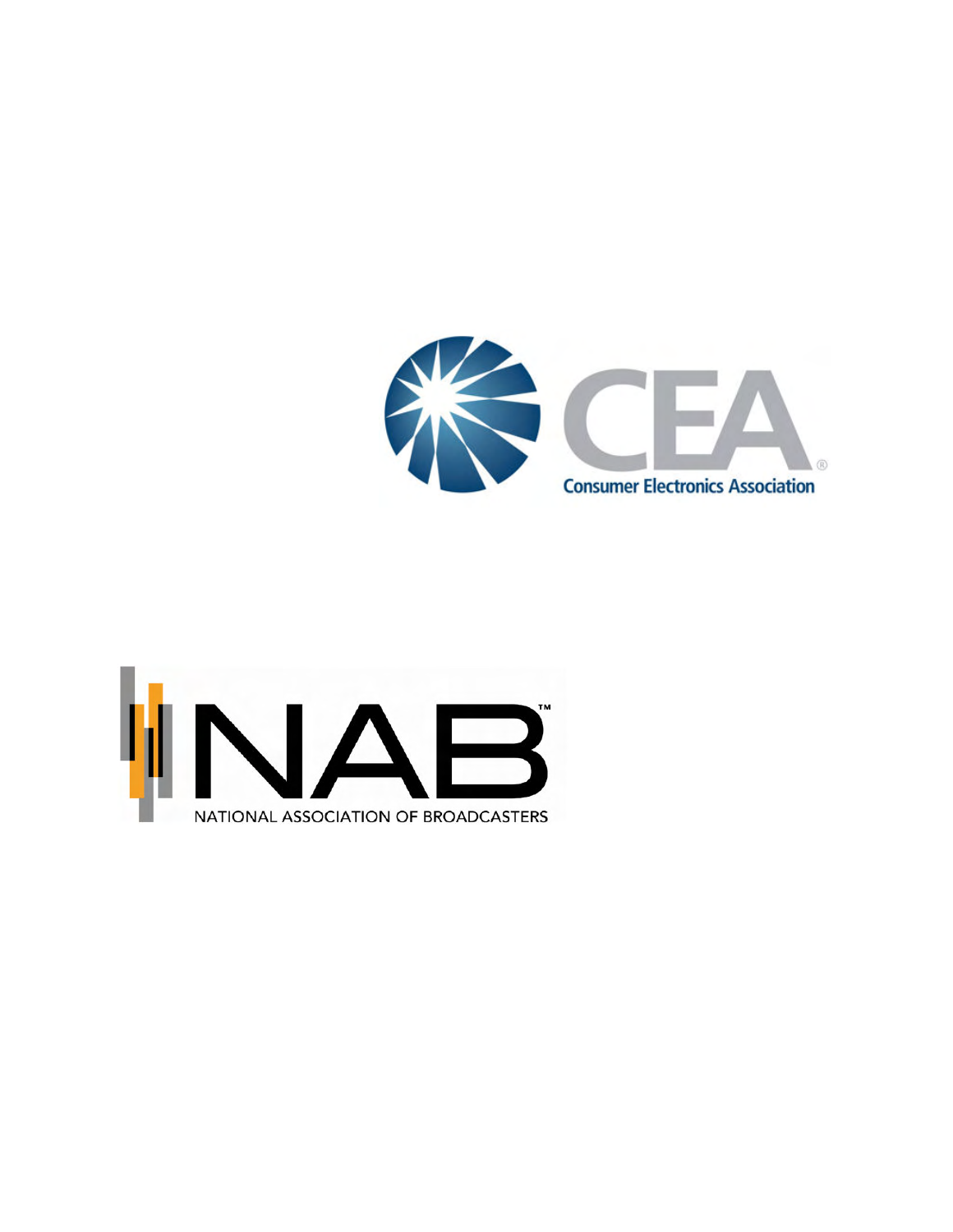CEA®

Consumer Electronics Association

NAB™

NATIONAL ASSOCIATION OF BROADCASTERS